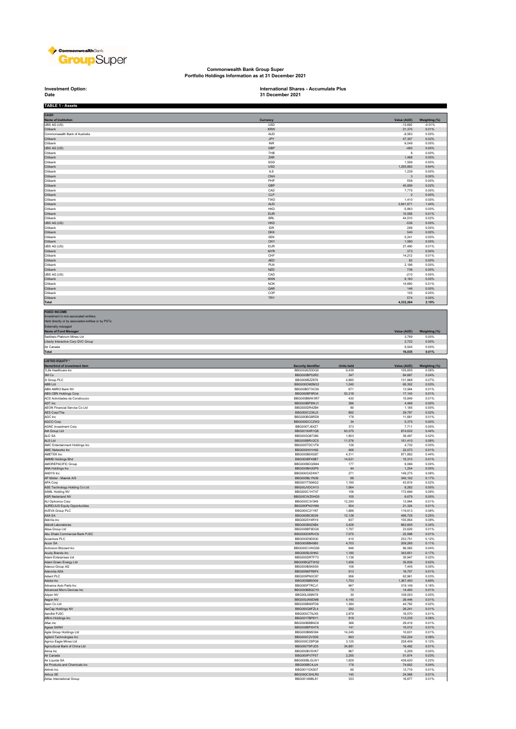# Commonwealth Bank Group Super
## Portfolio Holdings Information as at 31 December 2021

**Investment Option:** International Shares - Accumulate Plus
**Date** 31 December 2021

**TABLE 1 - Assets**

| CASH | | | |
|---|---|---|---|
| **Name of Institution** | **Currency** | **Value (AUD)** | **Weighting (%)** |
| UBS AG (US) | USD | -13,692 | -0.01% |
| Citibank | KRW | 21,375 | 0.01% |
| Commonwealth Bank of Australia | AUD | -8,563 | 0.00% |
| Citibank | JPY | 47,307 | 0.02% |
| Citibank | INR | 6,049 | 0.00% |
| UBS AG (US) | GBP | -460 | 0.00% |
| Citibank | THB | 8 | 0.00% |
| Citibank | ZAR | 1,488 | 0.00% |
| Citibank | SGD | 1,506 | 0.00% |
| Citibank | USD | 1,255,892 | 0.64% |
| Citibank | ILS | 1,239 | 0.00% |
| Citibank | CNH | 3 | 0.00% |
| Citibank | PHP | 558 | 0.00% |
| Citibank | GBP | 45,859 | 0.02% |
| Citibank | CAD | 7,775 | 0.00% |
| Citibank | CLP | 2 | 0.00% |
| Citibank | TWD | 1,410 | 0.00% |
| Citibank | AUD | 2,841,671 | 1.44% |
| Citibank | HKD | -5,863 | 0.00% |
| Citibank | EUR | 10,558 | 0.01% |
| Citibank | BRL | 44,510 | 0.02% |
| UBS AG (US) | HKD | -536 | 0.00% |
| Citibank | IDR | 288 | 0.00% |
| Citibank | DKK | 540 | 0.00% |
| Citibank | SEK | 5,241 | 0.00% |
| Citibank | CNY | 1,580 | 0.00% |
| UBS AG (US) | EUR | 27,490 | 0.01% |
| Citibank | MYR | 373 | 0.00% |
| Citibank | CHF | 14,212 | 0.01% |
| Citibank | AED | 62 | 0.00% |
| Citibank | PLN | 2,186 | 0.00% |
| Citibank | NZD | 736 | 0.00% |
| UBS AG (US) | CAD | -210 | 0.00% |
| Citibank | MXN | 6,183 | 0.00% |
| Citibank | NOK | 14,660 | 0.01% |
| Citibank | QAR | 146 | 0.00% |
| Citibank | COP | 105 | 0.00% |
| Citibank | TRY | 574 | 0.00% |
| **Total** | | **4,332,264** | **2.19%** |

**FIXED INCOME**
Investment in non-associated entities;
Held directly or by associated entities or by PSTs
Externally managed

| Name of Fund Manager | Value (AUD) | Weighting (%) |
|---|---|---|
| Sedibelo Platinum Mines Ltd | 3,769 | 0.00% |
| Liberty Interactive Corp QVC Group | 2,722 | 0.00% |
| Air Canada | 9,544 | 0.00% |
| **Total** | **16,035** | **0.01%** |

**LISTED EQUITY ^**

| Name/kind of investment item | Security Identifier | Units held | Value (AUD) | Weighting (%) |
|---|---|---|---|---|
| 1Life Healthcare Inc | BBG0026ZDDQ0 | 6,439 | 155,605 | 0.08% |
| 3M Co | BBG000BP52R2 | 347 | 84,667 | 0.04% |
| 3i Group PLC | BBG000BZZ876 | 4,885 | 131,868 | 0.07% |
| ABB Ltd | BBG000DM2M32 | 1,240 | 65,352 | 0.03% |
| ABN AMRO Bank NV | BBG00BDTXC59 | 671 | 13,564 | 0.01% |
| ABS-CBN Holdings Corp | BBG000BF6R34 | 53,318 | 17,143 | 0.01% |
| ACS Actividades de Construccio | BBG000BMW3R7 | 430 | 15,849 | 0.01% |
| ADT Inc | BBG000BP9WJ1 | 386 | 4,466 | 0.00% |
| AEON Financial Service Co Ltd | BBG000DR42B4 | 80 | 1,185 | 0.00% |
| AES Corp/The | BBG000C23KJ3 | 892 | 29,797 | 0.02% |
| AGC Inc | BBG000BG8RD9 | 178 | 11,681 | 0.01% |
| AGCO Corp | BBG000DCCZW2 | 34 | 5,375 | 0.00% |
| AGNC Investment Corp | BBG000TJ8XZ7 | 373 | 7,711 | 0.00% |
| AIA Group Ltd | BBG0016XR1Q8 | 63,075 | 874,632 | 0.44% |
| ALD SA | BBG00QQ97286 | 1,803 | 36,497 | 0.02% |
| ALS Ltd | BBG000BRV2C5 | 11,576 | 151,410 | 0.08% |
| AMC Entertainment Holdings Inc | BBG000TDCVT6 | 126 | 4,732 | 0.00% |
| AMC Networks Inc | BBG000H01H92 | 466 | 22,073 | 0.01% |
| AMETEK Inc | BBG000B9XG87 | 4,311 | 871,892 | 0.44% |
| AMMB Holdings Bhd | BBG000BF49B7 | 14,631 | 15,313 | 0.01% |
| AMOREPACIFIC Group | BBG000BDQ5M4 | 177 | 9,066 | 0.00% |
| ANA Holdings Inc | BBG000BH20P9 | 44 | 1,254 | 0.00% |
| ANSYS Inc | BBG000GXZ4W7 | 271 | 149,275 | 0.08% |
| AP Moller - Maersk A/S | BBG000BLYN39 | 69 | 340,102 | 0.17% |
| APA Corp | BBG00YTS96G2 | 1,185 | 43,819 | 0.02% |
| ASE Technology Holding Co Ltd | BBG00JVDCH13 | 1,564 | 8,282 | 0.00% |
| ASML Holding NV | BBG000C1HT47 | 156 | 172,686 | 0.09% |
| ASR Nederland NV | BBG00CWZ0HG5 | 105 | 6,679 | 0.00% |
| AU Optronics Corp | BBG000C3V3K6 | 12,293 | 13,994 | 0.01% |
| AURELIUS Equity Opportunities | BBG000PN3YM9 | 504 | 21,324 | 0.01% |
| AVEVA Group PLC | BBG000C21Y87 | 1,886 | 119,613 | 0.06% |
| AXA SA | BBG000BC8029 | 12,128 | 496,725 | 0.25% |
| AbbVie Inc | BBG0025Y4RY4 | 837 | 155,854 | 0.08% |
| Abbott Laboratories | BBG000B9ZXB4 | 3,428 | 663,605 | 0.34% |
| Absa Group Ltd | BBG000BF9DG8 | 1,797 | 23,629 | 0.01% |
| Abu Dhabi Commercial Bank PJSC | BBG000DKRVC9 | 7,075 | 22,598 | 0.01% |
| Accenture PLC | BBG000D9D830 | 410 | 233,751 | 0.12% |
| Accor SA | BBG000BB4980 | 4,703 | 209,265 | 0.11% |
| Activision Blizzard Inc | BBG000CVWGS6 | 946 | 86,565 | 0.04% |
| Acuity Brands Inc | BBG000BJ5HK0 | 1,180 | 343,651 | 0.17% |
| Adani Enterprises Ltd | BBG000DRTF73 | 1,136 | 35,947 | 0.02% |
| Adani Green Energy Ltd | BBG00BQZTW52 | 1,456 | 35,839 | 0.02% |
| Adecco Group AG | BBG000BSK6S9 | 106 | 7,445 | 0.00% |
| Adevinta ASA | BBG00N6FR9F4 | 913 | 16,707 | 0.01% |
| Adient PLC | BBG009PN0C87 | 956 | 62,961 | 0.03% |
| Adobe Inc | BBG000BB5006 | 1,753 | 1,367,450 | 0.69% |
| Advance Auto Parts Inc | BBG000F7RCJ1 | 967 | 319,149 | 0.16% |
| Advanced Micro Devices Inc | BBG000BBQCY0 | 73 | 14,493 | 0.01% |
| Adyen NV | BBG00L088N79 | 30 | 108,053 | 0.05% |
| Aegon NV | BBG000JN9DM6 | 4,140 | 28,446 | 0.01% |
| Aeon Co Ltd | BBG000BN0FD8 | 1,384 | 44,792 | 0.02% |
| AerCap Holdings NV | BBG000Q9FZL4 | 292 | 26,241 | 0.01% |
| Aeroflot PJSC | BBG000CT9JX5 | 2,879 | 16,570 | 0.01% |
| Affirm Holdings Inc | BBG00Y7BP8Y1 | 819 | 113,235 | 0.06% |
| Aflac Inc | BBG000BBBNC6 | 366 | 29,419 | 0.01% |
| Ageas SA/NV | BBG000BPXHT6 | 141 | 10,012 | 0.01% |
| Agile Group Holdings Ltd | BBG000BM9384 | 14,245 | 10,631 | 0.01% |
| Agilent Technologies Inc | BBG000C2V3D6 | 693 | 152,224 | 0.08% |
| Agnico Eagle Mines Ltd | BBG000CZ8PQ6 | 3,125 | 228,409 | 0.12% |
| Agricultural Bank of China Ltd | BBG000T9PJD5 | 34,881 | 16,492 | 0.01% |
| Aimia Inc | BBG000BVSVK7 | 967 | 5,209 | 0.00% |
| Air Canada | BBG000PV7F57 | 2,255 | 51,874 | 0.03% |
| Air Liquide SA | BBG000BLGLW1 | 1,829 | 438,620 | 0.22% |
| Air Products and Chemicals Inc | BBG000BC4JJ4 | 178 | 74,602 | 0.04% |
| Airbnb Inc | BBG001Y2XS07 | 60 | 13,719 | 0.01% |
| Airbus SE | BBG000CSHLR0 | 140 | 24,568 | 0.01% |
| Airtac International Group | BBG0014M8L81 | 333 | 16,877 | 0.01% |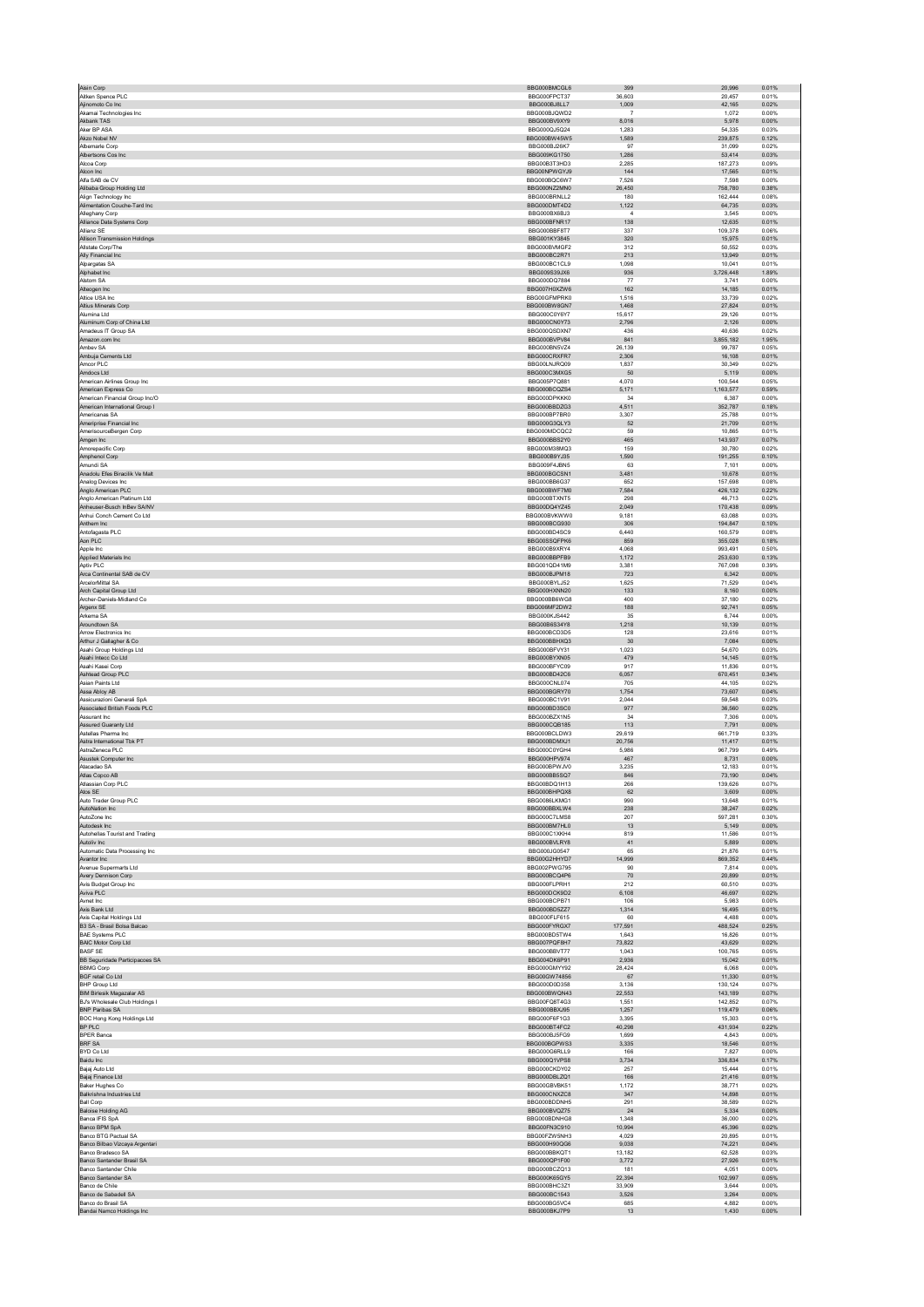| | | | | |
|---|---|---|---|---|
| Aaon Corp | BBG000BMCGL6 | 399 | 20,996 | 0.01% |
| Aitken Spence PLC | BBG000FPCT37 | 36,603 | 20,457 | 0.01% |
| Ajinomoto Co Inc | BBG000BJ8LL7 | 1,009 | 42,165 | 0.02% |
| Akamai Technologies Inc | BBG000BJQWD2 | 7 | 1,072 | 0.00% |
| Akbank TAS | BBG000BV9XY9 | 8,016 | 5,978 | 0.00% |
| Aker BP ASA | BBG000QJ5Q24 | 1,283 | 54,335 | 0.03% |
| Akzo Nobel NV | BBG000BW45W5 | 1,589 | 239,875 | 0.12% |
| Albemarle Corp | BBG000BJ26K7 | 97 | 31,099 | 0.02% |
| Albertsons Cos Inc | BBG009KG1750 | 1,286 | 53,414 | 0.03% |
| Alcoa Corp | BBG00B3T3HD3 | 2,285 | 187,273 | 0.09% |
| Alcon Inc | BBG00NPWGYJ9 | 144 | 17,565 | 0.01% |
| Alfa SAB de CV | BBG000BQC6W7 | 7,526 | 7,598 | 0.00% |
| Alibaba Group Holding Ltd | BBG000NZ2MN0 | 26,450 | 758,780 | 0.38% |
| Align Technology Inc | BBG000BRNLL2 | 180 | 162,444 | 0.08% |
| Alimentation Couche-Tard Inc | BBG000DMT4D2 | 1,122 | 64,735 | 0.03% |
| Alleghany Corp | BBG000BX6BJ3 | 4 | 3,545 | 0.00% |
| Alliance Data Systems Corp | BBG000BFNR17 | 138 | 12,635 | 0.01% |
| Allianz SE | BBG000BBF8T7 | 337 | 109,378 | 0.06% |
| Allison Transmission Holdings | BBG001KY3845 | 320 | 15,975 | 0.01% |
| Allstate Corp/The | BBG000BVMGF2 | 312 | 50,552 | 0.03% |
| Ally Financial Inc | BBG000BC2R71 | 213 | 13,949 | 0.01% |
| Alpargatas SA | BBG000BC1CL9 | 1,098 | 10,041 | 0.01% |
| Alphabet Inc | BBG009S39JX6 | 936 | 3,726,448 | 1.89% |
| Alstom SA | BBG000DQ7884 | 77 | 3,741 | 0.00% |
| Alteogen Inc | BBG007H0XZW6 | 162 | 14,185 | 0.01% |
| Altice USA Inc | BBG00GFMPRK0 | 1,516 | 33,739 | 0.02% |
| Altius Minerals Corp | BBG000BW8GN7 | 1,468 | 27,824 | 0.01% |
| Alumina Ltd | BBG000C0Y6Y7 | 15,617 | 29,126 | 0.01% |
| Aluminum Corp of China Ltd | BBG000CN0Y73 | 2,796 | 2,126 | 0.00% |
| Amadeus IT Group SA | BBG000QSDXN7 | 436 | 40,636 | 0.02% |
| Amazon.com Inc | BBG000BVPV84 | 841 | 3,855,182 | 1.95% |
| Ambev SA | BBG000BN5VZ4 | 26,139 | 99,787 | 0.05% |
| Ambuja Cements Ltd | BBG000CRXFR7 | 2,306 | 16,108 | 0.01% |
| Amcor PLC | BBG00LNJRQ09 | 1,837 | 30,349 | 0.02% |
| Amdocs Ltd | BBG000C3MXG5 | 50 | 5,119 | 0.00% |
| American Airlines Group Inc | BBG005P7Q881 | 4,070 | 100,544 | 0.05% |
| American Express Co | BBG000BCQZS4 | 5,171 | 1,163,577 | 0.59% |
| American Financial Group Inc/O | BBG000DPKKK0 | 34 | 6,387 | 0.00% |
| American International Group I | BBG000BBDZG3 | 4,511 | 352,787 | 0.18% |
| Americanas SA | BBG000BP7BR0 | 3,307 | 25,788 | 0.01% |
| Ameriprise Financial Inc | BBG000G3QLY3 | 52 | 21,709 | 0.01% |
| AmerisourceBergen Corp | BBG000MDCQC2 | 59 | 10,865 | 0.01% |
| Amgen Inc | BBG000BBS2Y0 | 465 | 143,937 | 0.07% |
| Amorepacific Corp | BBG000M38MQ3 | 159 | 30,780 | 0.02% |
| Amphenol Corp | BBG000B9YJ35 | 1,590 | 191,255 | 0.10% |
| Amundi SA | BBG009F4JBN5 | 63 | 7,101 | 0.00% |
| Anadolu Efes Biracilik Ve Malt | BBG000BGCSN1 | 3,481 | 10,678 | 0.01% |
| Analog Devices Inc | BBG000BB6G37 | 652 | 157,698 | 0.08% |
| Anglo American PLC | BBG000BWF7M0 | 7,584 | 426,132 | 0.22% |
| Anglo American Platinum Ltd | BBG000BTXNT5 | 298 | 46,713 | 0.02% |
| Anheuser-Busch InBev SA/NV | BBG00DQ4YZ45 | 2,049 | 170,438 | 0.09% |
| Anhui Conch Cement Co Ltd | BBG000BVKWW0 | 9,181 | 63,088 | 0.03% |
| Anthem Inc | BBG000BCG930 | 306 | 194,847 | 0.10% |
| Antofagasta PLC | BBG000BD4SC9 | 6,440 | 160,579 | 0.08% |
| Aon PLC | BBG00SQFPK6 | 859 | 355,028 | 0.18% |
| Apple Inc | BBG000B9XRY4 | 4,068 | 993,491 | 0.50% |
| Applied Materials Inc | BBG000BBPFB9 | 1,172 | 253,630 | 0.13% |
| Aptiv PLC | BBG001QD41M9 | 3,381 | 767,098 | 0.39% |
| Arca Continental SAB de CV | BBG000BJPM18 | 723 | 6,342 | 0.00% |
| ArcelorMittal SA | BBG000BYLJ52 | 1,625 | 71,529 | 0.04% |
| Arch Capital Group Ltd | BBG000HXNN20 | 133 | 8,160 | 0.00% |
| Archer-Daniels-Midland Co | BBG000BB6WG8 | 400 | 37,180 | 0.02% |
| Argenx SE | BBG006MF2DW2 | 188 | 92,741 | 0.05% |
| Arkema SA | BBG000KJS442 | 35 | 6,744 | 0.00% |
| Aroundtown SA | BBG00B6S34Y8 | 1,218 | 10,139 | 0.01% |
| Arrow Electronics Inc | BBG000BCD3D5 | 128 | 23,616 | 0.01% |
| Arthur J Gallagher & Co | BBG000BBHXQ3 | 30 | 7,084 | 0.00% |
| Asahi Group Holdings Ltd | BBG000BFVY31 | 1,023 | 54,670 | 0.03% |
| Asahi Intecc Co Ltd | BBG000BYXN05 | 479 | 14,145 | 0.01% |
| Asahi Kasei Corp | BBG000BFYC09 | 917 | 11,836 | 0.01% |
| Ashtead Group PLC | BBG000BD42C6 | 6,057 | 670,451 | 0.34% |
| Asian Paints Ltd | BBG000CNL074 | 705 | 44,105 | 0.02% |
| Assa Abloy AB | BBG000BGRY70 | 1,754 | 73,607 | 0.04% |
| Assicurazioni Generali SpA | BBG000BC1V91 | 2,044 | 59,548 | 0.03% |
| Associated British Foods PLC | BBG000BD3SC0 | 977 | 36,560 | 0.02% |
| Assurant Inc | BBG000BZX1N5 | 34 | 7,306 | 0.00% |
| Assured Guaranty Ltd | BBG000CQB185 | 113 | 7,791 | 0.00% |
| Astellas Pharma Inc | BBG000BCLDW3 | 29,619 | 661,719 | 0.33% |
| Astra International Tbk PT | BBG000BDMXJ1 | 20,756 | 11,417 | 0.01% |
| AstraZeneca PLC | BBG000C0YGH4 | 5,986 | 967,799 | 0.49% |
| Asustek Computer Inc | BBG000HPV974 | 467 | 8,731 | 0.00% |
| Atacadao SA | BBG000BPWJV0 | 3,235 | 12,183 | 0.01% |
| Atlas Copco AB | BBG000BB5SQ7 | 846 | 73,190 | 0.04% |
| Atlassian Corp PLC | BBG00BDQ1H13 | 266 | 139,626 | 0.07% |
| Atos SE | BBG000BHPQX8 | 62 | 3,609 | 0.00% |
| Auto Trader Group PLC | BBG0086LKMG1 | 990 | 13,648 | 0.01% |
| AutoNation Inc | BBG000BBXLW4 | 238 | 38,247 | 0.02% |
| AutoZone Inc | BBG000C7LMS8 | 207 | 597,281 | 0.30% |
| Autodesk Inc | BBG000BM7HL0 | 13 | 5,149 | 0.00% |
| Autohellas Tourist and Trading | BBG000C1XKH4 | 819 | 11,586 | 0.01% |
| Autoliv Inc | BBG000BVLRY8 | 41 | 5,889 | 0.00% |
| Automatic Data Processing Inc | BBG000JG0547 | 65 | 21,876 | 0.01% |
| Avantor Inc | BBG00G2HHYD7 | 14,999 | 869,352 | 0.44% |
| Avenue Supermarts Ltd | BBG002PWG795 | 90 | 7,814 | 0.00% |
| Avery Dennison Corp | BBG000BCQ4P6 | 70 | 20,899 | 0.01% |
| Avis Budget Group Inc | BBG000FLPRH1 | 212 | 60,510 | 0.03% |
| Aviva PLC | BBG000DCK9D2 | 6,108 | 46,697 | 0.02% |
| Avnet Inc | BBG000BCPB71 | 106 | 5,983 | 0.00% |
| Axis Bank Ltd | BBG000BD5ZZ7 | 1,314 | 16,495 | 0.01% |
| Axis Capital Holdings Ltd | BBG000FLF615 | 60 | 4,488 | 0.00% |
| B3 SA - Brasil Bolsa Balcao | BBG000FYRGX7 | 177,591 | 488,524 | 0.25% |
| BAE Systems PLC | BBG000BD5TW4 | 1,643 | 16,826 | 0.01% |
| BAIC Motor Corp Ltd | BBG007PQF8H7 | 73,822 | 43,629 | 0.02% |
| BASF SE | BBG000BBVT77 | 1,043 | 100,765 | 0.05% |
| BB Seguridade Participacoes SA | BBG004DK6P91 | 2,936 | 15,042 | 0.01% |
| BBMG Corp | BBG000GMYY92 | 28,424 | 6,068 | 0.00% |
| BGF retail Co Ltd | BBG00GW74856 | 67 | 11,330 | 0.01% |
| BHP Group Ltd | BBG000D0D358 | 3,136 | 130,124 | 0.07% |
| BIM Birlesik Magazalar AS | BBG000BWQN43 | 22,553 | 143,189 | 0.07% |
| BJ's Wholesale Club Holdings I | BBG00FQ8T4G3 | 1,551 | 142,852 | 0.07% |
| BNP Paribas SA | BBG000BBXJ95 | 1,257 | 119,479 | 0.06% |
| BOC Hong Kong Holdings Ltd | BBG000F6F1G3 | 3,395 | 15,303 | 0.01% |
| BP PLC | BBG000BT4FC2 | 40,298 | 431,934 | 0.22% |
| BPER Banca | BBG000BJ5FG9 | 1,699 | 4,843 | 0.00% |
| BRF SA | BBG000BGPWS3 | 3,335 | 18,546 | 0.01% |
| BYD Co Ltd | BBG000G6RLL9 | 166 | 7,827 | 0.00% |
| Baidu Inc | BBG000QG1VPS8 | 3,734 | 336,834 | 0.17% |
| Bajaj Auto Ltd | BBG000CKDY02 | 257 | 15,444 | 0.01% |
| Bajaj Finance Ltd | BBG000DBLZQ1 | 166 | 21,416 | 0.01% |
| Baker Hughes Co | BBG00GBVBK51 | 1,172 | 38,771 | 0.02% |
| Balkrishna Industries Ltd | BBG000CNXZC8 | 347 | 14,898 | 0.01% |
| Ball Corp | BBG000BDDNH5 | 291 | 38,589 | 0.02% |
| Baloise Holding AG | BBG000BVQZ75 | 24 | 5,334 | 0.00% |
| Banca IFIS SpA | BBG000BDNHG8 | 1,348 | 36,000 | 0.02% |
| Banco BPM SpA | BBG00FN3C910 | 10,994 | 45,396 | 0.02% |
| Banco BTG Pactual SA | BBG00FZW5NH3 | 4,029 | 20,895 | 0.01% |
| Banco Bilbao Vizcaya Argentari | BBG000H90QG6 | 9,038 | 74,221 | 0.04% |
| Banco Bradesco SA | BBG000BBKQT1 | 13,182 | 62,528 | 0.03% |
| Banco Santander Brasil SA | BBG000QP1F00 | 3,772 | 27,926 | 0.01% |
| Banco Santander Chile | BBG000BCZQ13 | 181 | 4,051 | 0.00% |
| Banco Santander SA | BBG000K65GY5 | 22,394 | 102,997 | 0.05% |
| Banco de Chile | BBG000BHC3Z1 | 33,909 | 3,644 | 0.00% |
| Banco de Sabadell SA | BBG000BC1543 | 3,526 | 3,264 | 0.00% |
| Banco do Brasil SA | BBG000BG5VC4 | 685 | 4,882 | 0.00% |
| Bandai Namco Holdings Inc | BBG000BKJ7P9 | 13 | 1,430 | 0.00% |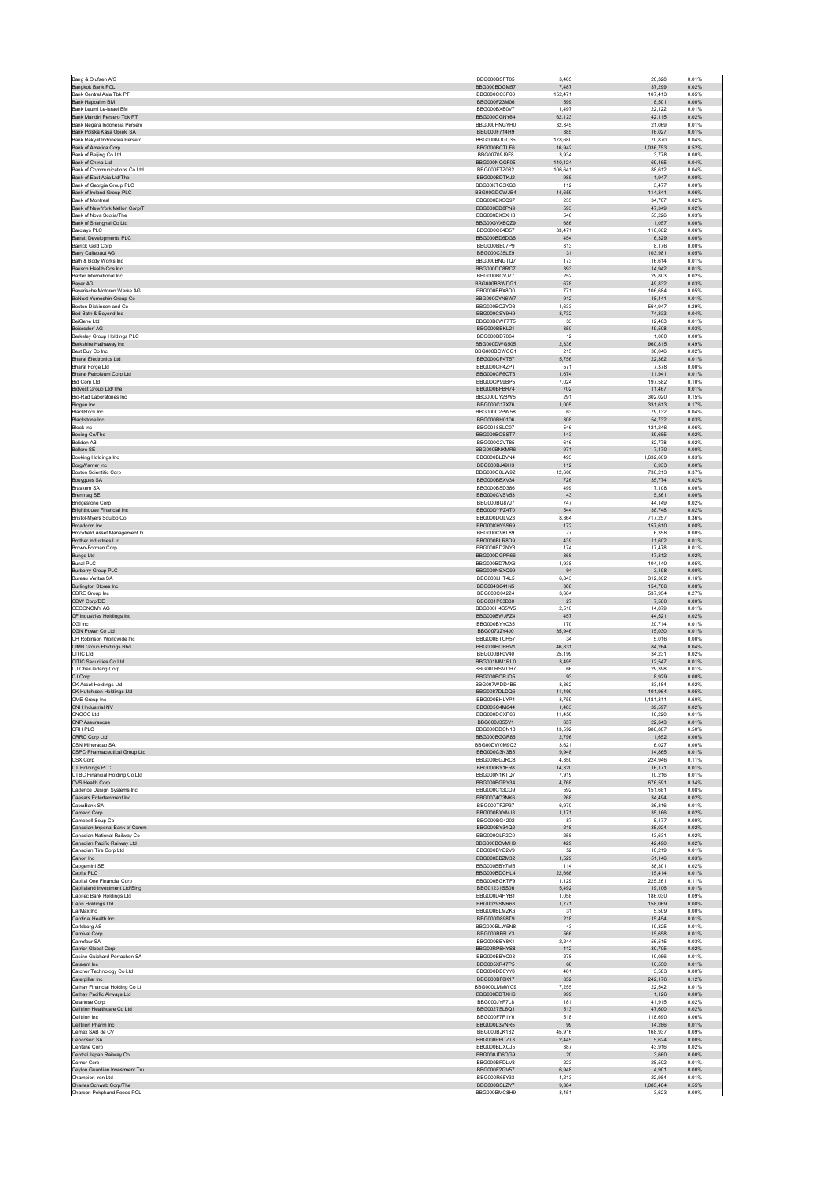| Bang & Olufsen A/S | BBG000BSFT05 | 3,465 | 20,328 | 0.01% |
|---|---|---|---|---|
| Bangkok Bank PCL | BBG000BDGM57 | 7,487 | 37,299 | 0.02% |
| Bank Central Asia Tbk PT | BBG000CC3P00 | 152,471 | 107,413 | 0.05% |
| Bank Hapoalim BM | BBG000F23M06 | 599 | 8,501 | 0.00% |
| Bank Leumi Le-Israel BM | BBG000BXB0V7 | 1,497 | 22,122 | 0.01% |
| Bank Mandiri Persero Tbk PT | BBG000CGNY64 | 62,123 | 42,115 | 0.02% |
| Bank Negara Indonesia Persero | BBG000HNGYH0 | 32,345 | 21,069 | 0.01% |
| Bank Polska Kasa Opieki SA | BBG000F714H9 | 385 | 16,027 | 0.01% |
| Bank Rakyat Indonesia Persero | BBG000MJQG35 | 178,680 | 70,870 | 0.04% |
| Bank of America Corp | BBG000BCTLF6 | 16,942 | 1,036,753 | 0.52% |
| Bank of Beijing Co Ltd | BBG00709J9F8 | 3,934 | 3,778 | 0.00% |
| Bank of China Ltd | BBG000NQQF05 | 140,124 | 69,465 | 0.04% |
| Bank of Communications Co Ltd | BBG000FTZ082 | 106,641 | 88,612 | 0.04% |
| Bank of East Asia Ltd/The | BBG000BDTKJ2 | 985 | 1,947 | 0.00% |
| Bank of Georgia Group PLC | BBG00KTG3KG3 | 112 | 3,477 | 0.00% |
| Bank of Ireland Group PLC | BBG00GDCWJB4 | 14,659 | 114,341 | 0.06% |
| Bank of Montreal | BBG000BXSQ97 | 235 | 34,787 | 0.02% |
| Bank of New York Mellon Corp/T | BBG000BD8PN9 | 593 | 47,349 | 0.02% |
| Bank of Nova Scotia/The | BBG000BXSXH3 | 546 | 53,226 | 0.03% |
| Bank of Shanghai Co Ltd | BBG00GVXBQZ9 | 686 | 1,057 | 0.00% |
| Barclays PLC | BBG000C04D57 | 33,471 | 116,602 | 0.06% |
| Barratt Developments PLC | BBG000BD6DG6 | 454 | 6,329 | 0.00% |
| Barrick Gold Corp | BBG000BB07P9 | 313 | 8,176 | 0.00% |
| Barry Callebaut AG | BBG000C35LZ9 | 31 | 103,981 | 0.05% |
| Bath & Body Works Inc | BBG000BNGTQ7 | 173 | 16,614 | 0.01% |
| Bausch Health Cos Inc | BBG000DC8RC7 | 393 | 14,942 | 0.01% |
| Baxter International Inc | BBG000BCVJ77 | 252 | 29,803 | 0.02% |
| Bayer AG | BBG000BBWDG1 | 678 | 49,832 | 0.03% |
| Bayerische Motoren Werke AG | BBG000BBX8Q0 | 771 | 106,684 | 0.05% |
| BeNext-Yumeshin Group Co | BBG000CYN6W7 | 912 | 18,441 | 0.01% |
| Becton Dickinson and Co | BBG000BCZYD3 | 1,633 | 564,947 | 0.29% |
| Bed Bath & Beyond Inc | BBG000CSY9H9 | 3,732 | 74,833 | 0.04% |
| BeiGene Ltd | BBG00B6WF7T5 | 33 | 12,403 | 0.01% |
| Beiersdorf AG | BBG000BBKL21 | 350 | 49,508 | 0.03% |
| Berkeley Group Holdings PLC | BBG000BD7064 | 12 | 1,060 | 0.00% |
| Berkshire Hathaway Inc | BBG000DWG505 | 2,336 | 960,815 | 0.49% |
| Best Buy Co Inc | BBG000BCWCG1 | 215 | 30,046 | 0.02% |
| Bharat Electronics Ltd | BBG000CP4T57 | 5,756 | 22,362 | 0.01% |
| Bharat Forge Ltd | BBG000CP4ZP1 | 571 | 7,378 | 0.00% |
| Bharat Petroleum Corp Ltd | BBG000CP6CT6 | 1,674 | 11,941 | 0.01% |
| Bid Corp Ltd | BBG00CP99BP5 | 7,024 | 197,582 | 0.10% |
| Bidvest Group Ltd/The | BBG000BFBR74 | 702 | 11,467 | 0.01% |
| Bio-Rad Laboratories Inc | BBG000DY28W5 | 291 | 302,020 | 0.15% |
| Biogen Inc | BBG000C17X76 | 1,005 | 331,613 | 0.17% |
| BlackRock Inc | BBG000C2PW58 | 63 | 79,132 | 0.04% |
| Blackstone Inc | BBG000BH0106 | 308 | 54,732 | 0.03% |
| Block Inc | BBG0018SLC07 | 546 | 121,246 | 0.06% |
| Boeing Co/The | BBG000BCSST7 | 143 | 39,685 | 0.02% |
| Boliden AB | BBG000C2VT85 | 616 | 32,778 | 0.02% |
| Bollore SE | BBG000BNKMR6 | 971 | 7,470 | 0.00% |
| Booking Holdings Inc | BBG000BLBVN4 | 495 | 1,632,609 | 0.83% |
| BorgWarner Inc | BBG000BJ49H3 | 112 | 6,933 | 0.00% |
| Boston Scientific Corp | BBG000C0LW92 | 12,600 | 736,213 | 0.37% |
| Bouygues SA | BBG000BBXV34 | 726 | 35,774 | 0.02% |
| Braskem SA | BBG000BSD386 | 499 | 7,108 | 0.00% |
| Brenntag SE | BBG000CVSV53 | 43 | 5,361 | 0.00% |
| Bridgestone Corp | BBG000BG87J7 | 747 | 44,149 | 0.02% |
| Brighthouse Financial Inc | BBG00DYPZ4T0 | 544 | 38,748 | 0.02% |
| Bristol-Myers Squibb Co | BBG000DQLV23 | 8,364 | 717,257 | 0.36% |
| Broadcom Inc | BBG00KHY5S69 | 172 | 157,610 | 0.08% |
| Brookfield Asset Management In | BBG000C9KL89 | 77 | 6,358 | 0.00% |
| Brother Industries Ltd | BBG000BLR8D9 | 439 | 11,602 | 0.01% |
| Brown-Forman Corp | BBG000BD2NY8 | 174 | 17,478 | 0.01% |
| Bunge Ltd | BBG000DGPR66 | 368 | 47,312 | 0.02% |
| Bunzl PLC | BBG000BD7MX6 | 1,938 | 104,140 | 0.05% |
| Burberry Group PLC | BBG000NSXQ99 | 94 | 3,198 | 0.00% |
| Bureau Veritas SA | BBG000LHT4L5 | 6,843 | 312,302 | 0.16% |
| Burlington Stores Inc | BBG004S641N5 | 386 | 154,786 | 0.08% |
| CBRE Group Inc | BBG000C04224 | 3,604 | 537,954 | 0.27% |
| CDW Corp/DE | BBG001P63B80 | 27 | 7,500 | 0.00% |
| CECONOMY AG | BBG000H4S5W5 | 2,510 | 14,879 | 0.01% |
| CF Industries Holdings Inc | BBG000BWJFZ4 | 457 | 44,521 | 0.02% |
| CGI Inc | BBG000BYYC35 | 170 | 20,714 | 0.01% |
| CGN Power Co Ltd | BBG00732Y4J0 | 35,946 | 15,030 | 0.01% |
| CH Robinson Worldwide Inc | BBG000BTCH57 | 34 | 5,016 | 0.00% |
| CIMB Group Holdings Bhd | BBG000BQFHV1 | 46,831 | 84,264 | 0.04% |
| CITIC Ltd | BBG000BF0V40 | 25,199 | 34,231 | 0.02% |
| CITIC Securities Co Ltd | BBG001MM1RL0 | 3,495 | 12,547 | 0.01% |
| CJ CheilJedang Corp | BBG000RSMDH7 | 66 | 29,398 | 0.01% |
| CJ Corp | BBG000BCRJD5 | 93 | 8,929 | 0.00% |
| CK Asset Holdings Ltd | BBG007WDD4B5 | 3,862 | 33,484 | 0.02% |
| CK Hutchison Holdings Ltd | BBG0087DLDQ6 | 11,490 | 101,964 | 0.05% |
| CME Group Inc | BBG000BHLYP4 | 3,759 | 1,181,311 | 0.60% |
| CNH Industrial NV | BBG005C4M644 | 1,483 | 39,597 | 0.02% |
| CNOOC Ltd | BBG000DCXP06 | 11,450 | 16,220 | 0.01% |
| CNP Assurances | BBG000J355V1 | 657 | 22,343 | 0.01% |
| CRH PLC | BBG000BDCN13 | 13,592 | 988,887 | 0.50% |
| CRRC Corp Ltd | BBG000BGGR86 | 2,796 | 1,652 | 0.00% |
| CSN Mineracao SA | BBG00DW0M9Q3 | 3,621 | 6,027 | 0.00% |
| CSPC Pharmaceutical Group Ltd | BBG000C3N3B5 | 9,948 | 14,865 | 0.01% |
| CSX Corp | BBG000BGJRC8 | 4,350 | 224,946 | 0.11% |
| CT Holdings PLC | BBG000BY1FR8 | 14,320 | 16,171 | 0.01% |
| CTBC Financial Holding Co Ltd | BBG000N1KTQ7 | 7,919 | 10,216 | 0.01% |
| CVS Health Corp | BBG000BGRY34 | 4,768 | 676,591 | 0.34% |
| Cadence Design Systems Inc | BBG000C13CD9 | 592 | 151,681 | 0.08% |
| Caesars Entertainment Inc | BBG0074Q3NK6 | 268 | 34,494 | 0.02% |
| CaixaBank SA | BBG000TFZP37 | 6,970 | 26,316 | 0.01% |
| Cameco Corp | BBG000BXYMJ8 | 1,171 | 35,166 | 0.02% |
| Campbell Soup Co | BBG000BG4202 | 87 | 5,177 | 0.00% |
| Canadian Imperial Bank of Comm | BBG000BY34Q2 | 218 | 35,024 | 0.02% |
| Canadian National Railway Co | BBG000GLP2C0 | 258 | 43,631 | 0.02% |
| Canadian Pacific Railway Ltd | BBG000BCVMH9 | 429 | 42,490 | 0.02% |
| Canadian Tire Corp Ltd | BBG000BYD2V9 | 52 | 10,219 | 0.01% |
| Canon Inc | BBG000BBZM32 | 1,529 | 51,146 | 0.03% |
| Capgemini SE | BBG000BBY7M5 | 114 | 38,301 | 0.02% |
| Capita PLC | BBG000BDCHL4 | 22,668 | 15,414 | 0.01% |
| Capital One Financial Corp | BBG000BGKTF9 | 1,129 | 225,261 | 0.11% |
| Capitaland Investment Ltd/Sing | BBG01231SS06 | 5,492 | 19,106 | 0.01% |
| Capitec Bank Holdings Ltd | BBG000D4HYB1 | 1,058 | 186,030 | 0.09% |
| Capri Holdings Ltd | BBG0029SNR63 | 1,771 | 158,069 | 0.08% |
| CarMax Inc | BBG000BLMZK6 | 31 | 5,509 | 0.00% |
| Cardinal Health Inc | BBG000D898T9 | 218 | 15,454 | 0.01% |
| Carlsberg AS | BBG000BLW5N8 | 43 | 10,325 | 0.01% |
| Carnival Corp | BBG000BF6LY3 | 566 | 15,658 | 0.01% |
| Carrefour SA | BBG000BBY8X1 | 2,244 | 56,515 | 0.03% |
| Carrier Global Corp | BBG00RP5HYS8 | 412 | 30,705 | 0.02% |
| Casino Guichard Perrachon SA | BBG000BBYC08 | 278 | 10,056 | 0.01% |
| Catalent Inc | BBG005XR47P5 | 60 | 10,550 | 0.01% |
| Catcher Technology Co Ltd | BBG000DB0YY8 | 461 | 3,583 | 0.00% |
| Caterpillar Inc | BBG000BF0K17 | 852 | 242,176 | 0.12% |
| Cathay Financial Holding Co Lt | BBG000LMMWC9 | 7,255 | 22,542 | 0.01% |
| Cathay Pacific Airways Ltd | BBG000BDTXH6 | 999 | 1,126 | 0.00% |
| Celanese Corp | BBG000JYP7L8 | 181 | 41,915 | 0.02% |
| Celltrion Healthcare Co Ltd | BBG0027SL6Q1 | 513 | 47,600 | 0.02% |
| Celltrion Inc | BBG000F7P1Y0 | 518 | 118,690 | 0.06% |
| Celltrion Pharm Inc | BBG000L3VNR5 | 99 | 14,286 | 0.01% |
| Cemex SAB de CV | BBG000BJK182 | 45,916 | 168,937 | 0.09% |
| Cencosud SA | BBG000PPDZT3 | 2,445 | 5,624 | 0.00% |
| Centene Corp | BBG000BDXCJ5 | 387 | 43,916 | 0.02% |
| Central Japan Railway Co | BBG000JD6QG9 | 20 | 3,660 | 0.00% |
| Cerner Corp | BBG000BFDLV8 | 223 | 28,502 | 0.01% |
| Ceylon Guardian Investment Tru | BBG000F2GV57 | 6,948 | 4,901 | 0.00% |
| Champion Iron Ltd | BBG000R65Y33 | 4,213 | 22,984 | 0.01% |
| Charles Schwab Corp/The | BBG000BSLZY7 | 9,384 | 1,085,484 | 0.55% |
| Charoen Pokphand Foods PCL | BBG000BMC8H9 | 3,451 | 3,623 | 0.00% |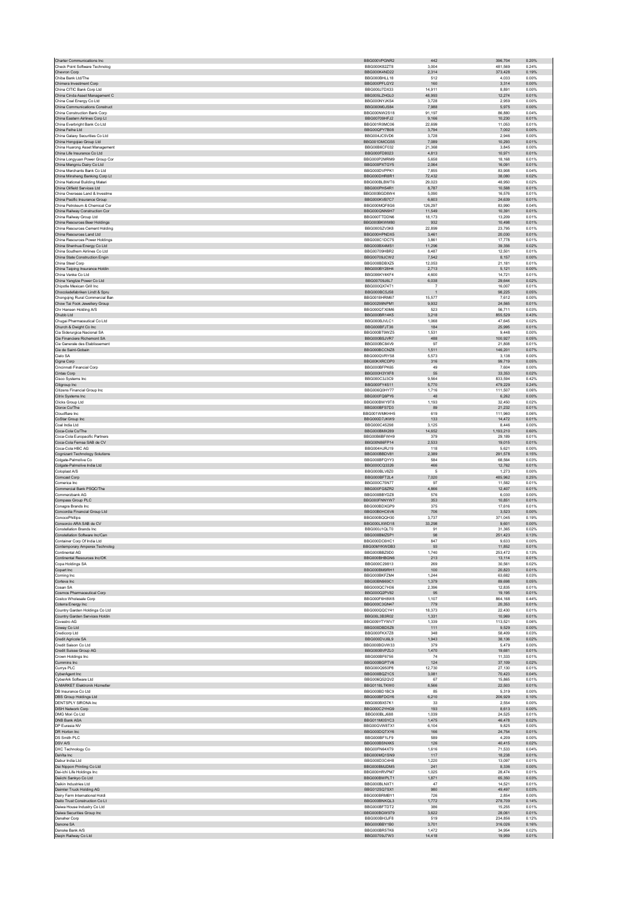| | | | | |
|---|---|---|---|---|
| Charter Communications Inc | BBG000VPGNR2 | 442 | 396,704 | 0.20% |
| Check Point Software Technolog | BBG000K82ZT8 | 3,004 | 481,569 | 0.24% |
| Chevron Corp | BBG000K4ND22 | 2,314 | 373,428 | 0.19% |
| Chiba Bank Ltd/The | BBG000BHLL18 | 512 | 4,033 | 0.00% |
| Chimera Investment Corp | BBG000PFLGY2 | 160 | 3,314 | 0.00% |
| China CITIC Bank Corp Ltd | BBG000J7DX33 | 14,911 | 8,891 | 0.00% |
| China Cinda Asset Management C | BBG005LZHQL0 | 48,993 | 12,274 | 0.01% |
| China Coal Energy Co Ltd | BBG000NYJKS4 | 3,728 | 2,959 | 0.00% |
| China Communications Construct | BBG000M0JS84 | 7,988 | 5,975 | 0.00% |
| China Construction Bank Corp | BBG000NW2S18 | 91,197 | 86,880 | 0.04% |
| China Eastern Airlines Corp Lt | BBG00709HFJ2 | 9,166 | 10,230 | 0.01% |
| China Everbright Bank Co Ltd | BBG001R0MC06 | 22,699 | 11,053 | 0.01% |
| China Feihe Ltd | BBG00QPY7B08 | 3,794 | 7,002 | 0.00% |
| China Galaxy Securities Co Ltd | BBG004JC5VD6 | 3,728 | 2,946 | 0.00% |
| China Hongqiao Group Ltd | BBG001DMCGS5 | 7,089 | 10,293 | 0.01% |
| China Huarong Asset Management | BBG00B6CF032 | 21,368 | 3,845 | 0.00% |
| China Life Insurance Co Ltd | BBG000FD8023 | 4,813 | 10,971 | 0.01% |
| China Longyuan Power Group Cor | BBG000P2MRM9 | 5,658 | 18,168 | 0.01% |
| China Mengniu Dairy Co Ltd | BBG000PXTGY5 | 2,064 | 16,091 | 0.01% |
| China Merchants Bank Co Ltd | BBG000DVPPK1 | 7,855 | 83,908 | 0.04% |
| China Minsheng Banking Corp Lt | BBG000DHR8R1 | 72,432 | 38,080 | 0.02% |
| China National Building Materi | BBG000BLBWT6 | 29,023 | 48,950 | 0.02% |
| China Oilfield Services Ltd | BBG000PH54R1 | 8,787 | 10,588 | 0.01% |
| China Overseas Land & Investme | BBG000BGD8W4 | 5,090 | 16,576 | 0.01% |
| China Pacific Insurance Group | BBG000KVB7C7 | 6,603 | 24,639 | 0.01% |
| China Petroleum & Chemical Cor | BBG000MQF8G6 | 126,297 | 83,990 | 0.04% |
| China Railway Construction Cor | BBG000QNN9H7 | 11,549 | 10,391 | 0.01% |
| China Railway Group Ltd | BBG000TTDDN6 | 18,173 | 13,209 | 0.01% |
| China Resources Beer Holdings | BBG000BKWM80 | 932 | 10,498 | 0.01% |
| China Resources Cement Holding | BBG000SZV3K8 | 22,899 | 23,795 | 0.01% |
| China Resources Land Ltd | BBG000HPNDX5 | 3,461 | 20,030 | 0.01% |
| China Resources Power Holdings | BBG000C1DC75 | 3,861 | 17,778 | 0.01% |
| China Shenhua Energy Co Ltd | BBG000BX4MS1 | 11,296 | 39,356 | 0.02% |
| China Southern Airlines Co Ltd | BBG00709HBR2 | 8,487 | 12,501 | 0.01% |
| China State Construction Engin | BBG00709JCW2 | 7,542 | 8,157 | 0.00% |
| China Steel Corp | BBG000BDBXZ5 | 12,053 | 21,181 | 0.01% |
| China Taiping Insurance Holdin | BBG000BY28H4 | 2,713 | 5,121 | 0.00% |
| China Vanke Co Ltd | BBG006KY4KF4 | 4,600 | 14,721 | 0.01% |
| China Yangtze Power Co Ltd | BBG00709J6L7 | 6,038 | 29,644 | 0.02% |
| Chipotle Mexican Grill Inc | BBG000QX74T1 | 7 | 16,007 | 0.01% |
| Chocoladefabriken Lindt & Spru | BBG000BC5J58 | 1 | 98,225 | 0.05% |
| Chongqing Rural Commercial Ban | BBG0018HRM67 | 15,577 | 7,612 | 0.00% |
| Chow Tai Fook Jewellery Group | BBG00299NPM1 | 9,932 | 24,565 | 0.01% |
| Chr Hansen Holding A/S | BBG000QTX0M6 | 523 | 56,711 | 0.03% |
| Chubb Ltd | BBG000BR14K5 | 3,218 | 855,529 | 0.43% |
| Chugai Pharmaceutical Co Ltd | BBG000BJVLC1 | 1,068 | 47,645 | 0.02% |
| Church & Dwight Co Inc | BBG000BFJT36 | 184 | 25,995 | 0.01% |
| Cia Siderurgica Nacional SA | BBG000BT9WZ5 | 1,531 | 9,448 | 0.00% |
| Cie Financiere Richemont SA | BBG000BSJVR7 | 488 | 100,927 | 0.05% |
| Cie Generale des Etablissement | BBG000BC84V9 | 97 | 21,808 | 0.01% |
| Cie de Saint-Gobain | BBG000BCCNZ8 | 1,511 | 146,201 | 0.07% |
| Cielo SA | BBG000QVRYS8 | 5,573 | 3,138 | 0.00% |
| Cigna Corp | BBG00KXRCDP0 | 316 | 99,719 | 0.05% |
| Cincinnati Financial Corp | BBG000BFPK65 | 49 | 7,604 | 0.00% |
| Cintas Corp | BBG000H3YXF8 | 55 | 33,353 | 0.02% |
| Cisco Systems Inc | BBG000C3J3C9 | 9,564 | 833,594 | 0.42% |
| Citigroup Inc | BBG000FY4S11 | 5,770 | 479,229 | 0.24% |
| Citizens Financial Group Inc | BBG006Q0HY77 | 1,716 | 111,507 | 0.06% |
| Citrix Systems Inc | BBG000FQ6PY6 | 48 | 6,262 | 0.00% |
| Clicks Group Ltd | BBG000BWY9T8 | 1,193 | 32,450 | 0.02% |
| Clorox Co/The | BBG000BFS7D3 | 89 | 21,232 | 0.01% |
| Cloudflare Inc | BBG001WMKHH5 | 619 | 111,960 | 0.06% |
| CoStar Group Inc | BBG000D7JKW9 | 133 | 14,472 | 0.01% |
| Coal India Ltd | BBG000C45298 | 3,125 | 8,446 | 0.00% |
| Coca-Cola Co/The | BBG000BMX289 | 14,652 | 1,193,210 | 0.60% |
| Coca-Cola Europacific Partners | BBG00B6BFWH9 | 379 | 29,189 | 0.01% |
| Coca-Cola Femsa SAB de CV | BBG00N86FP14 | 2,533 | 19,015 | 0.01% |
| Coca-Cola HBC AG | BBG004HJRJ19 | 118 | 5,621 | 0.00% |
| Cognizant Technology Solutions | BBG000BBDV81 | 2,389 | 291,578 | 0.15% |
| Colgate-Palmolive Co | BBG000BFQYY3 | 584 | 68,564 | 0.03% |
| Colgate-Palmolive India Ltd | BBG000CQ3326 | 466 | 12,762 | 0.01% |
| Coloplast A/S | BBG000BLV8Z0 | 5 | 1,273 | 0.00% |
| Comcast Corp | BBG000BFT2L4 | 7,020 | 485,962 | 0.25% |
| Comerica Inc | BBG000C75N77 | 97 | 11,582 | 0.01% |
| Commercial Bank PSQC/The | BBG000FG8ZR2 | 4,866 | 12,407 | 0.01% |
| Commerzbank AG | BBG000BBYDZ8 | 576 | 6,030 | 0.00% |
| Compass Group PLC | BBG000FNNYW7 | 353 | 10,851 | 0.01% |
| Conagra Brands Inc | BBG000BDXQP9 | 375 | 17,616 | 0.01% |
| Concordia Financial Group Ltd | BBG00B0HC6V6 | 706 | 3,523 | 0.00% |
| ConocoPhillips | BBG000BQQH30 | 3,737 | 371,045 | 0.19% |
| Consorcio ARA SAB de CV | BBG000LXWD18 | 33,298 | 9,601 | 0.00% |
| Constellation Brands Inc | BBG000J1QLT0 | 91 | 31,365 | 0.02% |
| Constellation Software Inc/Can | BBG000BMZ5P1 | 98 | 251,423 | 0.13% |
| Container Corp Of India Ltd | BBG000DC6HC1 | 847 | 9,633 | 0.00% |
| Contemporary Amperex Technolog | BBG00MYKWDB3 | 93 | 11,852 | 0.01% |
| Continental AG | BBG000BBZ9D0 | 1,740 | 253,472 | 0.13% |
| Continental Resources Inc/OK | BBG000BHBGN6 | 213 | 13,114 | 0.01% |
| Copa Holdings SA | BBG000C29813 | 269 | 30,561 | 0.02% |
| Copart Inc | BBG000BM9RH1 | 100 | 20,823 | 0.01% |
| Corning Inc | BBG000BKFZM4 | 1,244 | 63,682 | 0.03% |
| Corteva Inc | BBG00BN969C1 | 1,379 | 89,698 | 0.05% |
| Cosan SA | BBG000QC7H36 | 2,396 | 12,835 | 0.01% |
| Cosmos Pharmaceutical Corp | BBG000Q2PV82 | 95 | 19,195 | 0.01% |
| Costco Wholesale Corp | BBG000F6H8W8 | 1,107 | 864,168 | 0.44% |
| Coterra Energy Inc | BBG000C3GN47 | 779 | 20,353 | 0.01% |
| Country Garden Holdings Co Ltd | BBG000QQCY41 | 18,373 | 22,430 | 0.01% |
| Country Garden Services Holdin | BBG00L3B3R02 | 1,331 | 10,969 | 0.01% |
| Covestro AG | BBG009YTYWV7 | 1,339 | 113,521 | 0.06% |
| Coway Co Ltd | BBG000DBD5Z6 | 111 | 9,529 | 0.00% |
| Credicorp Ltd | BBG000FKX7Z8 | 348 | 58,409 | 0.03% |
| Credit Agricole SA | BBG000DVJ6L9 | 1,943 | 38,136 | 0.02% |
| Credit Saison Co Ltd | BBG000BGVW33 | 379 | 5,479 | 0.00% |
| Credit Suisse Group AG | BBG000BVPZL0 | 1,470 | 19,681 | 0.01% |
| Crown Holdings Inc | BBG000BF6756 | 74 | 11,333 | 0.01% |
| Cummins Inc | BBG000BGPTV6 | 124 | 37,109 | 0.02% |
| Currys PLC | BBG000Q950P6 | 12,730 | 27,130 | 0.01% |
| CyberAgent Inc | BBG000BQZ1C5 | 3,081 | 70,423 | 0.04% |
| CyberArk Software Ltd | BBG006Q52QV2 | 67 | 15,865 | 0.01% |
| D-MARKET Elektronik Hizmetler | BBG0118LTKW0 | 8,566 | 22,503 | 0.01% |
| DB Insurance Co Ltd | BBG000BD1BC9 | 85 | 5,319 | 0.00% |
| DBS Group Holdings Ltd | BBG000BFDGY6 | 6,210 | 206,929 | 0.10% |
| DENTSPLY SIRONA Inc | BBG000BX57K1 | 33 | 2,554 | 0.00% |
| DISH Network Corp | BBG000C2YHG9 | 193 | 8,613 | 0.00% |
| DMG Mori Co Ltd | BBG000BLJ688 | 1,039 | 24,525 | 0.01% |
| DNB Bank ASA | BBG011M0SYC3 | 1,475 | 46,478 | 0.02% |
| DP Eurasia NV | BBG00GVW8TX1 | 6,104 | 9,825 | 0.00% |
| DR Horton Inc | BBG000DQTXY6 | 166 | 24,754 | 0.01% |
| DS Smith PLC | BBG000BF1LF9 | 589 | 4,209 | 0.00% |
| DSV A/S | BBG000BSNXK5 | 126 | 40,415 | 0.02% |
| DXC Technology Co | BBG00FN64XT9 | 1,616 | 71,533 | 0.04% |
| DaVita Inc | BBG000MQ1SN9 | 117 | 18,238 | 0.01% |
| Dabur India Ltd | BBG000D3C4H8 | 1,220 | 13,097 | 0.01% |
| Dai Nippon Printing Co Ltd | BBG000BMJDM5 | 241 | 8,336 | 0.00% |
| Dai-ichi Life Holdings Inc | BBG000HRVPM7 | 1,025 | 28,474 | 0.01% |
| Daiichi Sankyo Co Ltd | BBG000BWPLT1 | 1,871 | 65,350 | 0.03% |
| Daikin Industries Ltd | BBG000BLNXT1 | 47 | 14,521 | 0.01% |
| Daimler Truck Holding AG | BBG012SQ7SX1 | 980 | 49,497 | 0.03% |
| Dairy Farm International Holdi | BBG000BRMBY1 | 726 | 2,854 | 0.00% |
| Daito Trust Construction Co Lt | BBG000BNKQL3 | 1,772 | 278,709 | 0.14% |
| Daiwa House Industry Co Ltd | BBG000BFTDT2 | 386 | 15,255 | 0.01% |
| Daiwa Securities Group Inc | BBG000BGW979 | 3,622 | 28,061 | 0.01% |
| Danaher Corp | BBG000BH3JF8 | 519 | 234,856 | 0.12% |
| Danone SA | BBG000BBY1B0 | 3,701 | 316,026 | 0.16% |
| Danske Bank A/S | BBG000BR5TK6 | 1,472 | 34,954 | 0.02% |
| Daqin Railway Co Ltd | BBG00709J7W3 | 14,418 | 19,959 | 0.01% |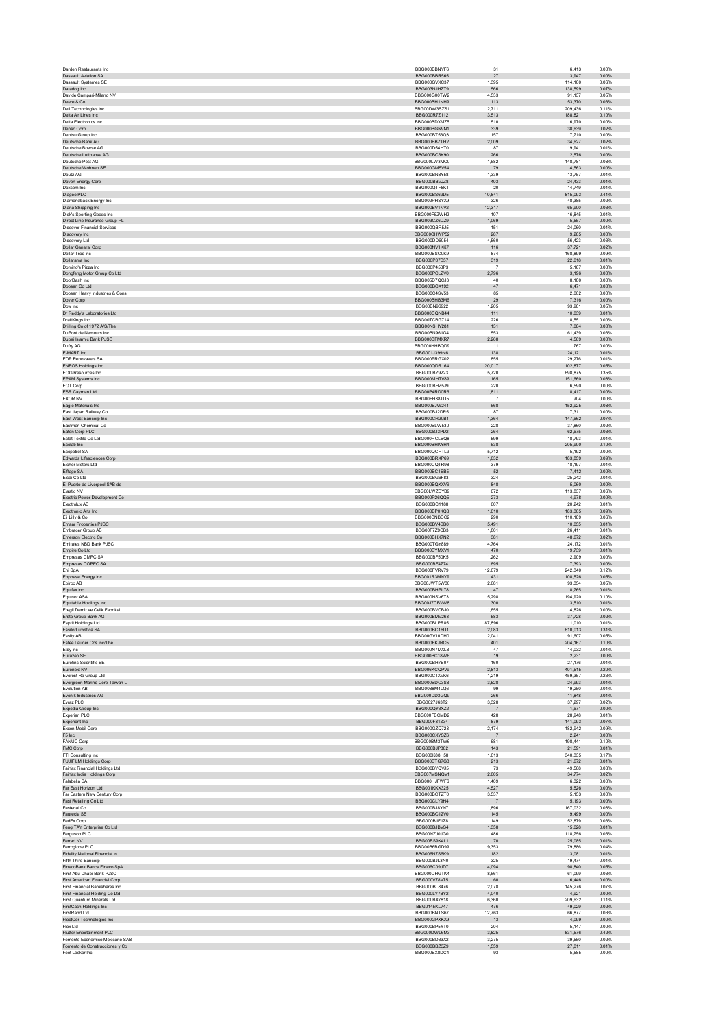| | | | | |
|---|---|---|---|---|
| Darden Restaurants Inc | BBG000BBNYF6 | 31 | 6,413 | 0.00% |
| Dassault Aviation SA | BBG000BBR565 | 27 | 3,947 | 0.00% |
| Dassault Systemes SE | BBG000GVXC37 | 1,395 | 114,100 | 0.06% |
| Datadog Inc | BBG003NJHZT9 | 566 | 138,599 | 0.07% |
| Davide Campari-Milano NV | BBG000G00TW2 | 4,533 | 91,137 | 0.05% |
| Deere & Co | BBG000BH1NH9 | 113 | 53,370 | 0.03% |
| Dell Technologies Inc | BBG00DW3SZS1 | 2,711 | 209,436 | 0.11% |
| Delta Air Lines Inc | BBG000R7Z112 | 3,513 | 188,821 | 0.10% |
| Delta Electronics Inc | BBG000BDXMZ5 | 510 | 6,970 | 0.00% |
| Denso Corp | BBG000BGN9N1 | 339 | 38,639 | 0.02% |
| Dentsu Group Inc | BBG000BT53Q3 | 157 | 7,710 | 0.00% |
| Deutsche Bank AG | BBG000BBZTH2 | 2,009 | 34,627 | 0.02% |
| Deutsche Boerse AG | BBG000D54HT0 | 87 | 19,941 | 0.01% |
| Deutsche Lufthansa AG | BBG000BC6K90 | 266 | 2,576 | 0.00% |
| Deutsche Post AG | BBG000LW3MC0 | 1,682 | 148,781 | 0.08% |
| Deutsche Wohnen SE | BBG000GM5V54 | 79 | 4,563 | 0.00% |
| Deutz AG | BBG000BN8Y58 | 1,339 | 13,757 | 0.01% |
| Devon Energy Corp | BBG000BBVJZ8 | 403 | 24,433 | 0.01% |
| Dexcom Inc | BBG000QTF8K1 | 20 | 14,749 | 0.01% |
| Diageo PLC | BBG000BS69D5 | 10,841 | 815,093 | 0.41% |
| Diamondback Energy Inc | BBG002PHSYX9 | 326 | 48,385 | 0.02% |
| Diana Shipping Inc | BBG000BV1NV2 | 12,317 | 65,900 | 0.03% |
| Dick's Sporting Goods Inc | BBG000F6ZWH2 | 107 | 16,845 | 0.01% |
| Direct Line Insurance Group PL | BBG003CZ6DZ9 | 1,069 | 5,557 | 0.00% |
| Discover Financial Services | BBG000QBR5J5 | 151 | 24,080 | 0.01% |
| Discovery Inc | BBG000CHWP52 | 287 | 9,285 | 0.00% |
| Discovery Ltd | BBG000DD6054 | 4,560 | 56,423 | 0.03% |
| Dollar General Corp | BBG000NV1KK7 | 116 | 37,721 | 0.02% |
| Dollar Tree Inc | BBG000BSC0K9 | 874 | 168,899 | 0.09% |
| Dollarama Inc | BBG000P87B57 | 319 | 22,018 | 0.01% |
| Domino's Pizza Inc | BBG000P458P3 | 7 | 5,167 | 0.00% |
| Dongfeng Motor Group Co Ltd | BBG000PCLZV0 | 2,796 | 3,196 | 0.00% |
| DoorDash Inc | BBG005D7QCJ3 | 40 | 8,180 | 0.00% |
| Doosan Co Ltd | BBG000BCX192 | 47 | 6,471 | 0.00% |
| Doosan Heavy Industries & Cons | BBG000C4SV53 | 85 | 2,002 | 0.00% |
| Dover Corp | BBG000BHB3M6 | 29 | 7,316 | 0.00% |
| Dow Inc | BBG00BN96922 | 1,205 | 93,981 | 0.05% |
| Dr Reddy's Laboratories Ltd | BBG000CQNB44 | 111 | 10,039 | 0.01% |
| DraftKings Inc | BBG00TCBG714 | 226 | 8,551 | 0.00% |
| Drilling Co of 1972 A/S/The | BBG00NSHY281 | 131 | 7,084 | 0.00% |
| DuPont de Nemours Inc | BBG00BN961G4 | 553 | 61,439 | 0.03% |
| Dubai Islamic Bank PJSC | BBG000BFMXR7 | 2,268 | 4,569 | 0.00% |
| Dufry AG | BBG000HHBQD9 | 11 | 767 | 0.00% |
| E-MART Inc | BBG001J399N6 | 138 | 24,121 | 0.01% |
| EDP Renovaveis SA | BBG000PRGX02 | 855 | 29,276 | 0.01% |
| ENEOS Holdings Inc | BBG000QDR164 | 20,017 | 102,877 | 0.05% |
| EOG Resources Inc | BBG000BZ9223 | 5,720 | 698,875 | 0.35% |
| EPAM Systems Inc | BBG000MHTV89 | 165 | 151,660 | 0.08% |
| EQT Corp | BBG000BHZ5J9 | 220 | 6,590 | 0.00% |
| ESR Cayman Ltd | BBG00P4RD0R6 | 1,811 | 8,417 | 0.00% |
| EXOR NV | BBG00FH38TD5 | 7 | 904 | 0.00% |
| Eagle Materials Inc | BBG000BJW241 | 668 | 152,925 | 0.08% |
| East Japan Railway Co | BBG000BJ2DR5 | 87 | 7,311 | 0.00% |
| East West Bancorp Inc | BBG000CR20B1 | 1,364 | 147,662 | 0.07% |
| Eastman Chemical Co | BBG000BLW530 | 228 | 37,860 | 0.02% |
| Eaton Corp PLC | BBG000BJ3PD2 | 264 | 62,675 | 0.03% |
| Eclat Textile Co Ltd | BBG000HCLBQ8 | 599 | 18,793 | 0.01% |
| Ecolab Inc | BBG000BHKYH4 | 638 | 205,900 | 0.10% |
| Ecopetrol SA | BBG000QCHTL9 | 5,712 | 5,192 | 0.00% |
| Edwards Lifesciences Corp | BBG000BRXP69 | 1,032 | 183,859 | 0.09% |
| Eicher Motors Ltd | BBG000CQTR98 | 379 | 18,197 | 0.01% |
| Eiffage SA | BBG000BC1SB5 | 52 | 7,412 | 0.00% |
| Eisai Co Ltd | BBG000BG6F83 | 324 | 25,242 | 0.01% |
| El Puerto de Liverpool SAB de | BBG000BQXXV6 | 848 | 5,060 | 0.00% |
| Elastic NV | BBG00LWZDYB9 | 672 | 113,837 | 0.06% |
| Electric Power Development Co | BBG000P26QQ5 | 273 | 4,978 | 0.00% |
| Electrolux AB | BBG000BC1188 | 607 | 20,242 | 0.01% |
| Electronic Arts Inc | BBG000BP0KQ8 | 1,010 | 183,305 | 0.09% |
| Eli Lilly & Co | BBG000BNBDC2 | 290 | 110,189 | 0.06% |
| Emaar Properties PJSC | BBG000BV4SB0 | 5,491 | 10,055 | 0.01% |
| Embracer Group AB | BBG00F7Z9CB3 | 1,801 | 26,411 | 0.01% |
| Emerson Electric Co | BBG000BHX7N2 | 381 | 48,672 | 0.02% |
| Emirates NBD Bank PJSC | BBG000TGY889 | 4,764 | 24,172 | 0.01% |
| Empire Co Ltd | BBG000BYMXV1 | 470 | 19,739 | 0.01% |
| Empresas CMPC SA | BBG000BF50K5 | 1,262 | 2,909 | 0.00% |
| Empresas COPEC SA | BBG000BF4Z74 | 695 | 7,393 | 0.00% |
| Eni SpA | BBG000FVRV79 | 12,679 | 242,340 | 0.12% |
| Enphase Energy Inc | BBG001R3MNY9 | 431 | 108,526 | 0.05% |
| Epiroc AB | BBG00JWT5W30 | 2,681 | 93,354 | 0.05% |
| Equifax Inc | BBG000BHPL78 | 47 | 18,765 | 0.01% |
| Equinor ASA | BBG000NSV6T3 | 5,298 | 194,920 | 0.10% |
| Equitable Holdings Inc | BBG00J7CBVW8 | 300 | 13,510 | 0.01% |
| Eregli Demir ve Celik Fabrikal | BBG000BVCBJ0 | 1,655 | 4,826 | 0.00% |
| Erste Group Bank AG | BBG000BMV263 | 583 | 37,728 | 0.02% |
| Esprit Holdings Ltd | BBG000BLPR85 | 87,896 | 11,010 | 0.01% |
| EssilorLuxottica SA | BBG000BC16D1 | 2,083 | 610,013 | 0.31% |
| Essity AB | BBG00GV10DH0 | 2,041 | 91,607 | 0.05% |
| Estee Lauder Cos Inc/The | BBG000FKJRC5 | 401 | 204,167 | 0.10% |
| Etsy Inc | BBG000N7MXL8 | 47 | 14,032 | 0.01% |
| Eurazeo SE | BBG000BC18W6 | 19 | 2,231 | 0.00% |
| Eurofins Scientific SE | BBG000BH7B07 | 160 | 27,176 | 0.01% |
| Euronext NV | BBG006KCQPV9 | 2,813 | 401,515 | 0.20% |
| Everest Re Group Ltd | BBG000C1XVK6 | 1,219 | 459,357 | 0.23% |
| Evergreen Marine Corp Taiwan L | BBG000BDC3S8 | 3,528 | 24,993 | 0.01% |
| Evolution AB | BBG0088M4LQ6 | 99 | 19,250 | 0.01% |
| Evonik Industries AG | BBG000DD3GQ9 | 266 | 11,848 | 0.01% |
| Evraz PLC | BBG0027J63T2 | 3,328 | 37,297 | 0.02% |
| Expedia Group Inc | BBG000QY3XZ2 | 7 | 1,671 | 0.00% |
| Experian PLC | BBG000FBCMD2 | 428 | 28,948 | 0.01% |
| Exponent Inc | BBG000F31Z34 | 879 | 141,093 | 0.07% |
| Exxon Mobil Corp | BBG000GZQ728 | 2,174 | 182,942 | 0.09% |
| F5 Inc | BBG000CXYSZ6 | 7 | 2,241 | 0.00% |
| FANUC Corp | BBG000BM3TW6 | 681 | 198,441 | 0.10% |
| FMC Corp | BBG000BJP882 | 143 | 21,591 | 0.01% |
| FTI Consulting Inc | BBG000K88H58 | 1,613 | 340,335 | 0.17% |
| FUJIFILM Holdings Corp | BBG000BTG7G3 | 213 | 21,672 | 0.01% |
| Fairfax Financial Holdings Ltd | BBG000BYQVJ5 | 73 | 49,568 | 0.03% |
| Fairfax India Holdings Corp | BBG007MSNQV1 | 2,005 | 34,774 | 0.02% |
| Falabella SA | BBG000HJFWF6 | 1,409 | 6,322 | 0.00% |
| Far East Horizon Ltd | BBG001KKX325 | 4,527 | 5,526 | 0.00% |
| Far Eastern New Century Corp | BBG000BCTZT0 | 3,537 | 5,153 | 0.00% |
| Fast Retailing Co Ltd | BBG000CLY9H4 | 7 | 5,193 | 0.00% |
| Fastenal Co | BBG000BJ8YN7 | 1,896 | 167,032 | 0.08% |
| Faurecia SE | BBG000BC12V0 | 145 | 9,499 | 0.00% |
| FedEx Corp | BBG000BJF1Z8 | 149 | 52,879 | 0.03% |
| Feng TAY Enterprise Co Ltd | BBG000BJBVS4 | 1,358 | 15,628 | 0.01% |
| Ferguson PLC | BBG00NZJ0JG0 | 486 | 118,756 | 0.06% |
| Ferrari NV | BBG00BS9K4L1 | 70 | 25,085 | 0.01% |
| Ferroglobe PLC | BBG00B6BGD99 | 9,353 | 79,886 | 0.04% |
| Fidelity National Financial In | BBG006N7S6K9 | 182 | 13,081 | 0.01% |
| Fifth Third Bancorp | BBG000BJL3N0 | 325 | 19,474 | 0.01% |
| FinecoBank Banca Fineco SpA | BBG006C09JD7 | 4,094 | 98,840 | 0.05% |
| First Abu Dhabi Bank PJSC | BBG000DHGTK4 | 8,661 | 61,099 | 0.03% |
| First American Financial Corp | BBG000V78V75 | 60 | 6,446 | 0.00% |
| First Financial Bankshares Inc | BBG000BL8476 | 2,078 | 145,276 | 0.07% |
| First Financial Holding Co Ltd | BBG000LY7BY2 | 4,040 | 4,921 | 0.00% |
| First Quantum Minerals Ltd | BBG000BX7818 | 6,360 | 209,632 | 0.11% |
| FirstCash Holdings Inc | BBG0145KL747 | 476 | 49,029 | 0.02% |
| FirstRand Ltd | BBG000BNTS67 | 12,763 | 66,877 | 0.03% |
| FleetCor Technologies Inc | BBG000GPXKX9 | 13 | 4,099 | 0.00% |
| Flex Ltd | BBG000BP5YT0 | 204 | 5,147 | 0.00% |
| Flutter Entertainment PLC | BBG000DWL6M3 | 3,825 | 831,576 | 0.42% |
| Fomento Economico Mexicano SAB | BBG000BD33X2 | 3,275 | 39,550 | 0.02% |
| Fomento de Construcciones y Co | BBG000BB23Z9 | 1,559 | 27,011 | 0.01% |
| Foot Locker Inc | BBG000BX8DC4 | 93 | 5,585 | 0.00% |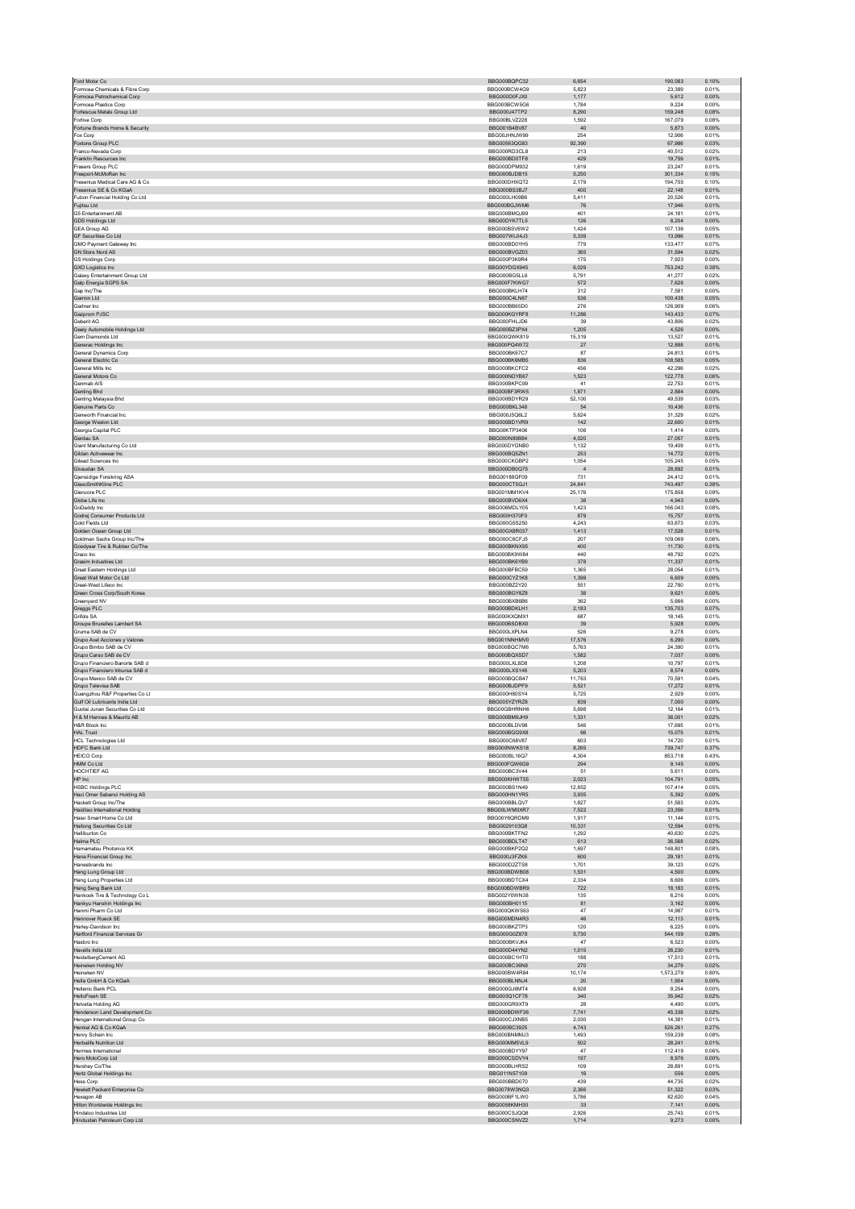| | | | | |
|---|---|---|---|---|
| Ford Motor Co | BBG000BQPC32 | 6,654 | 190,083 | 0.10% |
| Formosa Chemicals & Fibre Corp | BBG000BCW4G9 | 5,823 | 23,389 | 0.01% |
| Formosa Petrochemical Corp | BBG000D0FJX0 | 1,177 | 5,612 | 0.00% |
| Formosa Plastics Corp | BBG000BCW5G6 | 1,784 | 9,224 | 0.00% |
| Fortescue Metals Group Ltd | BBG000J47TP2 | 8,290 | 159,248 | 0.08% |
| Fortive Corp | BBG00BLVZ228 | 1,592 | 167,079 | 0.08% |
| Fortune Brands Home & Security | BBG001B4BV87 | 40 | 5,873 | 0.00% |
| Fox Corp | BBG00JHNJW99 | 254 | 12,906 | 0.01% |
| Foxtons Group PLC | BBG00563QG83 | 92,390 | 67,986 | 0.03% |
| Franco-Nevada Corp | BBG000RD3CL8 | 213 | 40,512 | 0.02% |
| Franklin Resources Inc | BBG000BD0TF8 | 429 | 19,759 | 0.01% |
| Frasers Group PLC | BBG000DPM932 | 1,619 | 23,247 | 0.01% |
| Freeport-McMoRan Inc | BBG000BJDB15 | 5,250 | 301,334 | 0.15% |
| Fresenius Medical Care AG & Co | BBG000DHXQT2 | 2,179 | 194,755 | 0.10% |
| Fresenius SE & Co KGaA | BBG000BS3BJ7 | 400 | 22,148 | 0.01% |
| Fubon Financial Holding Co Ltd | BBG000LH09B6 | 5,411 | 20,526 | 0.01% |
| Fujitsu Ltd | BBG000BGJWM6 | 76 | 17,946 | 0.01% |
| G5 Entertainment AB | BBG000BMQJ99 | 401 | 24,181 | 0.01% |
| GDS Holdings Ltd | BBG00DYK7TL5 | 126 | 8,204 | 0.00% |
| GEA Group AG | BBG000BSV6W2 | 1,424 | 107,136 | 0.05% |
| GF Securities Co Ltd | BBG007WL04J3 | 5,339 | 13,996 | 0.01% |
| GMO Payment Gateway Inc | BBG000BD0YH5 | 779 | 133,477 | 0.07% |
| GN Store Nord AS | BBG000BVGZ03 | 365 | 31,594 | 0.02% |
| GS Holdings Corp | BBG000P3K9R4 | 175 | 7,923 | 0.00% |
| GXO Logistics Inc | BBG00YDGX945 | 6,029 | 753,242 | 0.38% |
| Galaxy Entertainment Group Ltd | BBG000BG5LL6 | 5,791 | 41,277 | 0.02% |
| Galp Energia SGPS SA | BBG000F7KWG7 | 572 | 7,626 | 0.00% |
| Gap Inc/The | BBG000BKLH74 | 312 | 7,581 | 0.00% |
| Garmin Ltd | BBG000C4LN67 | 536 | 100,438 | 0.05% |
| Gartner Inc | BBG000BB65D0 | 276 | 126,909 | 0.06% |
| Gazprom PJSC | BBG000KGYRF8 | 11,286 | 143,433 | 0.07% |
| Geberit AG | BBG000FHLJD6 | 39 | 43,806 | 0.02% |
| Geely Automobile Holdings Ltd | BBG000BZ3PX4 | 1,205 | 4,526 | 0.00% |
| Gem Diamonds Ltd | BBG000QWK819 | 15,319 | 13,527 | 0.01% |
| Generac Holdings Inc | BBG000PQ4W72 | 27 | 12,888 | 0.01% |
| General Dynamics Corp | BBG000BK67C7 | 87 | 24,813 | 0.01% |
| General Electric Co | BBG000BK6MB5 | 836 | 108,585 | 0.05% |
| General Mills Inc | BBG000BKCFC2 | 456 | 42,296 | 0.02% |
| General Motors Co | BBG000NDYB67 | 1,523 | 122,778 | 0.06% |
| Genmab A/S | BBG000BKPC99 | 41 | 22,753 | 0.01% |
| Genting Bhd | BBG000BF3RW5 | 1,871 | 2,884 | 0.00% |
| Genting Malaysia Bhd | BBG000BDYR29 | 52,100 | 49,539 | 0.03% |
| Genuine Parts Co | BBG000BKL348 | 54 | 10,436 | 0.01% |
| Genworth Financial Inc | BBG000J5Q6L2 | 5,624 | 31,329 | 0.02% |
| George Weston Ltd | BBG000BD1VR9 | 142 | 22,600 | 0.01% |
| Georgia Capital PLC | BBG00KTP3406 | 106 | 1,414 | 0.00% |
| Gerdau SA | BBG000N89B84 | 4,020 | 27,057 | 0.01% |
| Giant Manufacturing Co Ltd | BBG000DYGNB0 | 1,132 | 19,409 | 0.01% |
| Gildan Activewear Inc | BBG000BQ5ZN1 | 253 | 14,772 | 0.01% |
| Gilead Sciences Inc | BBG000CKGBP2 | 1,054 | 105,245 | 0.05% |
| Givaudan SA | BBG000DB0Q75 | 4 | 28,892 | 0.01% |
| Gjensidige Forsikring ASA | BBG00188QF09 | 731 | 24,412 | 0.01% |
| GlaxoSmithKline PLC | BBG000CT5GJ1 | 24,841 | 743,497 | 0.38% |
| Glencore PLC | BBG001MM1KV4 | 25,176 | 175,858 | 0.09% |
| Globe Life Inc | BBG000BVD6X4 | 38 | 4,943 | 0.00% |
| GoDaddy Inc | BBG006MDLY05 | 1,423 | 166,043 | 0.08% |
| Godrej Consumer Products Ltd | BBG000H370F0 | 879 | 15,757 | 0.01% |
| Gold Fields Ltd | BBG000G5S250 | 4,243 | 63,673 | 0.03% |
| Golden Ocean Group Ltd | BBG00GX8R037 | 1,413 | 17,528 | 0.01% |
| Goldman Sachs Group Inc/The | BBG000C6CFJ5 | 207 | 109,069 | 0.06% |
| Goodyear Tire & Rubber Co/The | BBG000BKNX95 | 400 | 11,730 | 0.01% |
| Graco Inc | BBG000BK9W84 | 440 | 48,792 | 0.02% |
| Grasim Industries Ltd | BBG000BK6YB9 | 378 | 11,337 | 0.01% |
| Great Eastern Holdings Ltd | BBG000BFBC59 | 1,365 | 28,054 | 0.01% |
| Great Wall Motor Co Ltd | BBG000CYZ1K8 | 1,398 | 6,609 | 0.00% |
| Great-West Lifeco Inc | BBG000BZ2Y20 | 551 | 22,780 | 0.01% |
| Green Cross Corp/South Korea | BBG000BGY8Z8 | 38 | 9,621 | 0.00% |
| Greenyard NV | BBG000BXB6B6 | 362 | 5,666 | 0.00% |
| Greggs PLC | BBG000BDKLH1 | 2,183 | 135,703 | 0.07% |
| Grifols SA | BBG000KXQMX1 | 687 | 18,145 | 0.01% |
| Groupe Bruxelles Lambert SA | BBG000BSDBX0 | 39 | 5,928 | 0.00% |
| Gruma SAB de CV | BBG000LXPLN4 | 526 | 9,278 | 0.00% |
| Grupo Aval Acciones y Valores | BBG001NNHMV0 | 17,576 | 6,290 | 0.00% |
| Grupo Bimbo SAB de CV | BBG000BQC7M6 | 5,763 | 24,390 | 0.01% |
| Grupo Carso SAB de CV | BBG000BQXSD7 | 1,582 | 7,037 | 0.00% |
| Grupo Financiero Banorte SAB d | BBG000LXL8D8 | 1,208 | 10,797 | 0.01% |
| Grupo Financiero Inbursa SAB d | BBG000LXS146 | 5,203 | 8,574 | 0.00% |
| Grupo Mexico SAB de CV | BBG000BQCB47 | 11,763 | 70,591 | 0.04% |
| Grupo Televisa SAB | BBG000BJDPF9 | 5,521 | 17,272 | 0.01% |
| Guangzhou R&F Properties Co Lt | BBG000H80SY4 | 5,725 | 2,929 | 0.00% |
| Gulf Oil Lubricants India Ltd | BBG005YZYRZ8 | 839 | 7,000 | 0.00% |
| Guotai Junan Securities Co Ltd | BBG00GBHRNH6 | 5,698 | 12,164 | 0.01% |
| H & M Hennes & Mauritz AB | BBG000BM9JH9 | 1,331 | 36,001 | 0.02% |
| H&R Block Inc | BBG000BLDV98 | 546 | 17,695 | 0.01% |
| HAL Trust | BBG000BGG9X8 | 66 | 15,075 | 0.01% |
| HCL Technologies Ltd | BBG000C68V87 | 603 | 14,720 | 0.01% |
| HDFC Bank Ltd | BBG000NWKS18 | 8,265 | 739,747 | 0.37% |
| HEICO Corp | BBG000BL16Q7 | 4,304 | 853,718 | 0.43% |
| HMM Co Ltd | BBG000FQW6G9 | 294 | 9,145 | 0.00% |
| HOCHTIEF AG | BBG000BC3V44 | 51 | 5,611 | 0.00% |
| HP Inc | BBG000KHWT55 | 2,023 | 104,791 | 0.05% |
| HSBC Holdings PLC | BBG000BS1N49 | 12,852 | 107,414 | 0.05% |
| Haci Omer Sabanci Holding AS | BBG000HN1YR5 | 3,935 | 5,392 | 0.00% |
| Hackett Group Inc/The | BBG000BBLQV7 | 1,827 | 51,583 | 0.03% |
| Haidilao International Holding | BBG00LWM0XR7 | 7,522 | 23,356 | 0.01% |
| Haier Smart Home Co Ltd | BBG00Y6QRDM9 | 1,917 | 11,144 | 0.01% |
| Haitong Securities Co Ltd | BBG0029103Q8 | 10,331 | 12,594 | 0.01% |
| Halliburton Co | BBG000BKTFN2 | 1,292 | 40,630 | 0.02% |
| Halma PLC | BBG000BDLT47 | 613 | 36,568 | 0.02% |
| Hamamatsu Photonics KK | BBG000BKP2Q2 | 1,697 | 148,801 | 0.08% |
| Hana Financial Group Inc | BBG000J3FZK6 | 600 | 29,181 | 0.01% |
| Hanesbrands Inc | BBG000D2ZTS8 | 1,701 | 39,123 | 0.02% |
| Hang Lung Group Ltd | BBG000BDWB08 | 1,531 | 4,500 | 0.00% |
| Hang Lung Properties Ltd | BBG000BDTCX4 | 2,334 | 6,606 | 0.00% |
| Hang Seng Bank Ltd | BBG000BDWBR9 | 722 | 18,183 | 0.01% |
| Hankook Tire & Technology Co L | BBG002Y0WN38 | 135 | 6,216 | 0.00% |
| Hankyu Hanshin Holdings Inc | BBG000BH0115 | 81 | 3,162 | 0.00% |
| Hanmi Pharm Co Ltd | BBG000QKWS63 | 47 | 14,987 | 0.01% |
| Hannover Rueck SE | BBG000MDN4R3 | 46 | 12,113 | 0.01% |
| Harley-Davidson Inc | BBG000BKZTP3 | 120 | 6,225 | 0.00% |
| Hartford Financial Services Gr | BBG000G0Z878 | 5,730 | 544,159 | 0.28% |
| Hasbro Inc | BBG000BKVJK4 | 47 | 6,523 | 0.00% |
| Havells India Ltd | BBG000D44YN2 | 1,015 | 26,230 | 0.01% |
| HeidelbergCement AG | BBG000BC1HT0 | 188 | 17,513 | 0.01% |
| Heineken Holding NV | BBG000BC36N8 | 270 | 34,279 | 0.02% |
| Heineken NV | BBG000BW4R84 | 10,174 | 1,573,279 | 0.80% |
| Hella GmbH & Co KGaA | BBG000BLNNJ4 | 20 | 1,904 | 0.00% |
| Hellenic Bank PCL | BBG000GJ6MT4 | 6,928 | 9,254 | 0.00% |
| HelloFresh SE | BBG003Q1CF78 | 340 | 35,942 | 0.02% |
| Helvetia Holding AG | BBG000GR9XT9 | 28 | 4,490 | 0.00% |
| Henderson Land Development Co | BBG000BDWF36 | 7,741 | 45,338 | 0.02% |
| Hengan International Group Co | BBG000CJXNB5 | 2,030 | 14,381 | 0.01% |
| Henkel AG & Co KGaA | BBG000BC3925 | 4,743 | 526,261 | 0.27% |
| Henry Schein Inc | BBG000BNMMJ3 | 1,493 | 159,239 | 0.08% |
| Herbalife Nutrition Ltd | BBG000MM5VL9 | 502 | 28,241 | 0.01% |
| Hermes International | BBG000BDYY97 | 47 | 112,419 | 0.06% |
| Hero MotoCorp Ltd | BBG000CSDVY4 | 197 | 8,976 | 0.00% |
| Hershey Co/The | BBG000BLHRS2 | 109 | 28,891 | 0.01% |
| Hertz Global Holdings Inc | BBG011N57109 | 16 | 556 | 0.00% |
| Hess Corp | BBG000BBD070 | 439 | 44,735 | 0.02% |
| Hewlett Packard Enterprise Co | BBG0078W3NQ3 | 2,366 | 51,322 | 0.03% |
| Hexagon AB | BBG000BF1LW0 | 3,786 | 82,620 | 0.04% |
| Hilton Worldwide Holdings Inc | BBG0058KMH30 | 33 | 7,141 | 0.00% |
| Hindalco Industries Ltd | BBG000CSJQQ8 | 2,926 | 25,743 | 0.01% |
| Hindustan Petroleum Corp Ltd | BBG000CSNVZ2 | 1,714 | 9,273 | 0.00% |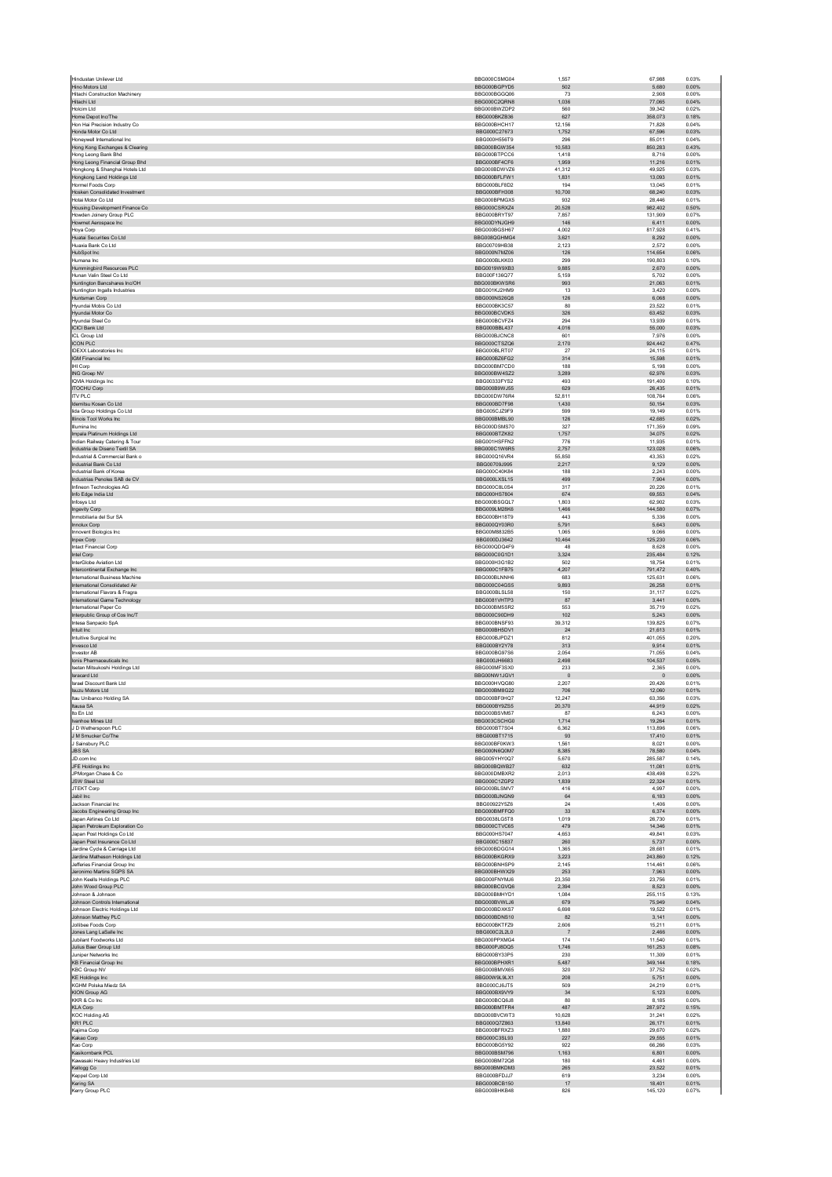| | | | | |
|---|---|---|---|---|
| Hindustan Unilever Ltd | BBG000CSMG04 | 1,557 | 67,988 | 0.03% |
| Hino Motors Ltd | BBG000BGPYD5 | 502 | 5,680 | 0.00% |
| Hitachi Construction Machinery | BBG000BGGQ06 | 73 | 2,908 | 0.00% |
| Hitachi Ltd | BBG000C2QRN8 | 1,036 | 77,065 | 0.04% |
| Holcim Ltd | BBG000BWZDP2 | 560 | 39,342 | 0.02% |
| Home Depot Inc/The | BBG000BKZB36 | 627 | 358,073 | 0.18% |
| Hon Hai Precision Industry Co | BBG000BHCH17 | 12,156 | 71,828 | 0.04% |
| Honda Motor Co Ltd | BBG000C27673 | 1,752 | 67,596 | 0.03% |
| Honeywell International Inc | BBG000H556T9 | 296 | 85,011 | 0.04% |
| Hong Kong Exchanges & Clearing | BBG000BGW354 | 10,583 | 850,283 | 0.43% |
| Hong Leong Bank Bhd | BBG000BTPCC6 | 1,418 | 8,716 | 0.00% |
| Hong Leong Financial Group Bhd | BBG000BF4CF6 | 1,959 | 11,216 | 0.01% |
| Hongkong & Shanghai Hotels Ltd | BBG000BDWVZ6 | 41,312 | 49,925 | 0.03% |
| Hongkong Land Holdings Ltd | BBG000BFLFW1 | 1,831 | 13,093 | 0.01% |
| Hormel Foods Corp | BBG000BLF8D2 | 194 | 13,045 | 0.01% |
| Hosken Consolidated Investment | BBG000BFH308 | 10,700 | 68,240 | 0.03% |
| Hotai Motor Co Ltd | BBG000BPMGX5 | 932 | 28,446 | 0.01% |
| Housing Development Finance Co | BBG000CSRXZ4 | 20,528 | 982,402 | 0.50% |
| Howden Joinery Group PLC | BBG000BRYT97 | 7,857 | 131,909 | 0.07% |
| Howmet Aerospace Inc | BBG00DYNJGH9 | 146 | 6,411 | 0.00% |
| Hoya Corp | BBG000BGSH67 | 4,002 | 817,928 | 0.41% |
| Huatai Securities Co Ltd | BBG008QGHMG4 | 3,621 | 8,292 | 0.00% |
| Huaxia Bank Co Ltd | BBG00709HB38 | 2,123 | 2,572 | 0.00% |
| HubSpot Inc | BBG000N7MZ06 | 126 | 114,654 | 0.06% |
| Humana Inc | BBG000BLKK03 | 299 | 190,803 | 0.10% |
| Hummingbird Resources PLC | BBG0019W9XB3 | 9,885 | 2,670 | 0.00% |
| Hunan Valin Steel Co Ltd | BBG00F136Q77 | 5,159 | 5,702 | 0.00% |
| Huntington Bancshares Inc/OH | BBG000BKWSR6 | 993 | 21,063 | 0.01% |
| Huntington Ingalls Industries | BBG001KJ2HM9 | 13 | 3,420 | 0.00% |
| Huntsman Corp | BBG000NS26Q8 | 126 | 6,068 | 0.00% |
| Hyundai Mobis Co Ltd | BBG000BK3C57 | 80 | 23,522 | 0.01% |
| Hyundai Motor Co | BBG000BCVDK5 | 326 | 63,452 | 0.03% |
| Hyundai Steel Co | BBG000BCVFZ4 | 294 | 13,939 | 0.01% |
| ICICI Bank Ltd | BBG000BBL437 | 4,016 | 55,000 | 0.03% |
| ICL Group Ltd | BBG000BJCNC8 | 601 | 7,976 | 0.00% |
| ICON PLC | BBG000CTSZQ6 | 2,170 | 924,442 | 0.47% |
| IDEXX Laboratories Inc | BBG000BLRT07 | 27 | 24,115 | 0.01% |
| IGM Financial Inc | BBG000BZ6FG2 | 314 | 15,598 | 0.01% |
| IHI Corp | BBG000BM7CD0 | 188 | 5,198 | 0.00% |
| ING Groep NV | BBG000BW4SZ2 | 3,289 | 62,976 | 0.03% |
| ICMA Holdings Inc | BBG00333FYS2 | 493 | 191,400 | 0.10% |
| ITOCHU Corp | BBG000B9WJ55 | 629 | 26,435 | 0.01% |
| ITV PLC | BBG000DW76R4 | 52,811 | 108,764 | 0.06% |
| Idemitsu Kosan Co Ltd | BBG000BD7F98 | 1,430 | 50,154 | 0.03% |
| Iida Group Holdings Co Ltd | BBG005CJZ9F9 | 599 | 19,149 | 0.01% |
| Illinois Tool Works Inc | BBG000BMBL90 | 126 | 42,685 | 0.02% |
| Illumina Inc | BBG000DSMS70 | 327 | 171,359 | 0.09% |
| Impala Platinum Holdings Ltd | BBG000BTZK82 | 1,757 | 34,075 | 0.02% |
| Indian Railway Catering & Tour | BBG001HSFFN2 | 776 | 11,935 | 0.01% |
| Industria de Diseno Textil SA | BBG000C1W6R5 | 2,757 | 123,028 | 0.06% |
| Industrial & Commercial Bank o | BBG000Q16VR4 | 55,850 | 43,353 | 0.02% |
| Industrial Bank Co Ltd | BBG00709J995 | 2,217 | 9,129 | 0.00% |
| Industrial Bank of Korea | BBG000C40K84 | 188 | 2,243 | 0.00% |
| Industrias Penoles SAB de CV | BBG000LXSL15 | 499 | 7,904 | 0.00% |
| Infineon Technologies AG | BBG000C8L0S4 | 317 | 20,226 | 0.01% |
| Info Edge India Ltd | BBG000HS7804 | 674 | 69,553 | 0.04% |
| Infosys Ltd | BBG000BSGQL7 | 1,803 | 62,902 | 0.03% |
| Ingevity Corp | BBG009LM28K6 | 1,466 | 144,580 | 0.07% |
| Inmobiliaria del Sur SA | BBG000BH18T9 | 443 | 5,336 | 0.00% |
| Innolux Corp | BBG000QY03R0 | 5,791 | 5,643 | 0.00% |
| Innovent Biologics Inc | BBG00M8832B5 | 1,065 | 9,066 | 0.00% |
| Inpex Corp | BBG000DJ3642 | 10,464 | 125,230 | 0.06% |
| Intact Financial Corp | BBG000QDQ4F9 | 48 | 8,628 | 0.00% |
| Intel Corp | BBG000C0G1D1 | 3,324 | 235,484 | 0.12% |
| InterGlobe Aviation Ltd | BBG00H3G1B2 | 502 | 18,754 | 0.01% |
| Intercontinental Exchange Inc | BBG000C1FB75 | 4,207 | 791,472 | 0.40% |
| International Business Machine | BBG000BLNNH6 | 683 | 125,631 | 0.06% |
| International Consolidated Air | BBG000C04GS5 | 9,893 | 26,258 | 0.01% |
| International Flavors & Fragra | BBG000BLSL58 | 150 | 31,117 | 0.02% |
| International Game Technology | BBG0081VHTP3 | 87 | 3,441 | 0.00% |
| International Paper Co | BBG000BM5SR2 | 553 | 35,719 | 0.02% |
| Interpublic Group of Cos Inc/T | BBG000C90DH9 | 102 | 5,243 | 0.00% |
| Intesa Sanpaolo SpA | BBG000BNSF93 | 39,312 | 139,825 | 0.07% |
| Intuit Inc | BBG000BH5DV1 | 24 | 21,613 | 0.01% |
| Intuitive Surgical Inc | BBG000BJPDZ1 | 812 | 401,055 | 0.20% |
| Invesco Ltd | BBG000BY2Y78 | 313 | 9,914 | 0.01% |
| Investor AB | BBG000BG97S6 | 2,054 | 71,055 | 0.04% |
| Ionis Pharmaceuticals Inc | BBG000JH6683 | 2,498 | 104,537 | 0.05% |
| Isetan Mitsukoshi Holdings Ltd | BBG000MF3SX0 | 233 | 2,365 | 0.00% |
| Isracard Ltd | BBG00NW1JGV1 | 0 | 0 | 0.00% |
| Israel Discount Bank Ltd | BBG000HVQG80 | 2,207 | 20,426 | 0.01% |
| Isuzu Motors Ltd | BBG000BM8G22 | 706 | 12,060 | 0.01% |
| Itau Unibanco Holding SA | BBG000BF0HQ7 | 12,247 | 63,356 | 0.03% |
| Itausa SA | BBG000BY9ZS5 | 20,370 | 44,919 | 0.02% |
| Ito En Ltd | BBG000BSVM57 | 87 | 6,243 | 0.00% |
| Ivanhoe Mines Ltd | BBG003CSCHG0 | 1,714 | 19,264 | 0.01% |
| J D Wetherspoon PLC | BBG000BT7S04 | 6,362 | 113,896 | 0.06% |
| J M Smucker Co/The | BBG000BT1715 | 93 | 17,410 | 0.01% |
| J Sainsbury PLC | BBG000BF0KW3 | 1,561 | 8,021 | 0.00% |
| JBS SA | BBG000N6Q0M7 | 8,385 | 78,580 | 0.04% |
| JD.com Inc | BBG005YHY0Q7 | 5,670 | 285,587 | 0.14% |
| JFE Holdings Inc | BBG000BQWB27 | 632 | 11,081 | 0.01% |
| JPMorgan Chase & Co | BBG000DMBXR2 | 2,013 | 438,498 | 0.22% |
| JSW Steel Ltd | BBG000C1ZGP2 | 1,839 | 22,324 | 0.01% |
| JTEKT Corp | BBG000BLSMV7 | 416 | 4,997 | 0.00% |
| Jabil Inc | BBG000BJNGN9 | 64 | 6,183 | 0.00% |
| Jackson Financial Inc | BBG00922Y5Z6 | 24 | 1,406 | 0.00% |
| Jacobs Engineering Group Inc | BBG000BMFFQ0 | 33 | 6,374 | 0.00% |
| Japan Airlines Co Ltd | BBG0038LG5T8 | 1,019 | 26,730 | 0.01% |
| Japan Petroleum Exploration Co | BBG000CTVC65 | 479 | 14,346 | 0.01% |
| Japan Post Holdings Co Ltd | BBG000HS7047 | 4,653 | 49,841 | 0.03% |
| Japan Post Insurance Co Ltd | BBG000C15837 | 260 | 5,737 | 0.00% |
| Jardine Cycle & Carriage Ltd | BBG000BDGG14 | 1,365 | 28,681 | 0.01% |
| Jardine Matheson Holdings Ltd | BBG000BKGRX9 | 3,223 | 243,860 | 0.12% |
| Jefferies Financial Group Inc | BBG000BNHSP9 | 2,145 | 114,461 | 0.06% |
| Jeronimo Martins SGPS SA | BBG000BHWX29 | 253 | 7,963 | 0.00% |
| John Keells Holdings PLC | BBG000FNYMJ6 | 23,350 | 23,756 | 0.01% |
| John Wood Group PLC | BBG000BCGVQ6 | 2,394 | 8,523 | 0.00% |
| Johnson & Johnson | BBG000BMHYD1 | 1,084 | 255,115 | 0.13% |
| Johnson Controls International | BBG000BVWLJ6 | 679 | 75,949 | 0.04% |
| Johnson Electric Holdings Ltd | BBG000BDXKS7 | 6,698 | 19,522 | 0.01% |
| Johnson Matthey PLC | BBG000BDNS10 | 82 | 3,141 | 0.00% |
| Jollibee Foods Corp | BBG000BKTFZ9 | 2,606 | 15,211 | 0.01% |
| Jones Lang LaSalle Inc | BBG000C2L2L0 | 7 | 2,466 | 0.00% |
| Jubilant Foodworks Ltd | BBG000PPXMG4 | 174 | 11,540 | 0.01% |
| Julius Baer Group Ltd | BBG000PJ8DQ5 | 1,746 | 161,253 | 0.08% |
| Juniper Networks Inc | BBG000BY33P5 | 230 | 11,309 | 0.01% |
| KB Financial Group Inc | BBG000BPHXR1 | 5,487 | 349,144 | 0.18% |
| KBC Group NV | BBG000BMVX65 | 320 | 37,752 | 0.02% |
| KE Holdings Inc | BBG00W9L9LX1 | 208 | 5,751 | 0.00% |
| KGHM Polska Miedz SA | BBG000CJ6JT5 | 509 | 24,219 | 0.01% |
| KION Group AG | BBG000BX9VY9 | 34 | 5,123 | 0.00% |
| KKR & Co Inc | BBG000BCQ6J8 | 80 | 8,185 | 0.00% |
| KLA Corp | BBG000BMTFR4 | 487 | 287,972 | 0.15% |
| KOC Holding AS | BBG000BVCWT3 | 10,628 | 31,241 | 0.02% |
| KR1 PLC | BBG000Q7Z863 | 13,840 | 26,171 | 0.01% |
| Kajima Corp | BBG000BFRXZ3 | 1,880 | 29,670 | 0.02% |
| Kakao Corp | BBG000C3SL93 | 227 | 29,555 | 0.01% |
| Kao Corp | BBG000BG5Y92 | 922 | 66,266 | 0.03% |
| Kasikornbank PCL | BBG000BSM796 | 1,163 | 6,801 | 0.00% |
| Kawasaki Heavy Industries Ltd | BBG000BM72Q8 | 180 | 4,461 | 0.00% |
| Kellogg Co | BBG000BMKDM3 | 265 | 23,522 | 0.01% |
| Keppel Corp Ltd | BBG000BFDJJ7 | 619 | 3,234 | 0.00% |
| Kering SA | BBG000BCB150 | 17 | 18,401 | 0.01% |
| Kerry Group PLC | BBG000BHKB48 | 826 | 145,120 | 0.07% |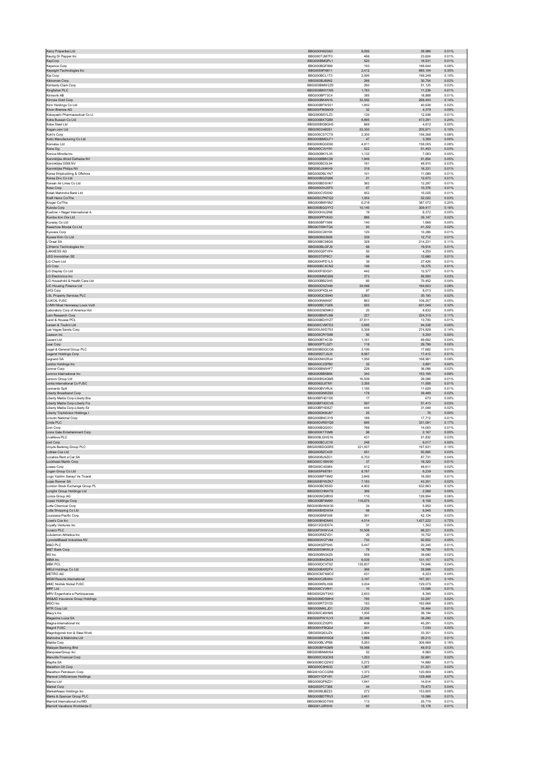| | | | | |
|---|---|---|---|---|
| Kerry Properties Ltd | BBG000H62G63 | 8,095 | 28,989 | 0.01% |
| Keurig Dr Pepper Inc | BBG000TJM7F0 | 466 | 23,624 | 0.01% |
| KeyCorp | BBG000BMQPL1 | 520 | 16,531 | 0.01% |
| Keyence Corp | BBG000BQF869 | 193 | 166,644 | 0.08% |
| Keysight Technologies Inc | BBG0059FN811 | 2,412 | 685,104 | 0.35% |
| Kia Corp | BBG000BCL1T3 | 2,095 | 199,248 | 0.10% |
| Kikkoman Corp | BBG000BJ89N2 | 266 | 30,754 | 0.02% |
| Kimberly-Clark Corp | BBG000BMW2Z0 | 260 | 51,125 | 0.03% |
| Kingfisher PLC | BBG000BKH1W6 | 1,783 | 11,236 | 0.01% |
| Kinnevik AB | BBG000BP73C4 | 385 | 18,888 | 0.01% |
| Kinross Gold Corp | BBG000BK4N16 | 33,582 | 268,400 | 0.14% |
| Kirin Holdings Co Ltd | BBG000BFW551 | 1,842 | 40,638 | 0.02% |
| Knorr-Bremse AG | BBG000FMSMX9 | 32 | 4,379 | 0.00% |
| Kobayashi Pharmaceutical Co Lt | BBG000BSYLZ3 | 120 | 12,938 | 0.01% |
| Kobe Bussan Co Ltd | BBG000BX7GB9 | 8,895 | 473,291 | 0.24% |
| Kobe Steel Ltd | BBG000BGBGH5 | 669 | 4,612 | 0.00% |
| Kogan.com Ltd | BBG00D2480S1 | 23,353 | 205,971 | 0.10% |
| Kohl's Corp | BBG000CS7CT9 | 2,300 | 156,268 | 0.08% |
| Koito Manufacturing Co Ltd | BBG000BMDLF1 | 47 | 3,389 | 0.00% |
| Komatsu Ltd | BBG000BGGD50 | 4,911 | 158,005 | 0.08% |
| Kone Oyj | BBG000C3VY91 | 522 | 51,453 | 0.03% |
| Konica Minolta Inc | BBG000BKYL35 | 1,132 | 7,063 | 0.00% |
| Koninklijke Ahold Delhaize NV | BBG000BBBC58 | 1,949 | 91,854 | 0.05% |
| Koninklijke DSM NV | BBG000BC0L94 | 161 | 49,910 | 0.03% |
| Koninklijke Philips NV | BBG000JX4KH9 | 319 | 16,331 | 0.01% |
| Korea Shipbuilding & Offshore | BBG000DBLYN7 | 101 | 11,089 | 0.01% |
| Korea Zinc Co Ltd | BBG000BGZQ96 | 21 | 12,673 | 0.01% |
| Korean Air Lines Co Ltd | BBG000BDSVK7 | 362 | 12,297 | 0.01% |
| Kose Corp | BBG000DHJ5F9 | 67 | 10,376 | 0.01% |
| Kotak Mahindra Bank Ltd | BBG000CVD592 | 452 | 15,025 | 0.01% |
| Kraft Heinz Co/The | BBG005CPNTQ2 | 1,054 | 52,022 | 0.03% |
| Kroger Co/The | BBG000BMY992 | 6,218 | 387,072 | 0.20% |
| Kubota Corp | BBG000BGGYY2 | 10,145 | 309,417 | 0.16% |
| Kuehne + Nagel International A | BBG000HXJ2N8 | 19 | 8,372 | 0.00% |
| Kumba Iron Ore Ltd | BBG000PPVK43 | 886 | 35,147 | 0.02% |
| Kuraray Co Ltd | BBG000BFY586 | 140 | 1,668 | 0.00% |
| Kweichow Moutai Co Ltd | BBG00709HTQ4 | 93 | 41,322 | 0.02% |
| Kyocera Corp | BBG000C26Y00 | 120 | 10,286 | 0.01% |
| Kyowa Kirin Co Ltd | BBG000BG3926 | 339 | 12,712 | 0.01% |
| L'Oreal SA | BBG000BC98G6 | 328 | 214,231 | 0.11% |
| L3Harris Technologies Inc | BBG000BLGFJ9 | 68 | 19,914 | 0.01% |
| LANXESS AG | BBG000Q9TVP4 | 50 | 4,250 | 0.00% |
| LEG Immobilien SE | BBG003T0P9C1 | 66 | 12,660 | 0.01% |
| LG Chem Ltd | BBG000HPD1L5 | 39 | 27,426 | 0.01% |
| LG Corp | BBG000BCXCN2 | 196 | 18,375 | 0.01% |
| LG Display Co Ltd | BBG000F5DG01 | 442 | 12,577 | 0.01% |
| LG Electronics Inc | BBG000MND269 | 373 | 59,500 | 0.03% |
| LG Household & Health Care Ltd | BBG000BB23H5 | 60 | 70,452 | 0.04% |
| LIC Housing Finance Ltd | BBG000DSZX48 | 24,066 | 164,603 | 0.08% |
| LKQ Corp | BBG000PXDL44 | 97 | 8,013 | 0.00% |
| LSL Property Services PLC | BBG000QCS940 | 3,953 | 30,193 | 0.02% |
| LUKOIL PJSC | BBG000NN8497 | 863 | 106,257 | 0.05% |
| LVMH Moet Hennessy Louis Vuitt | BBG000BC7Q05 | 555 | 631,045 | 0.32% |
| Laboratory Corp of America Hol | BBG000D9DMK0 | 20 | 8,832 | 0.00% |
| Lam Research Corp | BBG000BNFLM9 | 227 | 224,315 | 0.11% |
| Land & Houses PCL | BBG000BDHYZ7 | 37,811 | 13,700 | 0.01% |
| Larsen & Toubro Ltd | BBG000CVM7D3 | 2,695 | 94,538 | 0.05% |
| Las Vegas Sands Corp | BBG000JWD753 | 5,309 | 274,826 | 0.14% |
| Lawson Inc | BBG000CRYS89 | 80 | 5,200 | 0.00% |
| Lazard Ltd | BBG000BT4C39 | 1,161 | 69,692 | 0.04% |
| Lear Corp | BBG000PTLGZ1 | 118 | 29,799 | 0.02% |
| Legal & General Group PLC | BBG000BDQCG6 | 3,190 | 17,682 | 0.01% |
| Legend Holdings Corp | BBG009DTJSJ0 | 8,567 | 17,412 | 0.01% |
| Legrand SA | BBG000NH2RJ4 | 1,050 | 168,981 | 0.09% |
| Leidos Holdings Inc | BBG000C23PB0 | 32 | 3,891 | 0.00% |
| Lennar Corp | BBG000BN5HF7 | 226 | 36,086 | 0.02% |
| Lennox International Inc | BBG000BB5B84 | 343 | 153,195 | 0.08% |
| Lenovo Group Ltd | BBG000BG4QM5 | 16,509 | 26,096 | 0.01% |
| Lenta International Co PJSC | BBG0062L8TM1 | 3,355 | 11,558 | 0.01% |
| Leonardo SpA | BBG000BVVRJ4 | 1,180 | 11,629 | 0.01% |
| Liberty Broadband Corp | BBG006GNRZ83 | 178 | 39,469 | 0.02% |
| Liberty Media Corp-Liberty Bra | BBG00BFHD1D0 | 17 | 670 | 0.00% |
| Liberty Media Corp-Liberty For | BBG00BFHDCV6 | 597 | 51,413 | 0.03% |
| Liberty Media Corp-Liberty Sir | BBG00BFHD827 | 444 | 31,049 | 0.02% |
| Liberty TripAdvisor Holdings I | BBG005DKMJ67 | 25 | 76 | 0.00% |
| Lincoln National Corp | BBG000BNC3Y9 | 189 | 17,712 | 0.01% |
| Linde PLC | BBG00GVR8YQ9 | 695 | 331,091 | 0.17% |
| Lion Corp | BBG000BQG001 | 766 | 14,053 | 0.01% |
| Lions Gate Entertainment Corp | BBG000K1T0M8 | 98 | 2,187 | 0.00% |
| LivaNova PLC | BBG009LGHG16 | 431 | 51,832 | 0.03% |
| Lixil Corp | BBG000BCJCY6 | 246 | 9,017 | 0.00% |
| Lloyds Banking Group PLC | BBG000BDQGR5 | 221,937 | 197,631 | 0.10% |
| Loblaw Cos Ltd | BBG000BZC425 | 451 | 50,895 | 0.03% |
| Localiza Rent a Car SA | BBG000BJ9ZG1 | 6,703 | 87,731 | 0.04% |
| Lockheed Martin Corp | BBG000C1BW00 | 37 | 18,320 | 0.01% |
| Loews Corp | BBG000C45984 | 612 | 48,611 | 0.02% |
| Logan Group Co Ltd | BBG005P687B1 | 8,787 | 9,239 | 0.00% |
| Logo Yazilim Sanayi Ve Ticaret | BBG000BP78M2 | 3,849 | 16,593 | 0.01% |
| Lojas Renner SA | BBG000BYWZK7 | 7,183 | 43,351 | 0.02% |
| London Stock Exchange Group PL | BBG000BC85S0 | 4,902 | 632,863 | 0.32% |
| Longfor Group Holdings Ltd | BBG000CHNH78 | 399 | 2,586 | 0.00% |
| Lonza Group AG | BBG000NQXR55 | 110 | 126,954 | 0.06% |
| Lopez Holdings Corp | BBG000BF6M99 | 116,675 | 9,158 | 0.00% |
| Lotte Chemical Corp | BBG000BHNW30 | 24 | 5,950 | 0.00% |
| Lotte Shopping Co Ltd | BBG000BXDW54 | 69 | 6,945 | 0.00% |
| Louisiana-Pacific Corp | BBG000BNF508 | 391 | 42,124 | 0.02% |
| Lowe's Cos Inc | BBG000BNDN65 | 4,014 | 1,427,222 | 0.72% |
| Loyalty Ventures Inc | BBG012QVD574 | 31 | 1,302 | 0.00% |
| Luceco PLC | BBG00F0HWVJ4 | 10,508 | 68,221 | 0.03% |
| Lululemon Athletica Inc | BBG000R8ZVD1 | 20 | 10,752 | 0.01% |
| LyondellBasell Industries NV | BBG000WCFV84 | 730 | 92,652 | 0.05% |
| M&G PLC | BBG00K9ZPS45 | 5,447 | 20,245 | 0.01% |
| M&T Bank Corp | BBG000D9KWL9 | 79 | 16,789 | 0.01% |
| M3 Inc | BBG000BN34Z6 | 559 | 38,690 | 0.02% |
| MBIA Inc | BBG000BNQN34 | 6,039 | 131,157 | 0.07% |
| MBK PCL | BBG000DCXT62 | 135,837 | 74,946 | 0.04% |
| MEIJI Holdings Co Ltd | BBG000BXR2F4 | 366 | 29,998 | 0.02% |
| METRO AG | BBG00CM7XMC5 | 431 | 6,223 | 0.00% |
| MGM Resorts International | BBG000C2BXK4 | 3,197 | 197,351 | 0.10% |
| MMC Norilsk Nickel PJSC | BBG000KRLH06 | 3,034 | 129,075 | 0.07% |
| MRF Ltd | BBG000CVV6H1 | 10 | 13,098 | 0.01% |
| MRV Engenharia e Participacoes | BBG000QWT9X3 | 2,833 | 8,395 | 0.00% |
| MS&AD Insurance Group Holdings | BBG000MDSMH4 | 785 | 33,297 | 0.02% |
| MSCI Inc | BBG000RTDY25 | 193 | 162,666 | 0.08% |
| MTR Corp Ltd | BBG000MKLJD1 | 2,230 | 16,464 | 0.01% |
| Macy's Inc | BBG000C46HM9 | 1,005 | 36,194 | 0.02% |
| Magazine Luiza SA | BBG000PWYLV3 | 20,349 | 36,280 | 0.02% |
| Magna International Inc | BBG000CZX2P0 | 406 | 45,291 | 0.02% |
| Magnit PJSC | BBG000VFBQG4 | 341 | 7,030 | 0.00% |
| Magnitogorsk Iron & Steel Work | BBG000Q63JZ4 | 2,004 | 33,351 | 0.02% |
| Mahindra & Mahindra Ltd | BBG000BKW6G6 | 1,886 | 29,213 | 0.01% |
| Makita Corp | BBG000BLVPB8 | 5,263 | 306,969 | 0.16% |
| Malayan Banking Bhd | BBG000BF4QM9 | 18,068 | 49,512 | 0.03% |
| ManpowerGroup Inc | BBG000BNMHS4 | 52 | 6,960 | 0.00% |
| Manulife Financial Corp | BBG000C0QCK8 | 1,253 | 32,891 | 0.02% |
| Mapfre SA | BBG000BCQ2W2 | 5,272 | 14,889 | 0.01% |
| Marathon Oil Corp | BBG000C8H633 | 1,387 | 31,321 | 0.02% |
| Marathon Petroleum Corp | BBG001DCCGR8 | 1,373 | 120,809 | 0.06% |
| Maravai LifeSciences Holdings | BBG00Y1DFV91 | 2,247 | 129,488 | 0.07% |
| Marico Ltd | BBG000GPNZ21 | 1,541 | 14,614 | 0.01% |
| Markel Corp | BBG000FC7366 | 44 | 75,473 | 0.04% |
| MarketAxess Holdings Inc | BBG000BJBZ23 | 272 | 153,805 | 0.08% |
| Marks & Spencer Group PLC | BBG000BDTRV3 | 2,451 | 10,566 | 0.01% |
| Marriott International Inc/MD | BBG000BGD7W6 | 113 | 25,719 | 0.01% |
| Marriott Vacations Worldwide C | BBG001J2R5H3 | 65 | 15,178 | 0.01% |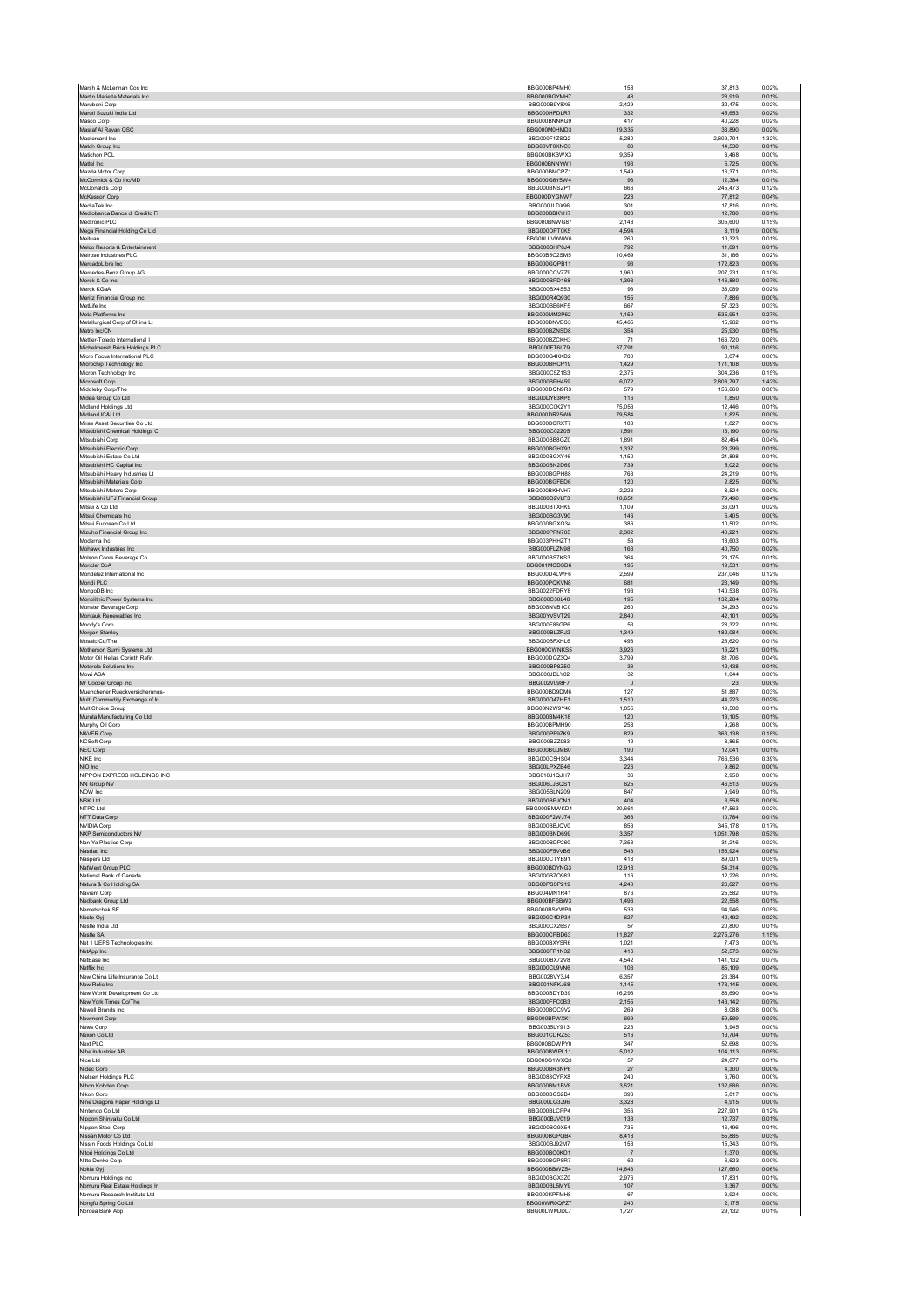| | | | | |
|---|---|---|---|---|
| Marsh & McLennan Cos Inc | BBG000BP4MH0 | 158 | 37,813 | 0.02% |
| Martin Marietta Materials Inc | BBG000BGYMH7 | 48 | 28,919 | 0.01% |
| Marubeni Corp | BBG000B9Y8X6 | 2,429 | 32,475 | 0.02% |
| Maruti Suzuki India Ltd | BBG000HFDLR7 | 332 | 45,653 | 0.02% |
| Masco Corp | BBG000BNNKG9 | 417 | 40,228 | 0.02% |
| Masraf Al Rayan QSC | BBG000M0HMD3 | 19,335 | 33,890 | 0.02% |
| Mastercard Inc | BBG000F1ZSQ2 | 5,280 | 2,609,701 | 1.32% |
| Match Group Inc | BBG00VT0KNC3 | 80 | 14,530 | 0.01% |
| Matichon PCL | BBG000BKBWX3 | 9,359 | 3,468 | 0.00% |
| Mattel Inc | BBG000BNNYW1 | 193 | 5,725 | 0.00% |
| Mazda Motor Corp | BBG000BMCPZ1 | 1,549 | 16,371 | 0.01% |
| McCormick & Co Inc/MD | BBG000G6Y5W4 | 93 | 12,384 | 0.01% |
| McDonald's Corp | BBG000BNSZP1 | 666 | 245,473 | 0.12% |
| McKesson Corp | BBG000DYGNW7 | 228 | 77,812 | 0.04% |
| MediaTek Inc | BBG000JLDX96 | 301 | 17,816 | 0.01% |
| Mediobanca Banca di Credito Fi | BBG000BBKYH7 | 808 | 12,780 | 0.01% |
| Medtronic PLC | BBG000BNWG87 | 2,148 | 305,600 | 0.15% |
| Mega Financial Holding Co Ltd | BBG000DPT0K5 | 4,594 | 8,119 | 0.00% |
| Meituan | BBG00LLV9WW6 | 260 | 10,323 | 0.01% |
| Melco Resorts & Entertainment | BBG000BHP8J4 | 792 | 11,091 | 0.01% |
| Melrose Industries PLC | BBG00B5C2SM5 | 10,469 | 31,186 | 0.02% |
| MercadoLibre Inc | BBG000GQPB11 | 93 | 172,823 | 0.09% |
| Mercedes-Benz Group AG | BBG000CCVZZ9 | 1,960 | 207,231 | 0.10% |
| Merck & Co Inc | BBG000BPD168 | 1,393 | 146,880 | 0.07% |
| Merck KGaA | BBG000BX4S53 | 93 | 33,089 | 0.02% |
| Meritz Financial Group Inc | BBG000R4Q930 | 155 | 7,886 | 0.00% |
| MetLife Inc | BBG000BB6KF5 | 667 | 57,323 | 0.03% |
| Meta Platforms Inc | BBG000MM2P62 | 1,159 | 535,951 | 0.27% |
| Metallurgical Corp of China Lt | BBG000BNVDS3 | 45,465 | 15,962 | 0.01% |
| Metro Inc/CN | BBG000BZNSD8 | 354 | 25,930 | 0.01% |
| Mettler-Toledo International I | BBG000BZCKH3 | 71 | 166,720 | 0.08% |
| Michelmersh Brick Holdings PLC | BBG000FT8L79 | 37,791 | 90,116 | 0.05% |
| Micro Focus International PLC | BBG000G4KKD2 | 780 | 6,074 | 0.00% |
| Microchip Technology Inc | BBG000BHCP19 | 1,429 | 171,108 | 0.09% |
| Micron Technology Inc | BBG000C5Z1S3 | 2,375 | 304,236 | 0.15% |
| Microsoft Corp | BBG000BPH459 | 6,072 | 2,808,797 | 1.42% |
| Middleby Corp/The | BBG000DQN9R3 | 579 | 156,660 | 0.08% |
| Midea Group Co Ltd | BBG00DY63KP5 | 116 | 1,850 | 0.00% |
| Midland Holdings Ltd | BBG000C0K2Y1 | 75,053 | 12,446 | 0.01% |
| Midland IC&I Ltd | BBG000DR25W6 | 79,584 | 1,825 | 0.00% |
| Mirae Asset Securities Co Ltd | BBG000BCRXT7 | 183 | 1,827 | 0.00% |
| Mitsubishi Chemical Holdings C | BBG000C02Z05 | 1,591 | 16,190 | 0.01% |
| Mitsubishi Corp | BBG000BB8GZ0 | 1,891 | 82,464 | 0.04% |
| Mitsubishi Electric Corp | BBG000BGHX91 | 1,337 | 23,299 | 0.01% |
| Mitsubishi Estate Co Ltd | BBG000BGXY46 | 1,150 | 21,898 | 0.01% |
| Mitsubishi HC Capital Inc | BBG000BN2D69 | 739 | 5,022 | 0.00% |
| Mitsubishi Heavy Industries Lt | BBG000BGPH88 | 763 | 24,219 | 0.01% |
| Mitsubishi Materials Corp | BBG000BGFBD6 | 120 | 2,825 | 0.00% |
| Mitsubishi Motors Corp | BBG000BKHVH7 | 2,223 | 8,524 | 0.00% |
| Mitsubishi UFJ Financial Group | BBG000D2VLF3 | 10,651 | 79,496 | 0.04% |
| Mitsui & Co Ltd | BBG000BTXPK9 | 1,109 | 36,091 | 0.02% |
| Mitsui Chemicals Inc | BBG000BG3V90 | 146 | 5,405 | 0.00% |
| Mitsui Fudosan Co Ltd | BBG000BGXQ34 | 386 | 10,502 | 0.01% |
| Mizuho Financial Group Inc | BBG000PPN705 | 2,302 | 40,221 | 0.02% |
| Moderna Inc | BBG003PHHZT1 | 53 | 18,603 | 0.01% |
| Mohawk Industries Inc | BBG000FLZN98 | 163 | 40,750 | 0.02% |
| Molson Coors Beverage Co | BBG000BS7KS3 | 364 | 23,175 | 0.01% |
| Moncler SpA | BBG001MCDSD6 | 195 | 19,531 | 0.01% |
| Mondelez International Inc | BBG000D4LWF6 | 2,599 | 237,046 | 0.12% |
| Mondi PLC | BBG000PQKVN8 | 681 | 23,149 | 0.01% |
| MongoDB Inc | BBG0022FDRY8 | 193 | 140,538 | 0.07% |
| Monolithic Power Systems Inc | BBG000C30L48 | 195 | 132,284 | 0.07% |
| Monster Beverage Corp | BBG008NVB1C0 | 260 | 34,293 | 0.02% |
| Montauk Renewables Inc | BBG00YVSVT29 | 2,840 | 42,101 | 0.02% |
| Moody's Corp | BBG000F86GP6 | 53 | 28,322 | 0.01% |
| Morgan Stanley | BBG000BLZRJ2 | 1,349 | 182,084 | 0.09% |
| Mosaic Co/The | BBG000BFXHL6 | 493 | 26,620 | 0.01% |
| Motherson Sumi Systems Ltd | BBG000CWNKS5 | 3,926 | 16,221 | 0.01% |
| Motor Oil Hellas Corinth Refin | BBG000DQZ3Q4 | 3,799 | 81,706 | 0.04% |
| Motorola Solutions Inc | BBG000BP8Z50 | 33 | 12,438 | 0.01% |
| Mowi ASA | BBG000JDLY02 | 32 | 1,044 | 0.00% |
| Mr Cooper Group Inc | BBG002V098F7 | 0 | 23 | 0.00% |
| Muenchener Rueckversicherungs- | BBG000BD9DM6 | 127 | 51,887 | 0.03% |
| Multi Commodity Exchange of In | BBG000Q47HF1 | 1,510 | 44,223 | 0.02% |
| MultiChoice Group | BBG00N2W9Y48 | 1,855 | 19,508 | 0.01% |
| Murata Manufacturing Co Ltd | BBG000BM4K18 | 120 | 13,105 | 0.01% |
| Murphy Oil Corp | BBG000BPMH90 | 258 | 9,268 | 0.00% |
| NAVER Corp | BBG000PF9ZK9 | 829 | 363,138 | 0.18% |
| NCSoft Corp | BBG000BZZ983 | 12 | 8,865 | 0.00% |
| NEC Corp | BBG000BGJMB0 | 190 | 12,041 | 0.01% |
| NIKE Inc | BBG000C5HS04 | 3,344 | 766,536 | 0.39% |
| NIO Inc | BBG00LPXZB46 | 226 | 9,862 | 0.00% |
| NIPPON EXPRESS HOLDINGS INC | BBG010J1QJH7 | 36 | 2,950 | 0.00% |
| NN Group NV | BBG006LJBQS1 | 625 | 46,513 | 0.02% |
| NOW Inc | BBG005BLN209 | 847 | 9,949 | 0.01% |
| NSK Ltd | BBG000BFJCN1 | 404 | 3,558 | 0.00% |
| NTPC Ltd | BBG000BMWKD4 | 20,664 | 47,563 | 0.02% |
| NTT Data Corp | BBG000F2WJ74 | 366 | 10,784 | 0.01% |
| NVIDIA Corp | BBG000BBJQV0 | 853 | 345,178 | 0.17% |
| NXP Semiconductors NV | BBG000BND699 | 3,357 | 1,051,798 | 0.53% |
| Nan Ya Plastics Corp | BBG000BDP260 | 7,353 | 31,216 | 0.02% |
| Nasdaq Inc | BBG000F5VVB6 | 543 | 156,924 | 0.08% |
| Naspers Ltd | BBG000CTYB91 | 418 | 89,001 | 0.05% |
| NatWest Group PLC | BBG000BDYNG3 | 12,918 | 54,314 | 0.03% |
| National Bank of Canada | BBG000BZQ983 | 116 | 12,226 | 0.01% |
| Natura & Co Holding SA | BBG00PSSP219 | 4,240 | 26,627 | 0.01% |
| Navient Corp | BBG004MN1R41 | 876 | 25,582 | 0.01% |
| Nedbank Group Ltd | BBG000BFSBW3 | 1,496 | 22,558 | 0.01% |
| Nemetschek SE | BBG000BSYWP0 | 538 | 94,946 | 0.05% |
| Neste Oyj | BBG000C4DP34 | 627 | 42,492 | 0.02% |
| Nestle India Ltd | BBG000CX26S7 | 57 | 20,800 | 0.01% |
| Nestle SA | BBG000CPBD63 | 11,827 | 2,275,276 | 1.15% |
| Net 1 UEPS Technologies Inc | BBG000BXYSR6 | 1,021 | 7,473 | 0.00% |
| NetApp Inc | BBG000FP1N32 | 416 | 52,573 | 0.03% |
| NetEase Inc | BBG000BX72V8 | 4,542 | 141,132 | 0.07% |
| Netflix Inc | BBG000CL9VN6 | 103 | 85,109 | 0.04% |
| New China Life Insurance Co Lt | BBG0028VY3J4 | 6,357 | 23,384 | 0.01% |
| New Relic Inc | BBG001NFKJ68 | 1,145 | 173,145 | 0.09% |
| New World Development Co Ltd | BBG000BDYD39 | 16,296 | 88,690 | 0.04% |
| New York Times Co/The | BBG000FFC0B3 | 2,155 | 143,142 | 0.07% |
| Newell Brands Inc | BBG000BQC9V2 | 269 | 8,088 | 0.00% |
| Newmont Corp | BBG000BPWXK1 | 699 | 59,589 | 0.03% |
| News Corp | BBG0035LY913 | 228 | 6,945 | 0.00% |
| Nexon Co Ltd | BBG001CDRZ53 | 516 | 13,704 | 0.01% |
| Next PLC | BBG000BDWPY0 | 347 | 52,698 | 0.03% |
| Nibe Industrier AB | BBG000BWPL11 | 5,012 | 104,113 | 0.05% |
| Nice Ltd | BBG000G1WXQ3 | 57 | 24,077 | 0.01% |
| Nidec Corp | BBG000BR3NP6 | 27 | 4,300 | 0.00% |
| Nielsen Holdings PLC | BBG008CYPX8 | 240 | 6,760 | 0.00% |
| Nihon Kohden Corp | BBG000BM1BV8 | 3,521 | 132,686 | 0.07% |
| Nikon Corp | BBG000BGS2B4 | 393 | 5,817 | 0.00% |
| Nine Dragons Paper Holdings Lt | BBG000LG3J96 | 3,328 | 4,915 | 0.00% |
| Nintendo Co Ltd | BBG000BLCPP4 | 356 | 227,901 | 0.12% |
| Nippon Shinyaku Co Ltd | BBG000BJV019 | 133 | 12,737 | 0.01% |
| Nippon Steel Corp | BBG000BG9X54 | 735 | 16,496 | 0.01% |
| Nissan Motor Co Ltd | BBG000BGPQB4 | 8,418 | 55,885 | 0.03% |
| Nissin Foods Holdings Co Ltd | BBG000BJ92M7 | 153 | 15,343 | 0.01% |
| Nitori Holdings Co Ltd | BBG000BC0KD1 | 7 | 1,370 | 0.00% |
| Nitto Denko Corp | BBG000BGP8R7 | 62 | 6,623 | 0.00% |
| Nokia Oyj | BBG000BBWZ54 | 14,643 | 127,660 | 0.06% |
| Nomura Holdings Inc | BBG000BGX3Z0 | 2,976 | 17,831 | 0.01% |
| Nomura Real Estate Holdings In | BBG000BL9MY9 | 107 | 3,367 | 0.00% |
| Nomura Research Institute Ltd | BBG000KPFMH8 | 67 | 3,924 | 0.00% |
| Nongfu Spring Co Ltd | BBG00WR0QPZ7 | 240 | 2,175 | 0.00% |
| Nordea Bank Abp | BBG00LWMJDL7 | 1,727 | 29,132 | 0.01% |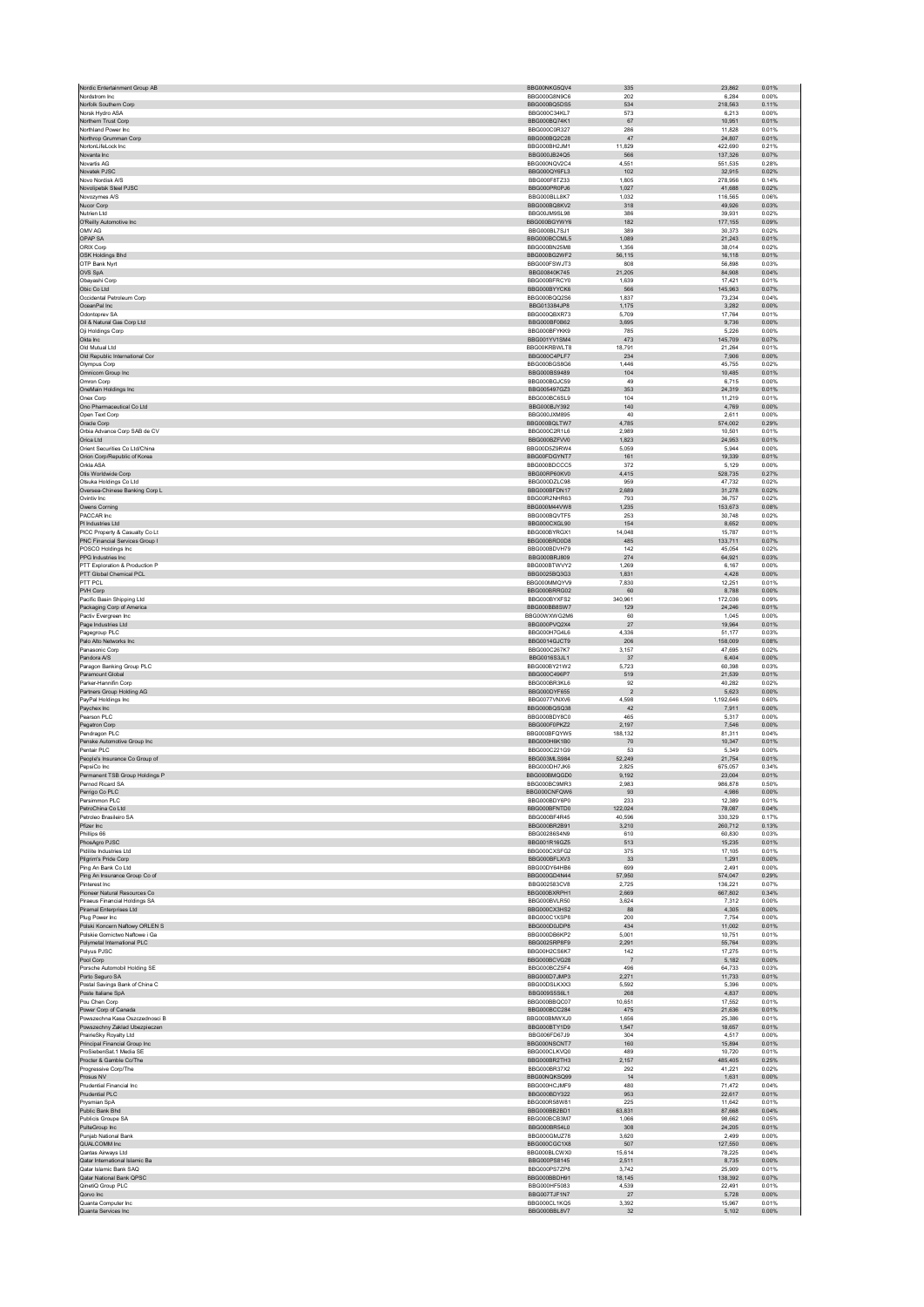| | | | | |
|---|---|---|---|---|
| Nordic Entertainment Group AB | BBG00NKG5QV4 | 335 | 23,862 | 0.01% |
| Nordstrom Inc | BBG000G8N9C6 | 202 | 6,284 | 0.00% |
| Norfolk Southern Corp | BBG000BQ5DS5 | 534 | 218,563 | 0.11% |
| Norsk Hydro ASA | BBG000C34KL7 | 573 | 6,213 | 0.00% |
| Northern Trust Corp | BBG000BQ74K1 | 67 | 10,951 | 0.01% |
| Northland Power Inc | BBG000C0R327 | 286 | 11,828 | 0.01% |
| Northrop Grumman Corp | BBG000BQ2C28 | 47 | 24,807 | 0.01% |
| NortonLifeLock Inc | BBG000BH2JM1 | 11,829 | 422,690 | 0.21% |
| Novanta Inc | BBG000JB24Q5 | 566 | 137,326 | 0.07% |
| Novartis AG | BBG000NQV2C4 | 4,551 | 551,535 | 0.28% |
| Novatek PJSC | BBG000QY6FL3 | 102 | 32,915 | 0.02% |
| Novo Nordisk A/S | BBG000F8TZ33 | 1,805 | 278,956 | 0.14% |
| Novolipetsk Steel PJSC | BBG000PR0PJ6 | 1,027 | 41,688 | 0.02% |
| Novozymes A/S | BBG000BLL8K7 | 1,032 | 116,565 | 0.06% |
| Nucor Corp | BBG000BQ8KV2 | 318 | 49,926 | 0.03% |
| Nutrien Ltd | BBG00JM9SL98 | 386 | 39,931 | 0.02% |
| O'Reilly Automotive Inc | BBG000BGYWY6 | 182 | 177,155 | 0.09% |
| OMV AG | BBG000BL7SJ1 | 389 | 30,373 | 0.02% |
| OPAP SA | BBG000BCCML5 | 1,089 | 21,243 | 0.01% |
| ORIX Corp | BBG000BN25M8 | 1,356 | 38,014 | 0.02% |
| OSK Holdings Bhd | BBG000BQ2WF2 | 56,115 | 16,118 | 0.01% |
| OTP Bank Nyrt | BBG000FSWJT3 | 808 | 56,898 | 0.03% |
| OVS SpA | BBG0084OK745 | 21,205 | 84,908 | 0.04% |
| Obayashi Corp | BBG000BFRCY0 | 1,639 | 17,421 | 0.01% |
| Obic Co Ltd | BBG000BYYCK6 | 566 | 145,963 | 0.07% |
| Occidental Petroleum Corp | BBG000BQQ2S6 | 1,837 | 73,234 | 0.04% |
| OceanPal Inc | BBG013384JP8 | 1,175 | 3,282 | 0.00% |
| Odontoprev SA | BBG000QBXR73 | 5,709 | 17,784 | 0.01% |
| Oil & Natural Gas Corp Ltd | BBG000BF0B62 | 3,695 | 9,736 | 0.00% |
| Oji Holdings Corp | BBG000BFYKK9 | 785 | 5,226 | 0.00% |
| Okta Inc | BBG001YV1SM4 | 473 | 145,709 | 0.07% |
| Old Mutual Ltd | BBG00KRBWLT8 | 18,791 | 21,264 | 0.01% |
| Old Republic International Cor | BBG000C4PLF7 | 234 | 7,906 | 0.00% |
| Olympus Corp | BBG000BGS8G6 | 1,446 | 45,755 | 0.02% |
| Omnicom Group Inc | BBG000BS9489 | 104 | 10,485 | 0.01% |
| Omron Corp | BBG000BGJC59 | 49 | 6,715 | 0.00% |
| OneMain Holdings Inc | BBG005497GZ3 | 353 | 24,319 | 0.01% |
| Onex Corp | BBG000BC6SL9 | 104 | 11,219 | 0.01% |
| Ono Pharmaceutical Co Ltd | BBG000BJY392 | 140 | 4,769 | 0.00% |
| Open Text Corp | BBG000JXM895 | 40 | 2,611 | 0.00% |
| Oracle Corp | BBG000BQLTW7 | 4,785 | 574,002 | 0.29% |
| Orbia Advance Corp SAB de CV | BBG000C2R1L6 | 2,989 | 10,501 | 0.01% |
| Orica Ltd | BBG000BZFVV0 | 1,823 | 24,953 | 0.01% |
| Orient Securities Co Ltd/China | BBG00DSZ9RW4 | 5,059 | 5,944 | 0.00% |
| Orion Corp/Republic of Korea | BBG00FDGYNT7 | 161 | 19,339 | 0.01% |
| Orkla ASA | BBG000BDCCC5 | 372 | 5,129 | 0.00% |
| Otis Worldwide Corp | BBG00RP60KV0 | 4,415 | 528,735 | 0.27% |
| Otsuka Holdings Co Ltd | BBG000DZLC98 | 959 | 47,732 | 0.02% |
| Oversea-Chinese Banking Corp L | BBG000BFDN17 | 2,689 | 31,278 | 0.02% |
| Ovintiv Inc | BBG00R2NHR63 | 793 | 36,757 | 0.02% |
| Owens Corning | BBG000M44VW8 | 1,235 | 153,673 | 0.08% |
| PACCAR Inc | BBG000BQVTF5 | 253 | 30,748 | 0.02% |
| PI Industries Ltd | BBG000CXGL90 | 154 | 8,652 | 0.00% |
| PICC Property & Casualty Co Lt | BBG000BYRGX1 | 14,048 | 15,787 | 0.01% |
| PNC Financial Services Group I | BBG000BRD0D8 | 485 | 133,711 | 0.07% |
| POSCO Holdings Inc | BBG000BDVH79 | 142 | 45,054 | 0.02% |
| PPG Industries Inc | BBG000BRJ809 | 274 | 64,921 | 0.03% |
| PTT Exploration & Production P | BBG000BTWVY2 | 1,269 | 6,167 | 0.00% |
| PTT Global Chemical PCL | BBG0025BQ3G3 | 1,831 | 4,428 | 0.00% |
| PTT PCL | BBG000MMQYV9 | 7,830 | 12,251 | 0.01% |
| PVH Corp | BBG000BRRG02 | 60 | 8,788 | 0.00% |
| Pacific Basin Shipping Ltd | BBG000BYXFS2 | 340,961 | 172,036 | 0.09% |
| Packaging Corp of America | BBG000BB8SW7 | 129 | 24,246 | 0.01% |
| Pactiv Evergreen Inc | BBG00WXWG2M8 | 60 | 1,045 | 0.00% |
| Page Industries Ltd | BBG000PVQ2X4 | 27 | 19,964 | 0.01% |
| Pagegroup PLC | BBG000H7G4L6 | 4,336 | 51,177 | 0.03% |
| Palo Alto Networks Inc | BBG0014GJCT9 | 206 | 158,009 | 0.08% |
| Panasonic Corp | BBG000C267K7 | 3,157 | 47,695 | 0.02% |
| Pandora A/S | BBG001653JL1 | 37 | 6,404 | 0.00% |
| Paragon Banking Group PLC | BBG000BY21W2 | 5,723 | 60,398 | 0.03% |
| Paramount Global | BBG000C496P7 | 519 | 21,539 | 0.01% |
| Parker-Hannifin Corp | BBG000BR3KL6 | 92 | 40,282 | 0.02% |
| Partners Group Holding AG | BBG000DYF655 | 2 | 5,623 | 0.00% |
| PayPal Holdings Inc | BBG0077VNXV6 | 4,598 | 1,192,646 | 0.60% |
| Paychex Inc | BBG000BQSQ38 | 42 | 7,911 | 0.00% |
| Pearson PLC | BBG000BDY8C0 | 465 | 5,317 | 0.00% |
| Pegatron Corp | BBG000F0PKZ2 | 2,197 | 7,546 | 0.00% |
| Pendragon PLC | BBG000BFQYW5 | 188,132 | 81,311 | 0.04% |
| Penske Automotive Group Inc | BBG000H6K1B0 | 70 | 10,347 | 0.01% |
| Pentair PLC | BBG000C221G9 | 53 | 5,349 | 0.00% |
| People's Insurance Co Group of | BBG003ML5984 | 52,249 | 21,754 | 0.01% |
| PepsiCo Inc | BBG000DH7JK6 | 2,825 | 675,057 | 0.34% |
| Permanent TSB Group Holdings P | BBG000BMQGD0 | 9,192 | 23,004 | 0.01% |
| Pernod Ricard SA | BBG000BC9MR3 | 2,983 | 986,878 | 0.50% |
| Perrigo Co PLC | BBG000CNFQW6 | 93 | 4,986 | 0.00% |
| Persimmon PLC | BBG000BDY8P0 | 233 | 12,389 | 0.01% |
| PetroChina Co Ltd | BBG000BFNTD0 | 122,024 | 78,087 | 0.04% |
| Petroleo Brasileiro SA | BBG000BF4R45 | 40,596 | 330,329 | 0.17% |
| Pfizer Inc | BBG000BR2B91 | 3,210 | 260,712 | 0.13% |
| Phillips 66 | BBG00286S4N9 | 610 | 60,830 | 0.03% |
| PhosAgro PJSC | BBG001R16GZ5 | 513 | 15,235 | 0.01% |
| Pidilite Industries Ltd | BBG000CXSFG2 | 375 | 17,105 | 0.01% |
| Pilgrim's Pride Corp | BBG000BFLXV3 | 33 | 1,291 | 0.00% |
| Ping An Bank Co Ltd | BBG00DY64HB6 | 699 | 2,491 | 0.00% |
| Ping An Insurance Group Co of | BBG000GD4N44 | 57,950 | 574,047 | 0.29% |
| Pinterest Inc | BBG002583CV8 | 2,725 | 136,221 | 0.07% |
| Pioneer Natural Resources Co | BBG000BXRPH1 | 2,669 | 667,802 | 0.34% |
| Piraeus Financial Holdings SA | BBG000BVLR50 | 3,624 | 7,312 | 0.00% |
| Piramal Enterprises Ltd | BBG000CX3HS2 | 88 | 4,305 | 0.00% |
| Plug Power Inc | BBG000C1XSP8 | 200 | 7,754 | 0.00% |
| Polski Koncern Naftowy ORLEN S | BBG000D0JDP6 | 434 | 11,002 | 0.01% |
| Polskie Gornictwo Naftowe i Ga | BBG000DB6KP2 | 5,001 | 10,751 | 0.01% |
| Polymetal International PLC | BBG0025RP8F9 | 2,291 | 55,764 | 0.03% |
| Polyus PJSC | BBG00H2CS6K7 | 142 | 17,275 | 0.01% |
| Pool Corp | BBG000BCVG28 | 7 | 5,182 | 0.00% |
| Porsche Automobil Holding SE | BBG000BCZ5F4 | 496 | 64,733 | 0.03% |
| Porto Seguro SA | BBG000D7JMP3 | 2,271 | 11,733 | 0.01% |
| Postal Savings Bank of China C | BBG00DSLKXX3 | 5,592 | 5,396 | 0.00% |
| Poste Italiane SpA | BBG009S5S6L1 | 268 | 4,837 | 0.00% |
| Pou Chen Corp | BBG000BBQC07 | 10,651 | 17,552 | 0.01% |
| Power Corp of Canada | BBG000BCC284 | 475 | 21,636 | 0.01% |
| Powszechna Kasa Oszczednosci B | BBG000BMWXJ0 | 1,656 | 25,386 | 0.01% |
| Powszechny Zaklad Ubezpieczen | BBG000BTY1D9 | 1,547 | 18,657 | 0.01% |
| PrairieSky Royalty Ltd | BBG006FD67J9 | 304 | 4,517 | 0.00% |
| Principal Financial Group Inc | BBG000NSCNT7 | 160 | 15,894 | 0.01% |
| ProSiebenSat.1 Media SE | BBG000CLKVQ0 | 489 | 10,720 | 0.01% |
| Procter & Gamble Co/The | BBG000BR2TH3 | 2,157 | 485,405 | 0.25% |
| Progressive Corp/The | BBG000BR37X2 | 292 | 41,221 | 0.02% |
| Prosus NV | BBG00NQKSQ99 | 14 | 1,631 | 0.00% |
| Prudential Financial Inc | BBG000HCJMF9 | 480 | 71,472 | 0.04% |
| Prudential PLC | BBG000BDY322 | 953 | 22,617 | 0.01% |
| Prysmian SpA | BBG000R58W81 | 225 | 11,642 | 0.01% |
| Public Bank Bhd | BBG000BB2BD1 | 63,831 | 87,668 | 0.04% |
| Publicis Groupe SA | BBG000BCB3M7 | 1,066 | 98,662 | 0.05% |
| PulteGroup Inc | BBG000BR54L0 | 308 | 24,205 | 0.01% |
| Punjab National Bank | BBG000GMJZ78 | 3,620 | 2,499 | 0.00% |
| QUALCOMM Inc | BBG000CGC1X8 | 507 | 127,550 | 0.06% |
| Qantas Airways Ltd | BBG000BLCWX0 | 15,614 | 78,225 | 0.04% |
| Qatar International Islamic Ba | BBG000PS8145 | 2,511 | 8,735 | 0.00% |
| Qatar Islamic Bank SAQ | BBG000PS7ZP6 | 3,742 | 25,909 | 0.01% |
| Qatar National Bank QPSC | BBG000BBDH91 | 18,145 | 138,392 | 0.07% |
| QinetiQ Group PLC | BBG000HF5083 | 4,539 | 22,491 | 0.01% |
| Qorvo Inc | BBG007TJF1N7 | 27 | 5,728 | 0.00% |
| Quanta Computer Inc | BBG000CL1KQ5 | 3,392 | 15,967 | 0.01% |
| Quanta Services Inc | BBG000BBL8V7 | 32 | 5,102 | 0.00% |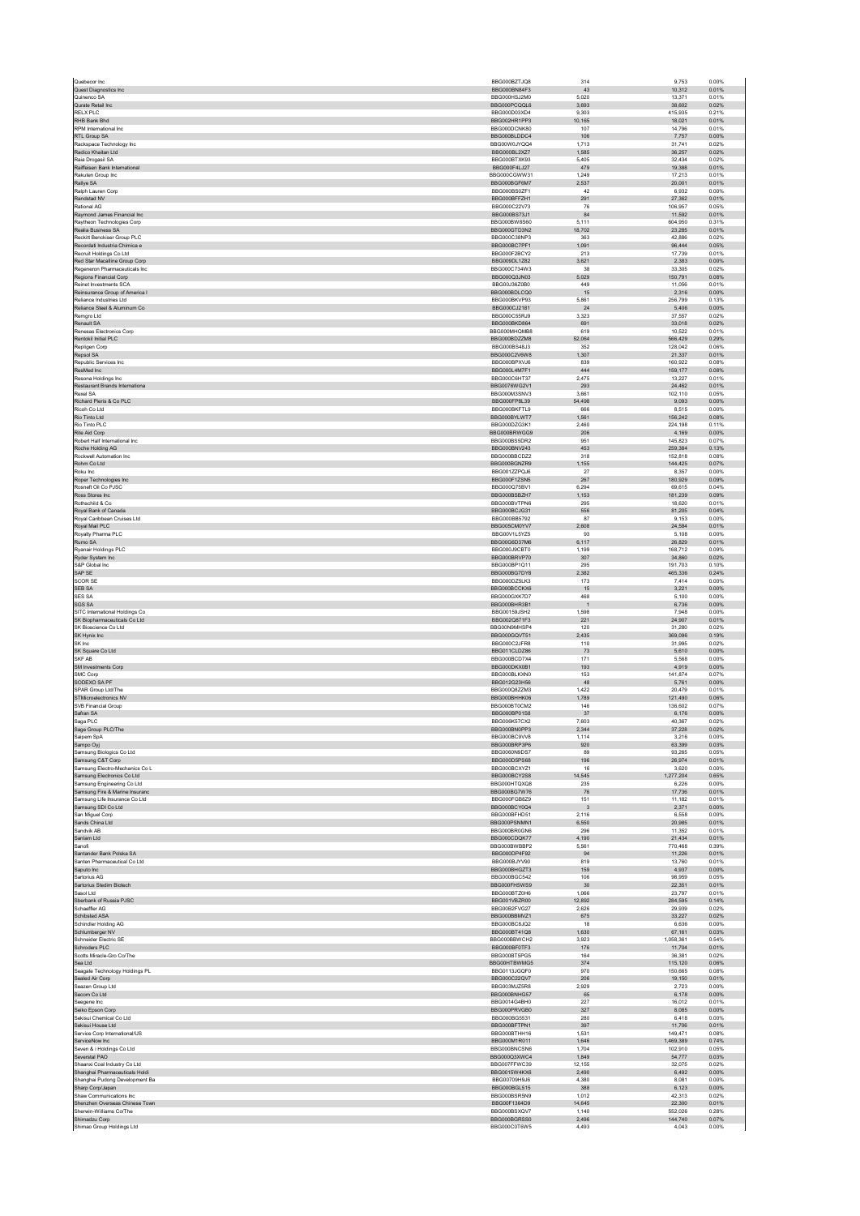| | | | | |
|---|---|---|---|---|
| Quebecor Inc | BBG000BZTJQ8 | 314 | 9,753 | 0.00% |
| Quest Diagnostics Inc | BBG000BN84F3 | 43 | 10,312 | 0.01% |
| Quinenco SA | BBG000HSJ2M0 | 5,020 | 13,371 | 0.01% |
| Qurate Retail Inc | BBG000PCQQL6 | 3,693 | 38,602 | 0.02% |
| RELX PLC | BBG000D03XD4 | 9,303 | 415,935 | 0.21% |
| RHB Bank Bhd | BBG002HR1PP3 | 10,165 | 18,021 | 0.01% |
| RPM International Inc | BBG000DCNK80 | 107 | 14,796 | 0.01% |
| RTL Group SA | BBG000BLDDC4 | 106 | 7,757 | 0.00% |
| Rackspace Technology Inc | BBG00W0JYQQ4 | 1,713 | 31,741 | 0.02% |
| Radico Khaitan Ltd | BBG000BL2XZ7 | 1,585 | 36,257 | 0.02% |
| Raia Drogasil SA | BBG000BTXK93 | 5,405 | 32,434 | 0.02% |
| Raiffeisen Bank International | BBG000F4LJ27 | 479 | 19,388 | 0.01% |
| Rakuten Group Inc | BBG000CGWW31 | 1,249 | 17,213 | 0.01% |
| Rallye SA | BBG000BGF6M7 | 2,537 | 20,001 | 0.01% |
| Ralph Lauren Corp | BBG000BS0ZF1 | 42 | 6,932 | 0.00% |
| Randstad NV | BBG000BFFZH1 | 291 | 27,362 | 0.01% |
| Rational AG | BBG000C22V73 | 76 | 106,957 | 0.05% |
| Raymond James Financial Inc | BBG000BS73J1 | 84 | 11,592 | 0.01% |
| Raytheon Technologies Corp | BBG000BW8S60 | 5,111 | 604,950 | 0.31% |
| Realia Business SA | BBG000GTD3N2 | 18,702 | 23,285 | 0.01% |
| Reckitt Benckiser Group PLC | BBG000C38NP3 | 363 | 42,886 | 0.02% |
| Recordati Industria Chimica e | BBG000BC7PF1 | 1,091 | 96,444 | 0.05% |
| Recruit Holdings Co Ltd | BBG000F2BCY2 | 213 | 17,739 | 0.01% |
| Red Star Macalline Group Corp | BBG009DL1Z82 | 3,621 | 2,383 | 0.00% |
| Regeneron Pharmaceuticals Inc | BBG000C734W3 | 38 | 33,305 | 0.02% |
| Regions Financial Corp | BBG000Q3JN03 | 5,029 | 150,791 | 0.08% |
| Reinet Investments SCA | BBG00J36Z0B0 | 449 | 11,056 | 0.01% |
| Reinsurance Group of America I | BBG000BDLCQ0 | 15 | 2,316 | 0.00% |
| Reliance Industries Ltd | BBG000BKVP93 | 5,861 | 256,799 | 0.13% |
| Reliance Steel & Aluminum Co | BBG000CJ2181 | 24 | 5,406 | 0.00% |
| Remgro Ltd | BBG000C55RJ9 | 3,323 | 37,557 | 0.02% |
| Renault SA | BBG000BKD864 | 691 | 33,018 | 0.02% |
| Renesas Electronics Corp | BBG000MHQMB8 | 619 | 10,522 | 0.01% |
| Rentokil Initial PLC | BBG000BDZZM8 | 52,064 | 566,429 | 0.29% |
| Repligen Corp | BBG000BS48J3 | 352 | 128,042 | 0.06% |
| Repsol SA | BBG000C2V6W8 | 1,307 | 21,337 | 0.01% |
| Republic Services Inc | BBG000BPXVJ6 | 839 | 160,922 | 0.08% |
| ResMed Inc | BBG000L4M7F1 | 444 | 159,177 | 0.08% |
| Resona Holdings Inc | BBG000C6HT37 | 2,475 | 13,227 | 0.01% |
| Restaurant Brands Internationa | BBG007BWG2V1 | 293 | 24,462 | 0.01% |
| Rexel SA | BBG000M3SNV3 | 3,661 | 102,110 | 0.05% |
| Richard Pieris & Co PLC | BBG000FP8L39 | 54,498 | 9,093 | 0.00% |
| Ricoh Co Ltd | BBG000BKFTL9 | 666 | 8,515 | 0.00% |
| Rio Tinto Ltd | BBG000BYLWT7 | 1,561 | 156,242 | 0.08% |
| Rio Tinto PLC | BBG000DZG3K1 | 2,460 | 224,198 | 0.11% |
| Rite Aid Corp | BBG000BRWGG9 | 206 | 4,169 | 0.00% |
| Robert Half International Inc | BBG000BS5DR2 | 951 | 145,823 | 0.07% |
| Roche Holding AG | BBG000BNV243 | 453 | 259,384 | 0.13% |
| Rockwell Automation Inc | BBG000BBCDZ2 | 318 | 152,818 | 0.08% |
| Rohm Co Ltd | BBG000BGNZR9 | 1,155 | 144,425 | 0.07% |
| Roku Inc | BBG001ZZPQJ6 | 27 | 8,357 | 0.00% |
| Roper Technologies Inc | BBG000F1ZSN5 | 267 | 180,929 | 0.09% |
| Rosneft Oil Co PJSC | BBG000Q75BV1 | 6,294 | 69,615 | 0.04% |
| Ross Stores Inc | BBG000BSBZH7 | 1,153 | 181,239 | 0.09% |
| Rothschild & Co | BBG000BVTPN6 | 295 | 18,620 | 0.01% |
| Royal Bank of Canada | BBG000BCJ031 | 556 | 81,205 | 0.04% |
| Royal Caribbean Cruises Ltd | BBG000BB5792 | 87 | 9,153 | 0.00% |
| Royal Mail PLC | BBG005CM0YV7 | 2,608 | 24,584 | 0.01% |
| Royalty Pharma PLC | BBG00V1L5YZ5 | 93 | 5,108 | 0.00% |
| Rumo SA | BBG00G6D37M6 | 6,117 | 26,829 | 0.01% |
| Ryanair Holdings PLC | BBG000J9CBT0 | 1,199 | 168,712 | 0.09% |
| Ryder System Inc | BBG000BRVP70 | 307 | 34,860 | 0.02% |
| S&P Global Inc | BBG000BP1Q11 | 295 | 191,703 | 0.10% |
| SAP SE | BBG000BG7DY8 | 2,382 | 465,336 | 0.24% |
| SCOR SE | BBG000DZ5LK3 | 173 | 7,414 | 0.00% |
| SEB SA | BBG000BCCKX6 | 15 | 3,221 | 0.00% |
| SES SA | BBG000GXK7D7 | 468 | 5,100 | 0.00% |
| SGS SA | BBG000BHR3B1 | 1 | 6,736 | 0.00% |
| SITC International Holdings Co | BBG00159JSH2 | 1,598 | 7,948 | 0.00% |
| SK Biopharmaceuticals Co Ltd | BBG002Q871F3 | 221 | 24,907 | 0.01% |
| SK Bioscience Co Ltd | BBG00N9MHSP4 | 120 | 31,280 | 0.02% |
| SK Hynix Inc | BBG000GQVT51 | 2,435 | 369,096 | 0.19% |
| SK Inc | BBG000C2JFR8 | 110 | 31,995 | 0.02% |
| SK Square Co Ltd | BBG011CLDZ86 | 73 | 5,610 | 0.00% |
| SKF AB | BBG000BCD7X4 | 171 | 5,568 | 0.00% |
| SM Investments Corp | BBG000DKX0B1 | 193 | 4,919 | 0.00% |
| SMC Corp | BBG000BLKXN0 | 153 | 141,874 | 0.07% |
| SODEXO SA PF | BBG012G23H56 | 48 | 5,761 | 0.00% |
| SPAR Group Ltd/The | BBG000Q8ZZM3 | 1,422 | 20,479 | 0.01% |
| STMicroelectronics NV | BBG000BHHK06 | 1,789 | 121,490 | 0.06% |
| SVB Financial Group | BBG000BT0CM2 | 146 | 136,602 | 0.07% |
| Safran SA | BBG000BP01S8 | 37 | 6,176 | 0.00% |
| Saga PLC | BBG006K57CX2 | 7,603 | 40,367 | 0.02% |
| Sage Group PLC/The | BBG000BN0PP3 | 2,344 | 37,228 | 0.02% |
| Saipem SpA | BBG000BC9VV8 | 1,114 | 3,216 | 0.00% |
| Sampo Oyj | BBG000BRP3P6 | 920 | 63,399 | 0.03% |
| Samsung Biologics Co Ltd | BBG0060N9DS7 | 89 | 93,265 | 0.05% |
| Samsung C&T Corp | BBG000D5PS68 | 196 | 26,974 | 0.01% |
| Samsung Electro-Mechanics Co L | BBG000BCXYZ1 | 16 | 3,620 | 0.00% |
| Samsung Electronics Co Ltd | BBG000BCY2S8 | 14,545 | 1,277,204 | 0.65% |
| Samsung Engineering Co Ltd | BBG000HTQXQ8 | 235 | 6,226 | 0.00% |
| Samsung Fire & Marine Insuranc | BBG000BG7W76 | 76 | 17,736 | 0.01% |
| Samsung Life Insurance Co Ltd | BBG000FGB8Z9 | 151 | 11,182 | 0.01% |
| Samsung SDI Co Ltd | BBG000BCY0Q4 | 3 | 2,371 | 0.00% |
| San Miguel Corp | BBG000BFHD51 | 2,116 | 6,558 | 0.00% |
| Sands China Ltd | BBG000PSNMN1 | 6,550 | 20,985 | 0.01% |
| Sandvik AB | BBG000BR0GN6 | 296 | 11,352 | 0.01% |
| Sanlam Ltd | BBG000CDQK77 | 4,190 | 21,434 | 0.01% |
| Sanofi | BBG000BWBBP2 | 5,561 | 770,468 | 0.39% |
| Santander Bank Polska SA | BBG000DP4F92 | 94 | 11,226 | 0.01% |
| Santen Pharmaceutical Co Ltd | BBG000BJYV90 | 819 | 13,760 | 0.01% |
| Saputo Inc | BBG000BHGZT3 | 159 | 4,937 | 0.00% |
| Sartorius AG | BBG000BGC542 | 106 | 98,959 | 0.05% |
| Sartorius Stedim Biotech | BBG000FHSWS9 | 30 | 22,351 | 0.01% |
| Sasol Ltd | BBG000BT20H6 | 1,066 | 23,797 | 0.01% |
| Sberbank of Russia PJSC | BBG001VBZR00 | 12,892 | 284,595 | 0.14% |
| Schaeffler AG | BBG0062FVQ27 | 2,626 | 29,939 | 0.02% |
| Schibsted ASA | BBG000BBMVZ1 | 675 | 33,227 | 0.02% |
| Schindler Holding AG | BBG000BC8JQ2 | 18 | 6,636 | 0.00% |
| Schlumberger NV | BBG000BT41Q8 | 1,630 | 67,161 | 0.03% |
| Schneider Electric SE | BBG000BBWCH2 | 3,923 | 1,058,361 | 0.54% |
| Schroders PLC | BBG000BF0TF3 | 176 | 11,704 | 0.01% |
| Scotts Miracle-Gro Co/The | BBG000BT5PG5 | 164 | 36,381 | 0.02% |
| Sea Ltd | BBG00HTBWMG5 | 374 | 115,120 | 0.06% |
| Seagate Technology Holdings PL | BBG0113JGQF0 | 970 | 150,665 | 0.08% |
| Sealed Air Corp | BBG000C22QV7 | 206 | 19,150 | 0.01% |
| Seazen Group Ltd | BBG003MJZ5R8 | 2,929 | 2,723 | 0.00% |
| Secom Co Ltd | BBG000BNHG57 | 65 | 6,178 | 0.00% |
| Seegene Inc | BBG0014G4BH0 | 227 | 16,012 | 0.01% |
| Seiko Epson Corp | BBG000PRVGB0 | 327 | 8,085 | 0.00% |
| Sekisui Chemical Co Ltd | BBG000BG5531 | 280 | 6,418 | 0.00% |
| Sekisui House Ltd | BBG000BFTPN1 | 397 | 11,706 | 0.01% |
| Service Corp International/US | BBG000BTHH16 | 1,531 | 149,471 | 0.08% |
| ServiceNow Inc | BBG000M1R011 | 1,646 | 1,469,389 | 0.74% |
| Seven & i Holdings Co Ltd | BBG000BNCSN6 | 1,704 | 102,910 | 0.05% |
| Severstal PAO | BBG000Q3XWC4 | 1,849 | 54,777 | 0.03% |
| Shaanxi Coal Industry Co Ltd | BBG007FFWC39 | 12,155 | 32,075 | 0.02% |
| Shanghai Pharmaceuticals Holdi | BBG0015W4KX6 | 2,490 | 6,492 | 0.00% |
| Shanghai Pudong Development Ba | BBG00709H9J6 | 4,380 | 8,081 | 0.00% |
| Sharp Corp/Japan | BBG000BGL515 | 388 | 6,123 | 0.00% |
| Shaw Communications Inc | BBG000BSR5N9 | 1,012 | 42,313 | 0.02% |
| Shenzhen Overseas Chinese Town | BBG00F1364D9 | 14,645 | 22,300 | 0.01% |
| Sherwin-Williams Co/The | BBG000BSXQV7 | 1,140 | 552,026 | 0.28% |
| Shimadzu Corp | BBG000BGRSS0 | 2,496 | 144,740 | 0.07% |
| Shimao Group Holdings Ltd | BBG000C0T6W5 | 4,493 | 4,043 | 0.00% |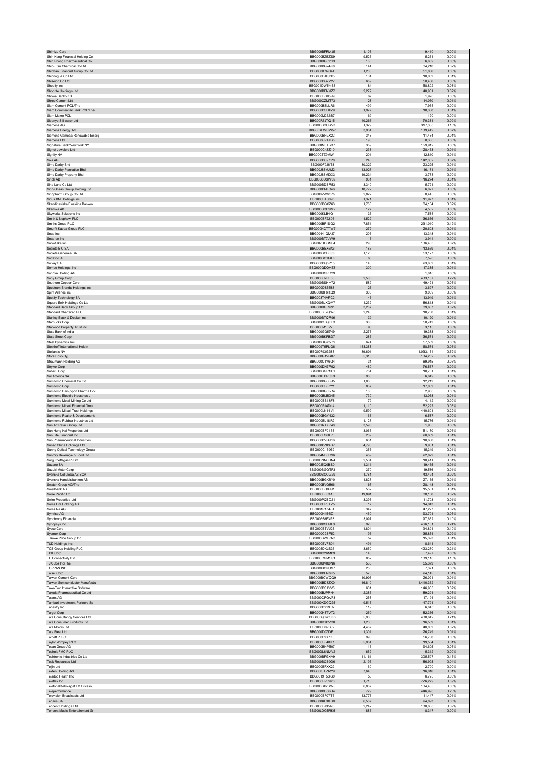| | | | | |
|---|---|---|---|---|
| Shimizu Corp | BBG000BFRMJ5 | 1,105 | 9,410 | 0.00% |
| Shin Kong Financial Holding Co | BBG000BZBZS9 | 9,523 | 5,231 | 0.00% |
| Shin Poong Pharmaceutical Co L | BBG000BG62G3 | 180 | 6,659 | 0.00% |
| Shin-Etsu Chemical Co Ltd | BBG000BG24K8 | 144 | 34,210 | 0.02% |
| Shinhan Financial Group Co Ltd | BBG000K7N844 | 1,200 | 51,086 | 0.03% |
| Shionogi & Co Ltd | BBG000BJQ7X5 | 104 | 10,052 | 0.01% |
| Shiseido Co Ltd | BBG000BG7Y27 | 659 | 50,486 | 0.03% |
| Shopify Inc | BBG004DW5NB8 | 84 | 158,802 | 0.08% |
| Shoprite Holdings Ltd | BBG000BFNXZ7 | 2,272 | 40,901 | 0.02% |
| Showa Denko KK | BBG000BG05J9 | 67 | 1,920 | 0.00% |
| Shree Cement Ltd | BBG000CZMT73 | 28 | 14,060 | 0.01% |
| Siam Cement PCL/The | BBG000BSLLR6 | 499 | 7,935 | 0.00% |
| Siam Commercial Bank PCL/The | BBG000BSLKZ9 | 1,977 | 10,338 | 0.01% |
| Siam Makro PCL | BBG000M262B7 | 69 | 120 | 0.00% |
| Sibanye Stillwater Ltd | BBG00R3JTQ15 | 40,266 | 170,381 | 0.09% |
| Siemens AG | BBG000BCCRV3 | 1,329 | 317,308 | 0.16% |
| Siemens Energy AG | BBG00XLWSWS7 | 3,964 | 139,449 | 0.07% |
| Siemens Gamesa Renewable Energ | BBG000BH2X22 | 348 | 11,484 | 0.01% |
| Siemens Ltd | BBG000CZTJS5 | 190 | 8,306 | 0.00% |
| Signature Bank/New York NY | BBG000M6TR37 | 359 | 159,912 | 0.08% |
| Signet Jewelers Ltd | BBG000C4ZZ10 | 238 | 28,463 | 0.01% |
| Signify NV | BBG00CTZ9MW1 | 201 | 12,810 | 0.01% |
| Sika AG | BBG000BC97P8 | 248 | 142,302 | 0.07% |
| Sime Darby Bhd | BBG000F9J6T8 | 30,322 | 23,225 | 0.01% |
| Sime Darby Plantation Bhd | BBG00J88MUM2 | 13,027 | 16,171 | 0.01% |
| Sime Darby Property Bhd | BBG00J88MDX3 | 19,234 | 3,778 | 0.00% |
| Sinch AB | BBG00B0DSW89 | 931 | 16,274 | 0.01% |
| Sino Land Co Ltd | BBG000BDSR53 | 3,340 | 5,721 | 0.00% |
| Sino-Ocean Group Holding Ltd | BBG000PMF346 | 18,772 | 6,027 | 0.00% |
| Sinopharm Group Co Ltd | BBG000VWV3Z5 | 2,822 | 8,445 | 0.00% |
| Sirius XM Holdings Inc | BBG000BT0093 | 1,371 | 11,977 | 0.01% |
| Skandinaviska Enskilda Banken | BBG000BGX763 | 1,785 | 34,134 | 0.02% |
| Skanska AB | BBG000BCD9M2 | 127 | 4,502 | 0.00% |
| Skyworks Solutions Inc | BBG000KLB4Q1 | 36 | 7,585 | 0.00% |
| Smith & Nephew PLC | BBG000BF2206 | 1,522 | 36,666 | 0.02% |
| Smiths Group PLC | BBG000BF1SQ2 | 7,851 | 231,010 | 0.12% |
| Smurfit Kappa Group PLC | BBG000NCTTW7 | 272 | 20,603 | 0.01% |
| Snap Inc | BBG00441QMJ7 | 206 | 13,348 | 0.01% |
| Snap-on Inc | BBG000BT7JW9 | 13 | 3,944 | 0.00% |
| Snowflake Inc | BBG007DHGNJ4 | 293 | 136,453 | 0.07% |
| Societe BIC SA | BBG000BBX6X6 | 183 | 13,559 | 0.01% |
| Societe Generale SA | BBG000BCDQ35 | 1,125 | 53,127 | 0.03% |
| Sodexo SA | BBG000BC1GH5 | 63 | 7,590 | 0.00% |
| Solvay SA | BBG000BQSZ15 | 148 | 23,602 | 0.01% |
| Sompo Holdings Inc | BBG000GDQHZ8 | 300 | 17,385 | 0.01% |
| Sonova Holding AG | BBG000RSPBY9 | 3 | 1,618 | 0.00% |
| Sony Group Corp | BBG000C26F38 | 2,505 | 433,157 | 0.22% |
| Southern Copper Corp | BBG000BSHH72 | 582 | 49,421 | 0.03% |
| Spectrum Brands Holdings Inc | BBG000DS5588 | 26 | 3,697 | 0.00% |
| Spirit Airlines Inc | BBG000BF6RQ9 | 300 | 9,009 | 0.00% |
| Spotify Technology SA | BBG003T4VFC2 | 43 | 13,949 | 0.01% |
| Square Enix Holdings Co Ltd | BBG000BJXQM7 | 1,232 | 86,813 | 0.04% |
| Standard Bank Group Ltd | BBG000BQR991 | 3,287 | 39,667 | 0.02% |
| Standard Chartered PLC | BBG000BF2QW8 | 2,248 | 18,780 | 0.01% |
| Stanley Black & Decker Inc | BBG000BTQR96 | 39 | 10,120 | 0.01% |
| Starbucks Corp | BBG000CTQBF3 | 365 | 58,742 | 0.03% |
| Starwood Property Trust Inc | BBG000M1J270 | 93 | 3,115 | 0.00% |
| State Bank of India | BBG000GQ5749 | 2,276 | 19,388 | 0.01% |
| State Street Corp | BBG000BKFBD7 | 286 | 36,571 | 0.02% |
| Steel Dynamics Inc | BBG000HGYNZ9 | 674 | 57,569 | 0.03% |
| Steinhoff International Holdin | BBG009T5PLG6 | 158,388 | 68,574 | 0.03% |
| Stellantis NV | BBG00793G288 | 39,601 | 1,033,164 | 0.52% |
| Stora Enso Oyj | BBG000G1VR87 | 5,318 | 134,262 | 0.07% |
| Straumann Holding AG | BBG000C1Y6Q4 | 31 | 89,915 | 0.05% |
| Stryker Corp | BBG000DN7P92 | 480 | 176,567 | 0.09% |
| Subaru Corp | BBG000BGR1H1 | 764 | 18,781 | 0.01% |
| Sul America SA | BBG000TDRS53 | 980 | 6,649 | 0.00% |
| Sumitomo Chemical Co Ltd | BBG000BG0GJ5 | 1,886 | 12,212 | 0.01% |
| Sumitomo Corp | BBG000BB6ZY1 | 837 | 17,002 | 0.01% |
| Sumitomo Dainippon Pharma Co L | BBG000BG65R4 | 186 | 2,950 | 0.00% |
| Sumitomo Electric Industries L | BBG000BLBD45 | 730 | 13,068 | 0.01% |
| Sumitomo Metal Mining Co Ltd | BBG000BB13F8 | 79 | 4,112 | 0.00% |
| Sumitomo Mitsui Financial Grou | BBG000PJ4DL4 | 1,110 | 52,292 | 0.03% |
| Sumitomo Mitsui Trust Holdings | BBG000LN14V1 | 9,599 | 440,601 | 0.22% |
| Sumitomo Realty & Development | BBG000BGY432 | 163 | 6,587 | 0.00% |
| Sumitomo Rubber Industries Ltd | BBG000BL18R2 | 1,127 | 15,776 | 0.01% |
| Sun Art Retail Group Ltd | BBG001RTXP48 | 3,595 | 1,985 | 0.00% |
| Sun Hung Kai Properties Ltd | BBG000BF0155 | 3,066 | 51,170 | 0.03% |
| Sun Life Financial Inc | BBG000LS68P3 | 269 | 20,639 | 0.01% |
| Sun Pharmaceutical Industries | BBG000BV5G16 | 681 | 10,660 | 0.01% |
| Sunac China Holdings Ltd | BBG000PZ8SG7 | 4,793 | 9,961 | 0.01% |
| Sunny Optical Technology Group | BBG000C16952 | 353 | 15,349 | 0.01% |
| Suntory Beverage & Food Ltd | BBG004ML6D96 | 459 | 22,822 | 0.01% |
| Surgutneftegas PJSC | BBG000NNC0N4 | 2,504 | 18,411 | 0.01% |
| Suzano SA | BBG00J5Q0BS0 | 1,311 | 19,465 | 0.01% |
| Suzuki Motor Corp | BBG000BGQTF3 | 370 | 19,586 | 0.01% |
| Svenska Cellulosa AB SCA | BBG000BCCG29 | 1,781 | 43,494 | 0.02% |
| Svenska Handelsbanken AB | BBG000BGX8Y0 | 1,827 | 27,165 | 0.01% |
| Swatch Group AG/The | BBG000BVQ866 | 67 | 28,148 | 0.01% |
| Swedbank AB | BBG000BQXJJ1 | 562 | 15,561 | 0.01% |
| Swire Pacific Ltd | BBG000BF0315 | 19,891 | 38,150 | 0.02% |
| Swire Properties Ltd | BBG000PQBD21 | 3,395 | 11,703 | 0.01% |
| Swiss Life Holding AG | BBG000BRJTZ5 | 17 | 14,043 | 0.01% |
| Swiss Re AG | BBG001P1Z4F4 | 347 | 47,227 | 0.02% |
| Symrise AG | BBG000N4B6Z1 | 460 | 93,791 | 0.05% |
| Synchrony Financial | BBG00658F3P3 | 3,097 | 197,632 | 0.10% |
| Synopsys Inc | BBG000BSFRF3 | 920 | 466,181 | 0.24% |
| Sysco Corp | BBG000BTVJ25 | 1,804 | 194,891 | 0.10% |
| Sysmex Corp | BBG000C2SF52 | 193 | 35,854 | 0.02% |
| T Rowe Price Group Inc | BBG000BVMPN3 | 57 | 15,393 | 0.01% |
| T&D Holdings Inc | BBG000BVF804 | 491 | 8,641 | 0.00% |
| TCS Group Holding PLC | BBG005DXJS36 | 3,650 | 423,270 | 0.21% |
| TDK Corp | BBG000C26MP9 | 140 | 7,497 | 0.00% |
| TE Connectivity Ltd | BBG000RGM5P1 | 852 | 189,110 | 0.10% |
| TJX Cos Inc/The | BBG000BV8DN6 | 530 | 55,379 | 0.03% |
| TOPPAN INC | BBG000BCN8S7 | 286 | 7,371 | 0.00% |
| Taisei Corp | BBG000BFR3K5 | 578 | 24,145 | 0.01% |
| Taiwan Cement Corp | BBG000BCWQQ9 | 10,905 | 26,021 | 0.01% |
| Taiwan Semiconductor Manufactu | BBG000BD8ZK0 | 16,810 | 1,410,332 | 0.71% |
| Take-Two Interactive Software | BBG000BS1YV5 | 601 | 146,983 | 0.07% |
| Takeda Pharmaceutical Co Ltd | BBG000BJPPH4 | 2,383 | 89,291 | 0.05% |
| Talanx AG | BBG000CRQVF3 | 258 | 17,194 | 0.01% |
| Tamburi Investment Partners Sp | BBG000KDCQ25 | 9,515 | 147,791 | 0.07% |
| Tapestry Inc | BBG000BY29C7 | 119 | 6,643 | 0.00% |
| Target Corp | BBG000H8TVT2 | 259 | 82,366 | 0.04% |
| Tata Consultancy Services Ltd | BBG000Q0WCK6 | 5,908 | 408,642 | 0.21% |
| Tata Consumer Products Ltd | BBG000D1BVC8 | 1,205 | 16,569 | 0.01% |
| Tata Motors Ltd | BBG000D0Z6J2 | 4,487 | 40,052 | 0.02% |
| Tata Steel Ltd | BBG000D0ZDF1 | 1,301 | 26,749 | 0.01% |
| Tatneft PJSC | BBG000BSX7K3 | 995 | 56,780 | 0.03% |
| Taylor Wimpey PLC | BBG000BF4KL1 | 5,984 | 19,584 | 0.01% |
| Tecan Group AG | BBG000BNP507 | 113 | 94,605 | 0.05% |
| TechnipFMC PLC | BBG00DL8NMV2 | 652 | 5,312 | 0.00% |
| Techtronic Industries Co Ltd | BBG000BFGXV9 | 11,161 | 305,597 | 0.15% |
| Teck Resources Ltd | BBG000BCS9D6 | 2,193 | 86,998 | 0.04% |
| Teijin Ltd | BBG000BFXX22 | 160 | 2,700 | 0.00% |
| Tekfen Holding AS | BBG000TFZRY9 | 7,640 | 16,016 | 0.01% |
| Teladoc Health Inc | BBG0019T5SG0 | 53 | 6,725 | 0.00% |
| Teleflex Inc | BBG000BV59Y6 | 1,718 | 776,279 | 0.39% |
| Telefonaktiebolaget LM Ericsso | BBG000BX2SW5 | 6,887 | 104,405 | 0.05% |
| Teleperformance | BBG000BC86D4 | 729 | 446,990 | 0.23% |
| Television Broadcasts Ltd | BBG000BF07T6 | 13,776 | 11,447 | 0.01% |
| Tenaris SA | BBG000KF3XG0 | 6,587 | 94,893 | 0.05% |
| Tencent Holdings Ltd | BBG000BJ35N5 | 2,242 | 180,668 | 0.09% |
| Tencent Music Entertainment Gr | BBG00LDC5RK5 | 886 | 8,347 | 0.00% |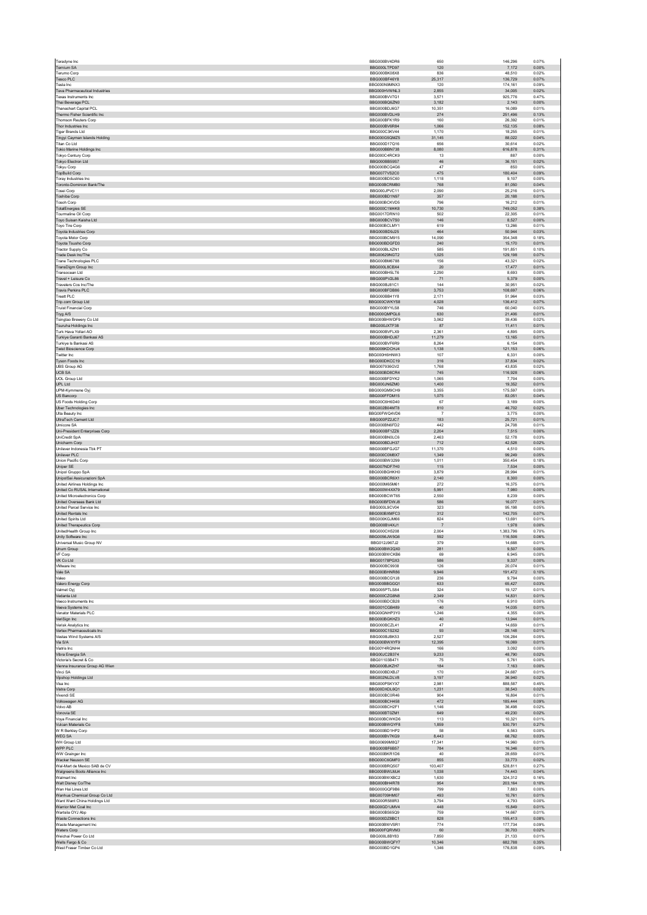| | | | | |
|---|---|---|---|---|
| Teradyne Inc | BBG000BV4DR6 | 650 | 146,296 | 0.07% |
| Ternium SA | BBG000LTPD97 | 120 | 7,172 | 0.00% |
| Terumo Corp | BBG000BK08X8 | 836 | 48,510 | 0.02% |
| Tesco PLC | BBG000BF46Y8 | 25,317 | 136,729 | 0.07% |
| Tesla Inc | BBG000N9MNX3 | 120 | 174,161 | 0.09% |
| Teva Pharmaceutical Industries | BBG000HVWNL3 | 2,855 | 34,005 | 0.02% |
| Texas Instruments Inc | BBG000BVV7G1 | 3,571 | 925,776 | 0.47% |
| Thai Beverage PCL | BBG000BQ6ZN0 | 3,182 | 2,143 | 0.00% |
| Thanachart Capital PCL | BBG000BDJ6G7 | 10,351 | 16,089 | 0.01% |
| Thermo Fisher Scientific Inc | BBG000BVDLH9 | 274 | 251,496 | 0.13% |
| Thomson Reuters Corp | BBG000BFK1R9 | 160 | 26,392 | 0.01% |
| Thor Industries Inc | BBG000BV6R84 | 1,066 | 152,135 | 0.08% |
| Tiger Brands Ltd | BBG000C3KV44 | 1,170 | 18,255 | 0.01% |
| Tingyi Cayman Islands Holding | BBG000GSQMZ5 | 31,145 | 88,022 | 0.04% |
| Titan Co Ltd | BBG000D17Q16 | 656 | 30,614 | 0.02% |
| Tokio Marine Holdings Inc | BBG000BBN738 | 8,080 | 616,878 | 0.31% |
| Tokyo Century Corp | BBG000C4RCK9 | 13 | 887 | 0.00% |
| Tokyo Electron Ltd | BBG000BB5957 | 46 | 36,151 | 0.02% |
| Tokyu Corp | BBG000BCQ4G6 | 47 | 850 | 0.00% |
| TopBuild Corp | BBG0077VS2C0 | 475 | 180,404 | 0.09% |
| Toray Industries Inc | BBG000BD5C60 | 1,118 | 9,107 | 0.00% |
| Toronto-Dominion Bank/The | BBG000BCRMB0 | 768 | 81,050 | 0.04% |
| Tosei Corp | BBG000JPVC11 | 2,090 | 25,216 | 0.01% |
| Toshiba Corp | BBG000BD1N97 | 357 | 20,188 | 0.01% |
| Tosoh Corp | BBG000BCKVD5 | 796 | 16,212 | 0.01% |
| TotalEnergies SE | BBG000C1M4K8 | 10,730 | 749,052 | 0.38% |
| Tourmaline Oil Corp | BBG0017DRN10 | 502 | 22,305 | 0.01% |
| Toyo Suisan Kaisha Ltd | BBG000BCV7S0 | 146 | 8,527 | 0.00% |
| Toyo Tire Corp | BBG000BCLMY1 | 619 | 13,266 | 0.01% |
| Toyota Industries Corp | BBG000BD9J25 | 464 | 50,944 | 0.03% |
| Toyota Motor Corp | BBG000BCM915 | 14,090 | 354,348 | 0.18% |
| Toyota Tsusho Corp | BBG000BDGFD3 | 240 | 15,170 | 0.01% |
| Tractor Supply Co | BBG000BLXZN1 | 585 | 191,851 | 0.10% |
| Trade Desk Inc/The | BBG00629NGT2 | 1,025 | 129,198 | 0.07% |
| Trane Technologies PLC | BBG000BM6788 | 156 | 43,321 | 0.02% |
| TransDigm Group Inc | BBG000L8CBX4 | 20 | 17,477 | 0.01% |
| Transocean Ltd | BBG000BHSLT6 | 2,290 | 8,693 | 0.00% |
| Travel + Leisure Co | BBG000PV2L86 | 71 | 5,379 | 0.00% |
| Travelers Cos Inc/The | BBG000BJ81C1 | 144 | 30,951 | 0.02% |
| Travis Perkins PLC | BBG000BFDB86 | 3,753 | 108,697 | 0.06% |
| Treatt PLC | BBG000BB41Y8 | 2,171 | 51,964 | 0.03% |
| Trip.com Group Ltd | BBG000CWKYS8 | 4,028 | 136,412 | 0.07% |
| Truist Financial Corp | BBG000BYYLS8 | 746 | 60,040 | 0.03% |
| Tryg A/S | BBG000QMPGL6 | 630 | 21,406 | 0.01% |
| Tsingtao Brewery Co Ltd | BBG000BHWDF9 | 3,062 | 39,436 | 0.02% |
| Tsuruha Holdings Inc | BBG000JXTF38 | 87 | 11,411 | 0.01% |
| Turk Hava Yollari AO | BBG000BVFLX9 | 2,361 | 4,895 | 0.00% |
| Turkiye Garanti Bankasi AS | BBG000BHDJ67 | 11,279 | 13,165 | 0.01% |
| Turkiye Is Bankasi AS | BBG000BVF6R9 | 8,264 | 6,154 | 0.00% |
| Twist Bioscience Corp | BBG006KDCHJ4 | 1,138 | 121,153 | 0.06% |
| Twitter Inc | BBG000H6HNW3 | 107 | 6,331 | 0.00% |
| Tyson Foods Inc | BBG000DKCC19 | 316 | 37,834 | 0.02% |
| UBS Group AG | BBG007936GV2 | 1,768 | 43,835 | 0.02% |
| UCB SA | BBG000BD8CR4 | 745 | 116,928 | 0.06% |
| UOL Group Ltd | BBG000BFDYK2 | 1,065 | 7,704 | 0.00% |
| UPL Ltd | BBG000JN6ZM0 | 1,400 | 19,352 | 0.01% |
| UPM-Kymmene Oyj | BBG000GM9CH9 | 3,355 | 175,597 | 0.09% |
| US Bancorp | BBG000FFDM15 | 1,075 | 83,051 | 0.04% |
| US Foods Holding Corp | BBG00C6H6D40 | 67 | 3,189 | 0.00% |
| Uber Technologies Inc | BBG002B04MT8 | 810 | 46,702 | 0.02% |
| Ulta Beauty Inc | BBG00FWQ4VD6 | 7 | 3,775 | 0.00% |
| UltraTech Cement Ltd | BBG000PZ2JC7 | 183 | 25,721 | 0.01% |
| Umicore SA | BBG000BN6FD2 | 442 | 24,708 | 0.01% |
| Uni-President Enterprises Corp | BBG000BF1ZZ6 | 2,204 | 7,515 | 0.00% |
| UniCredit SpA | BBG000BN0LC6 | 2,463 | 52,178 | 0.03% |
| Unicharm Corp | BBG000BDJH37 | 712 | 42,528 | 0.02% |
| Unilever Indonesia Tbk PT | BBG000BFGJG7 | 11,370 | 4,510 | 0.00% |
| Unilever PLC | BBG000C0M8X7 | 1,349 | 99,249 | 0.05% |
| Union Pacific Corp | BBG000BW3299 | 1,011 | 350,454 | 0.18% |
| Uniper SE | BBG007NDF7H0 | 115 | 7,534 | 0.00% |
| Unipol Gruppo SpA | BBG000BGHKH0 | 3,879 | 28,994 | 0.01% |
| UnipolSai Assicurazioni SpA | BBG000BCR6X1 | 2,140 | 8,300 | 0.00% |
| United Airlines Holdings Inc | BBG000M65M61 | 272 | 16,375 | 0.01% |
| United Co RUSAL International | BBG000W4XX79 | 5,991 | 7,980 | 0.00% |
| United Microelectronics Corp | BBG000BCWT65 | 2,550 | 8,239 | 0.00% |
| United Overseas Bank Ltd | BBG000BFDWJ8 | 586 | 16,077 | 0.01% |
| United Parcel Service Inc | BBG000L9CV04 | 323 | 95,198 | 0.05% |
| United Rentals Inc | BBG000BXMFC3 | 312 | 142,705 | 0.07% |
| United Spirits Ltd | BBG000KGJM66 | 824 | 13,691 | 0.01% |
| United Therapeutics Corp | BBG000BV4XJ1 | 7 | 1,978 | 0.00% |
| UnitedHealth Group Inc | BBG000CH5208 | 2,004 | 1,383,796 | 0.70% |
| Unity Software Inc | BBG0056JW5G6 | 592 | 116,506 | 0.06% |
| Universal Music Group NV | BBG012J967J2 | 379 | 14,688 | 0.01% |
| Unum Group | BBG000BW2QX0 | 281 | 9,507 | 0.00% |
| VF Corp | BBG000BWCKB6 | 69 | 6,945 | 0.00% |
| VK Co Ltd | BBG00178PGX3 | 586 | 9,337 | 0.00% |
| VMware Inc | BBG000BC9938 | 126 | 20,074 | 0.01% |
| Vale SA | BBG000BHNR86 | 9,946 | 191,472 | 0.10% |
| Valeo | BBG000BCGYJ8 | 236 | 9,794 | 0.00% |
| Valero Energy Corp | BBG000BBGGQ1 | 633 | 65,427 | 0.03% |
| Valmet Oyj | BBG005PTLS84 | 324 | 19,127 | 0.01% |
| Vedanta Ltd | BBG000CZG8N8 | 2,349 | 14,831 | 0.01% |
| Veeco Instruments Inc | BBG000BDCB28 | 176 | 6,910 | 0.00% |
| Veeva Systems Inc | BBG001CGB489 | 40 | 14,035 | 0.01% |
| Venator Materials PLC | BBG00GNHP3Y0 | 1,246 | 4,355 | 0.00% |
| VeriSign Inc | BBG000BGKHZ3 | 40 | 13,944 | 0.01% |
| Verisk Analytics Inc | BBG000BCZL41 | 47 | 14,659 | 0.01% |
| Vertex Pharmaceuticals Inc | BBG000C1S2X2 | 93 | 28,148 | 0.01% |
| Vestas Wind Systems A/S | BBG000BJBK53 | 2,527 | 106,284 | 0.05% |
| Via S/A | BBG000BWXYF9 | 12,395 | 16,069 | 0.01% |
| Viatris Inc | BBG00Y4RQNH4 | 166 | 3,092 | 0.00% |
| Vibra Energia SA | BBG00JC2B374 | 9,233 | 48,790 | 0.02% |
| Victoria's Secret & Co | BBG01103B471 | 75 | 5,761 | 0.00% |
| Vienna Insurance Group AG Wien | BBG000BJKZH7 | 184 | 7,163 | 0.00% |
| Vinci SA | BBG000BDXBJ7 | 170 | 24,687 | 0.01% |
| Vipshop Holdings Ltd | BBG002NLDLV8 | 3,197 | 36,940 | 0.02% |
| Visa Inc | BBG000PSKYX7 | 2,981 | 888,587 | 0.45% |
| Vistra Corp | BBG00DXDL6Q1 | 1,231 | 38,543 | 0.02% |
| Vivendi SE | BBG000BC0R46 | 904 | 16,804 | 0.01% |
| Volkswagen AG | BBG000BCH458 | 472 | 185,444 | 0.09% |
| Volvo AB | BBG000BCH2F1 | 1,146 | 36,498 | 0.02% |
| Vonovia SE | BBG000BT0ZM1 | 649 | 49,230 | 0.02% |
| Voya Financial Inc | BBG000BCWKD6 | 113 | 10,321 | 0.01% |
| Vulcan Materials Co | BBG000BWGYF8 | 1,859 | 530,791 | 0.27% |
| W R Berkley Corp | BBG000BD1HP2 | 58 | 6,563 | 0.00% |
| WEG SA | BBG000BV7KG9 | 8,443 | 68,762 | 0.03% |
| WH Group Ltd | BBG00699M8Q7 | 17,341 | 14,960 | 0.01% |
| WPP PLC | BBG000BF6B57 | 784 | 16,346 | 0.01% |
| WW Grainger Inc | BBG000BKR1D6 | 40 | 28,659 | 0.01% |
| Wacker Neuson SE | BBG000C6GMF0 | 855 | 33,773 | 0.02% |
| Wal-Mart de Mexico SAB de CV | BBG000BRQ507 | 103,407 | 528,811 | 0.27% |
| Walgreens Boots Alliance Inc | BBG000BWLMJ4 | 1,038 | 74,443 | 0.04% |
| Walmart Inc | BBG000BWXBC2 | 1,630 | 324,312 | 0.16% |
| Walt Disney Co/The | BBG000BH4R78 | 954 | 203,164 | 0.10% |
| Wan Hai Lines Ltd | BBG000GQF9B6 | 799 | 7,883 | 0.00% |
| Wanhua Chemical Group Co Ltd | BBG00709HM07 | 493 | 10,761 | 0.01% |
| Want Want China Holdings Ltd | BBG000R588R3 | 3,794 | 4,793 | 0.00% |
| Warrior Met Coal Inc | BBG00GD1JMV4 | 448 | 15,849 | 0.01% |
| Wartsila OYJ Abp | BBG000BS65Q9 | 759 | 14,667 | 0.01% |
| Waste Connections Inc | BBG000DZ9BC1 | 828 | 155,413 | 0.08% |
| Waste Management Inc | BBG000BWVSR1 | 774 | 177,734 | 0.09% |
| Waters Corp | BBG000FQRVM3 | 60 | 30,703 | 0.02% |
| Weichai Power Co Ltd | BBG000L8BY83 | 7,850 | 21,133 | 0.01% |
| Wells Fargo & Co | BBG000BWQFY7 | 10,346 | 682,788 | 0.35% |
| West Fraser Timber Co Ltd | BBG000BD1GP4 | 1,346 | 176,838 | 0.09% |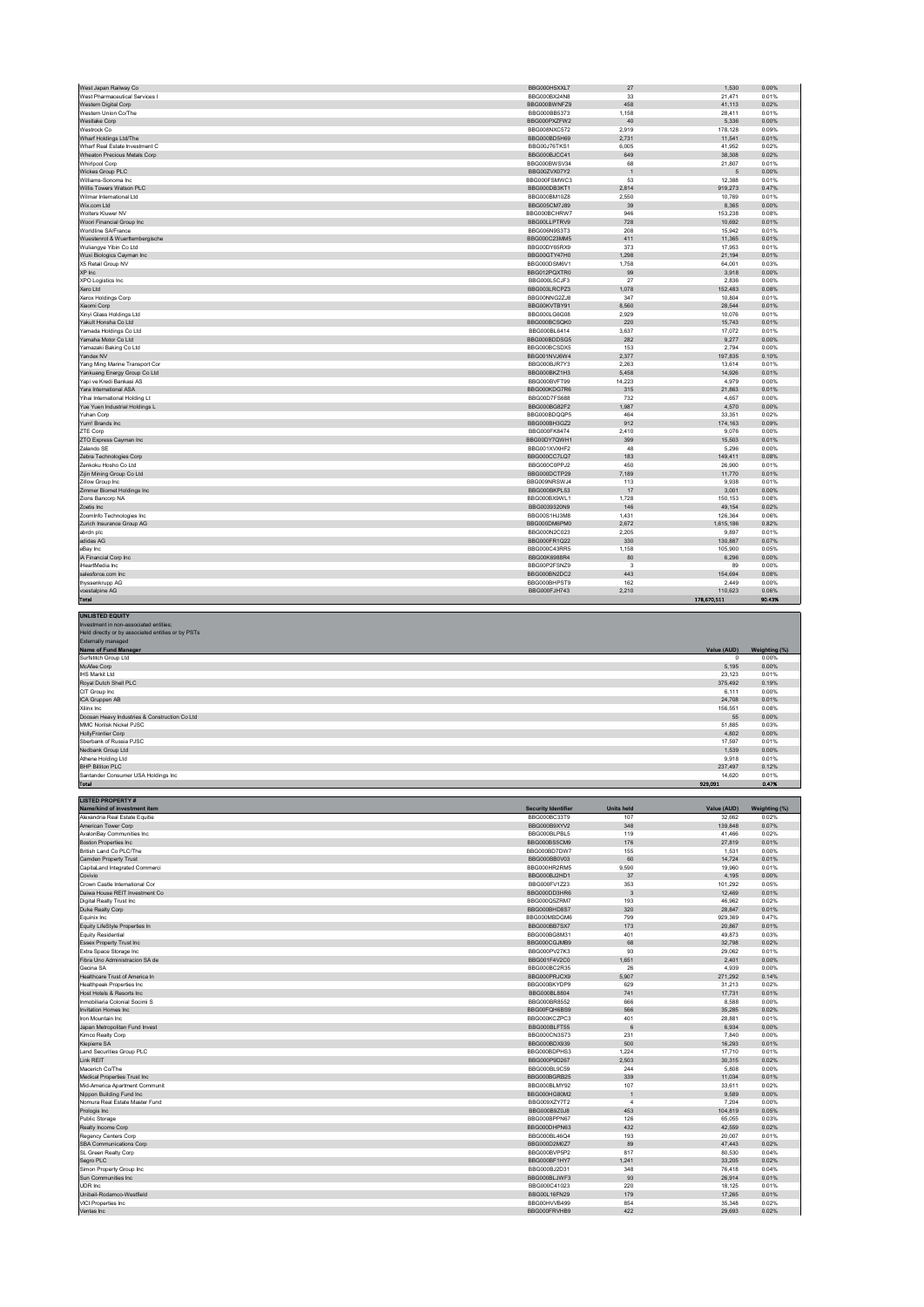| | | | | |
|---|---|---|---|---|
| West Japan Railway Co | BBG000H5XKL7 | 27 | 1,530 | 0.00% |
| West Pharmaceutical Services I | BBG000BX24N8 | 33 | 21,471 | 0.01% |
| Western Digital Corp | BBG000BWNFZ9 | 458 | 41,113 | 0.02% |
| Western Union Co/The | BBG000BB5373 | 1,158 | 28,411 | 0.01% |
| Westlake Corp | BBG000PXZFW2 | 40 | 5,336 | 0.00% |
| Westrock Co | BBG008NXC572 | 2,919 | 178,128 | 0.09% |
| Wharf Holdings Ltd/The | BBG000BDSH69 | 2,731 | 11,541 | 0.01% |
| Wharf Real Estate Investment C | BBG00J76TKS1 | 6,005 | 41,952 | 0.02% |
| Wheaton Precious Metals Corp | BBG000BJCC41 | 649 | 38,308 | 0.02% |
| Whirlpool Corp | BBG000BWSV34 | 68 | 21,807 | 0.01% |
| Wickes Group PLC | BBG00ZVX07Y2 | 1 | 5 | 0.00% |
| Williams-Sonoma Inc | BBG000FSMWC3 | 53 | 12,388 | 0.01% |
| Willis Towers Watson PLC | BBG000DB3KT1 | 2,814 | 919,273 | 0.47% |
| Wilmar International Ltd | BBG000BM10Z8 | 2,550 | 10,769 | 0.01% |
| Wix.com Ltd | BBG005CM7J89 | 39 | 8,365 | 0.00% |
| Wolters Kluwer NV | BBG000BCHRW7 | 946 | 153,238 | 0.08% |
| Woori Financial Group Inc | BBG00LLPTRV9 | 728 | 10,692 | 0.01% |
| Worldline SA/France | BBG006N9S3T3 | 208 | 15,942 | 0.01% |
| Wuestenrot & Wuerttembergische | BBG000C23MM5 | 411 | 11,365 | 0.01% |
| Wuliangye Yibin Co Ltd | BBG00DY65RX9 | 373 | 17,953 | 0.01% |
| Wuxi Biologics Cayman Inc | BBG00GTY47H0 | 1,298 | 21,194 | 0.01% |
| X5 Retail Group NV | BBG000DSM6V1 | 1,758 | 64,001 | 0.03% |
| XP Inc | BBG012PQXTR0 | 99 | 3,918 | 0.00% |
| XPO Logistics Inc | BBG000L5CJF3 | 27 | 2,836 | 0.00% |
| Xero Ltd | BBG003LRCPZ3 | 1,078 | 152,483 | 0.08% |
| Xerox Holdings Corp | BBG00NNG2ZJ8 | 347 | 10,804 | 0.01% |
| Xiaomi Corp | BBG00KVTBY91 | 8,560 | 28,544 | 0.01% |
| Xinyi Glass Holdings Ltd | BBG000LG6G08 | 2,929 | 10,076 | 0.01% |
| Yakult Honsha Co Ltd | BBG000BCSQK0 | 220 | 15,743 | 0.01% |
| Yamada Holdings Co Ltd | BBG000BL6414 | 3,637 | 17,072 | 0.01% |
| Yamaha Motor Co Ltd | BBG000BDDSG5 | 282 | 9,277 | 0.00% |
| Yamazaki Baking Co Ltd | BBG000BCSDX5 | 153 | 2,794 | 0.00% |
| Yandex NV | BBG001NVJ6W4 | 2,377 | 197,835 | 0.10% |
| Yang Ming Marine Transport Cor | BBG000BJR7Y3 | 2,263 | 13,614 | 0.01% |
| Yankuang Energy Group Co Ltd | BBG000BKZ1H3 | 5,458 | 14,926 | 0.01% |
| Yapi ve Kredi Bankasi AS | BBG000BVFT99 | 14,223 | 4,979 | 0.00% |
| Yara International ASA | BBG000KDG7R6 | 315 | 21,863 | 0.01% |
| Yihai International Holding Lt | BBG00D7FS688 | 732 | 4,657 | 0.00% |
| Yue Yuen Industrial Holdings L | BBG000BG82F2 | 1,987 | 4,570 | 0.00% |
| Yuhan Corp | BBG000BDQGP5 | 464 | 33,351 | 0.02% |
| Yum! Brands Inc | BBG000BH3GZ2 | 912 | 174,163 | 0.09% |
| ZTE Corp | BBG000FK8474 | 2,410 | 9,076 | 0.00% |
| ZTO Express Cayman Inc | BBG00DY7QWH1 | 399 | 15,503 | 0.01% |
| Zalando SE | BBG001XVXHF2 | 48 | 5,296 | 0.00% |
| Zebra Technologies Corp | BBG000CC7LQ7 | 183 | 149,411 | 0.08% |
| Zenkoku Hosho Co Ltd | BBG000C0PPJ2 | 450 | 26,900 | 0.01% |
| Zijin Mining Group Co Ltd | BBG000DCTP29 | 7,189 | 11,770 | 0.01% |
| Zillow Group Inc | BBG009NRSWJ4 | 113 | 9,938 | 0.01% |
| Zimmer Biomet Holdings Inc | BBG000BKPL53 | 17 | 3,001 | 0.00% |
| Zions Bancorp NA | BBG000BX9WL1 | 1,728 | 150,153 | 0.08% |
| Zoetis Inc | BBG0039320N9 | 146 | 49,154 | 0.02% |
| ZoomInfo Technologies Inc | BBG00S1HJ3M8 | 1,431 | 126,364 | 0.06% |
| Zurich Insurance Group AG | BBG000DM6PM0 | 2,672 | 1,615,186 | 0.82% |
| abrdn plc | BBG000N2C023 | 2,205 | 9,897 | 0.01% |
| adidas AG | BBG000FR1Q22 | 330 | 130,887 | 0.07% |
| eBay Inc | BBG000C43RR5 | 1,158 | 105,900 | 0.05% |
| iA Financial Corp Inc | BBG00K6988R4 | 80 | 6,296 | 0.00% |
| iHeartMedia Inc | BBG00P2FSNZ9 | 3 | 89 | 0.00% |
| salesforce.com Inc | BBG000BN2DC2 | 443 | 154,694 | 0.08% |
| thyssenkrupp AG | BBG000BHPST9 | 162 | 2,449 | 0.00% |
| voestalpine AG | BBG000FJH743 | 2,210 | 110,623 | 0.06% |
| **Total** | | | **178,670,511** | **90.43%** |

**UNLISTED EQUITY**
Investment in non-associated entities;
Held directly or by associated entities or by PSTs
Externally managed

| Name of Fund Manager | Value (AUD) | Weighting (%) |
|---|---|---|
| Surfaltch Group Ltd | 0 | 0.00% |
| McAfee Corp | 5,195 | 0.00% |
| IHS Markit Ltd | 23,123 | 0.01% |
| Royal Dutch Shell PLC | 375,492 | 0.19% |
| CIT Group Inc | 6,111 | 0.00% |
| ICA Gruppen AB | 24,708 | 0.01% |
| Xilinx Inc | 156,551 | 0.08% |
| Doosan Heavy Industries & Construction Co Ltd | 55 | 0.00% |
| MMC Norilsk Nickel PJSC | 51,885 | 0.03% |
| HollyFrontier Corp | 4,802 | 0.00% |
| Sberbank of Russia PJSC | 17,597 | 0.01% |
| Nedbank Group Ltd | 1,539 | 0.00% |
| Athene Holding Ltd | 9,918 | 0.01% |
| BHP Billiton PLC | 237,497 | 0.12% |
| Santander Consumer USA Holdings Inc | 14,620 | 0.01% |
| **Total** | **929,091** | **0.47%** |

**LISTED PROPERTY #**

| Name/kind of investment item | Security Identifier | Units held | Value (AUD) | Weighting (%) |
|---|---|---|---|---|
| Alexandria Real Estate Equitie | BBG000BC33T9 | 107 | 32,662 | 0.02% |
| American Tower Corp | BBG000B9XYV2 | 348 | 139,848 | 0.07% |
| AvalonBay Communities Inc | BBG000BLPBL5 | 119 | 41,466 | 0.02% |
| Boston Properties Inc | BBG000BS5CM9 | 176 | 27,819 | 0.01% |
| British Land Co PLC/The | BBG000BD7DW7 | 155 | 1,531 | 0.00% |
| Camden Property Trust | BBG000BB0V03 | 60 | 14,724 | 0.01% |
| CapitaLand Integrated Commerci | BBG000HR2RM5 | 9,500 | 19,960 | 0.01% |
| Covivio | BBG000BJ2HD1 | 37 | 4,195 | 0.00% |
| Crown Castle International Cor | BBG000FV1Z23 | 353 | 101,292 | 0.05% |
| Daiwa House REIT Investment Co | BBG000DD3HR6 | 3 | 12,469 | 0.01% |
| Digital Realty Trust Inc | BBG000Q5ZRM7 | 193 | 46,962 | 0.02% |
| Duke Realty Corp | BBG000BHD8S7 | 320 | 28,847 | 0.01% |
| Equinix Inc | BBG000MBDGM6 | 799 | 929,369 | 0.47% |
| Equity LifeStyle Properties In | BBG000BB7SX7 | 173 | 20,867 | 0.01% |
| Equity Residential | BBG000BG8M31 | 401 | 49,873 | 0.03% |
| Essex Property Trust Inc | BBG000CGJMB9 | 68 | 32,798 | 0.02% |
| Extra Space Storage Inc | BBG000PV27K3 | 93 | 29,062 | 0.01% |
| Fibra Uno Administracion SA de | BBG001F4V2C0 | 1,651 | 2,401 | 0.00% |
| Gecina SA | BBG000BC2R35 | 26 | 4,939 | 0.00% |
| Healthcare Trust of America In | BBG000PRJCX9 | 5,907 | 271,292 | 0.14% |
| Healthpeak Properties Inc | BBG000BKYDP9 | 629 | 31,213 | 0.02% |
| Host Hotels & Resorts Inc | BBG000BL8804 | 741 | 17,731 | 0.01% |
| Inmobiliaria Colonial Socimi S | BBG000BR8552 | 666 | 8,588 | 0.00% |
| Invitation Homes Inc | BBG00FQH6BS9 | 566 | 35,285 | 0.02% |
| Iron Mountain Inc | BBG000KCZPC3 | 401 | 28,881 | 0.01% |
| Japan Metropolitan Fund Invest | BBG000BLFT55 | 6 | 6,934 | 0.00% |
| Kimco Realty Corp | BBG000CN3S73 | 231 | 7,840 | 0.00% |
| Klepierre SA | BBG000BDX939 | 500 | 16,293 | 0.01% |
| Land Securities Group PLC | BBG000BDPHS3 | 1,224 | 17,710 | 0.01% |
| Link REIT | BBG000P9D267 | 2,503 | 30,315 | 0.02% |
| Macerich Co/The | BBG000BL9C59 | 244 | 5,808 | 0.00% |
| Medical Properties Trust Inc | BBG000BGRB25 | 339 | 11,034 | 0.01% |
| Mid-America Apartment Communit | BBG000BLMY92 | 107 | 33,611 | 0.02% |
| Nippon Building Fund Inc | BBG000HG80M2 | 1 | 9,589 | 0.00% |
| Nomura Real Estate Master Fund | BBG009XZY7T2 | 4 | 7,204 | 0.00% |
| Prologis Inc | BBG000B9Z0J8 | 453 | 104,819 | 0.05% |
| Public Storage | BBG000BPPN67 | 126 | 65,055 | 0.03% |
| Realty Income Corp | BBG000DHPN63 | 432 | 42,559 | 0.02% |
| Regency Centers Corp | BBG000BL46Q4 | 193 | 20,007 | 0.01% |
| SBA Communications Corp | BBG000D2M0Z7 | 89 | 47,443 | 0.02% |
| SL Green Realty Corp | BBG000BVP5P2 | 817 | 80,530 | 0.04% |
| Segro PLC | BBG000BF1HY7 | 1,241 | 33,205 | 0.02% |
| Simon Property Group Inc | BBG000BJ2D31 | 348 | 76,418 | 0.04% |
| Sun Communities Inc | BBG000BLJWF3 | 93 | 26,914 | 0.01% |
| UDR Inc | BBG000C41023 | 220 | 18,125 | 0.01% |
| Unibail-Rodamco-Westfield | BBG00L16FN29 | 179 | 17,265 | 0.01% |
| VICI Properties Inc | BBG00HVVB499 | 854 | 35,348 | 0.02% |
| Ventas Inc | BBG000FRVHB9 | 422 | 29,693 | 0.02% |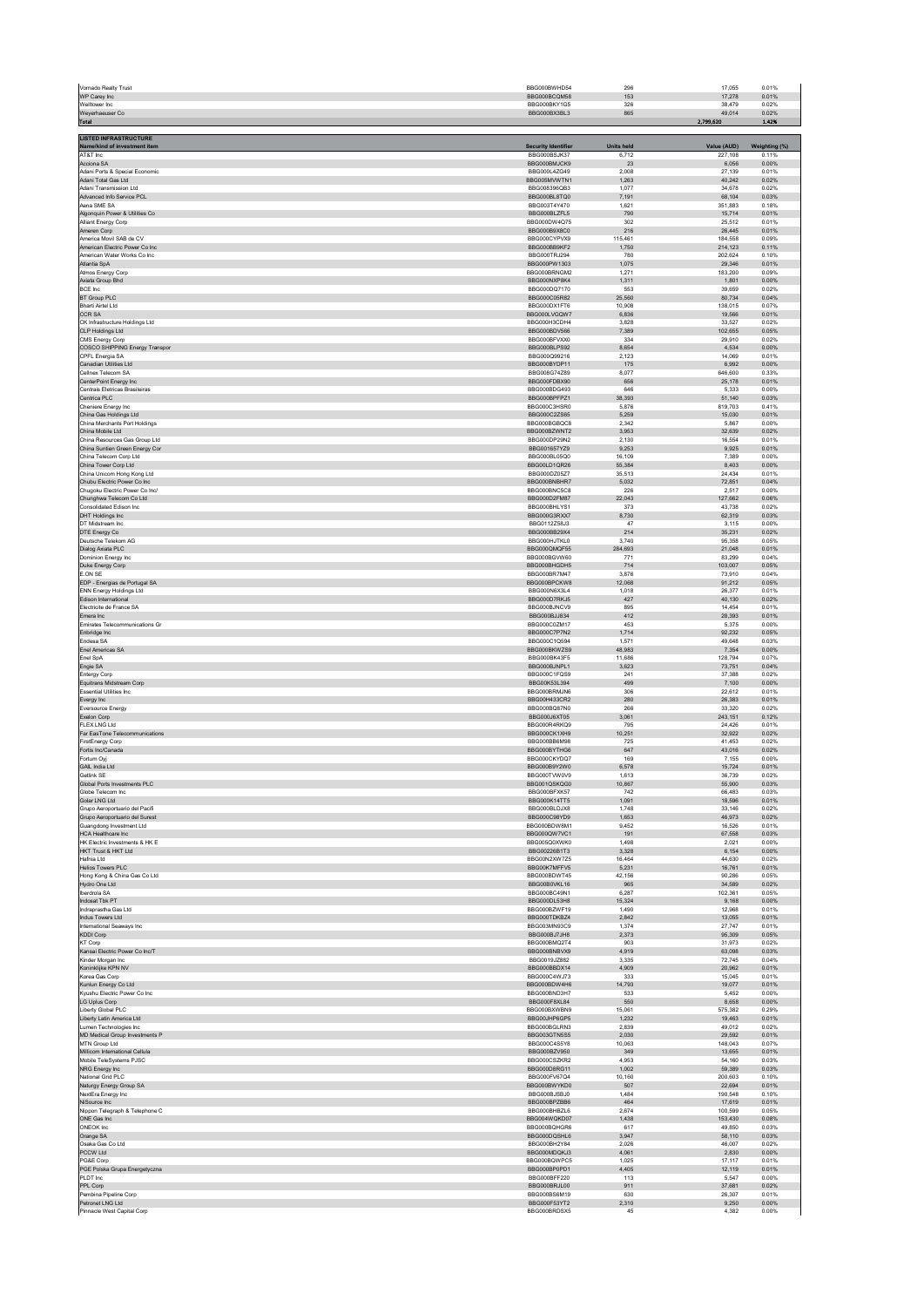| | | | | |
|---|---|---|---|---|
| Vornado Realty Trust | BBG000BWHD54 | 296 | 17,055 | 0.01% |
| WP Carey Inc | BBG000BCQM58 | 153 | 17,278 | 0.01% |
| Welltower Inc | BBG000BKY1G5 | 326 | 38,479 | 0.02% |
| Weyerhaeuser Co | BBG000BX3BL3 | 865 | 49,014 | 0.02% |
| **Total** | | | **2,799,620** | **1.42%** |

**LISTED INFRASTRUCTURE**

| Name/kind of investment item | Security Identifier | Units held | Value (AUD) | Weighting (%) |
|---|---|---|---|---|
| AT&T Inc | BBG000BSJK37 | 6,712 | 227,108 | 0.11% |
| Acciona SA | BBG000BMJCK9 | 23 | 6,056 | 0.00% |
| Adani Ports & Special Economic | BBG000L4ZG49 | 2,008 | 27,139 | 0.01% |
| Adani Total Gas Ltd | BBG005MVWTN1 | 1,263 | 40,242 | 0.02% |
| Adani Transmission Ltd | BBG008396QB3 | 1,077 | 34,678 | 0.02% |
| Advanced Info Service PCL | BBG000BL8TQ0 | 7,191 | 68,104 | 0.03% |
| Aena SME SA | BBG003T4Y470 | 1,621 | 351,883 | 0.18% |
| Algonquin Power & Utilities Co | BBG000BLZFL5 | 790 | 15,714 | 0.01% |
| Alliant Energy Corp | BBG000DW4Q75 | 302 | 25,512 | 0.01% |
| Ameren Corp | BBG000B9X8C0 | 216 | 26,445 | 0.01% |
| America Movil SAB de CV | BBG000CYPVX9 | 115,461 | 184,558 | 0.09% |
| American Electric Power Co Inc | BBG000BB9KF2 | 1,750 | 214,123 | 0.11% |
| American Water Works Co Inc | BBG000TRJ294 | 780 | 202,624 | 0.10% |
| Atlantia SpA | BBG000PW1303 | 1,075 | 29,346 | 0.01% |
| Atmos Energy Corp | BBG000BRNGM2 | 1,271 | 183,200 | 0.09% |
| Axiata Group Bhd | BBG000NXP8K4 | 1,311 | 1,801 | 0.00% |
| BCE Inc | BBG000DQ7170 | 553 | 39,659 | 0.02% |
| BT Group PLC | BBG000C05R82 | 25,560 | 80,734 | 0.04% |
| Bharti Airtel Ltd | BBG000DX1FT6 | 10,908 | 138,015 | 0.07% |
| CCR SA | BBG000LVGQW7 | 6,836 | 19,566 | 0.01% |
| CK Infrastructure Holdings Ltd | BBG000H3CDH4 | 3,828 | 33,527 | 0.02% |
| CLP Holdings Ltd | BBG000BDV566 | 7,389 | 102,655 | 0.05% |
| CMS Energy Corp | BBG000BFVXX0 | 334 | 29,910 | 0.02% |
| COSCO SHIPPING Energy Transpor | BBG000BLPS92 | 8,654 | 4,534 | 0.00% |
| CPFL Energia SA | BBG000Q99216 | 2,123 | 14,069 | 0.01% |
| Canadian Utilities Ltd | BBG000BYDP11 | 175 | 6,992 | 0.00% |
| Cellnex Telecom SA | BBG008G74Z89 | 8,077 | 646,600 | 0.33% |
| CenterPoint Energy Inc | BBG000FDBX90 | 656 | 25,178 | 0.01% |
| Centrais Eletricas Brasileiras | BBG000BDG493 | 646 | 5,333 | 0.00% |
| Centrica PLC | BBG000BPFPZ1 | 38,393 | 51,140 | 0.03% |
| Cheniere Energy Inc | BBG000C3HSR0 | 5,876 | 819,703 | 0.41% |
| China Gas Holdings Ltd | BBG000C2ZS65 | 5,259 | 15,030 | 0.01% |
| China Merchants Port Holdings | BBG000BGBQC8 | 2,342 | 5,887 | 0.00% |
| China Mobile Ltd | BBG000BZWNT2 | 3,953 | 32,639 | 0.02% |
| China Resources Gas Group Ltd | BBG000DP29N2 | 2,130 | 16,554 | 0.01% |
| China Suntien Green Energy Cor | BBG001657YZ9 | 9,253 | 9,925 | 0.01% |
| China Telecom Corp Ltd | BBG000BL05Q0 | 16,109 | 7,389 | 0.00% |
| China Tower Corp Ltd | BBG00LD1QR26 | 55,384 | 8,403 | 0.00% |
| China Unicom Hong Kong Ltd | BBG000DZ05Z7 | 35,513 | 24,434 | 0.01% |
| Chubu Electric Power Co Inc | BBG000BNBHR7 | 5,032 | 72,851 | 0.04% |
| Chugoku Electric Power Co Inc/ | BBG000BNC5C8 | 226 | 2,517 | 0.00% |
| Chunghwa Telecom Co Ltd | BBG000D2FM87 | 22,043 | 127,662 | 0.06% |
| Consolidated Edison Inc | BBG000BHLYS1 | 373 | 43,738 | 0.02% |
| DHT Holdings Inc | BBG000G3RXX7 | 8,730 | 62,319 | 0.03% |
| DT Midstream Inc | BBG0112S8J3 | 47 | 3,115 | 0.00% |
| DTE Energy Co | BBG000BB29X4 | 214 | 35,231 | 0.02% |
| Deutsche Telekom AG | BBG000HJTKL0 | 3,740 | 95,358 | 0.05% |
| Dialog Axiata PLC | BBG000QMQF55 | 284,693 | 21,048 | 0.01% |
| Dominion Energy Inc | BBG000BGVW60 | 771 | 83,299 | 0.04% |
| Duke Energy Corp | BBG000BHGDH5 | 714 | 103,007 | 0.05% |
| E.ON SE | BBG000BR7M47 | 3,876 | 73,910 | 0.04% |
| EDP - Energias de Portugal SA | BBG000BPCKW8 | 12,068 | 91,212 | 0.05% |
| ENN Energy Holdings Ltd | BBG000N6X3L4 | 1,018 | 26,377 | 0.01% |
| Edison International | BBG000D7RKJ5 | 427 | 40,130 | 0.02% |
| Electricite de France SA | BBG000BJNCV9 | 895 | 14,454 | 0.01% |
| Emera Inc | BBG000BJJ834 | 412 | 28,393 | 0.01% |
| Emirates Telecommunications Gr | BBG000C0ZM17 | 453 | 5,375 | 0.00% |
| Enbridge Inc | BBG000C7P7N2 | 1,714 | 92,232 | 0.05% |
| Endesa SA | BBG000C1Q594 | 1,571 | 49,648 | 0.03% |
| Enel Americas SA | BBG000BKWZS9 | 48,983 | 7,354 | 0.00% |
| Enel SpA | BBG000BK43F5 | 11,686 | 128,794 | 0.07% |
| Engie SA | BBG000BJNPL1 | 3,623 | 73,751 | 0.04% |
| Entergy Corp | BBG000C1FQS9 | 241 | 37,388 | 0.02% |
| Equitrans Midstream Corp | BBG00K53L394 | 499 | 7,100 | 0.00% |
| Essential Utilities Inc | BBG000BRMJN6 | 306 | 22,612 | 0.01% |
| Evergy Inc | BBG00H433CR2 | 280 | 26,383 | 0.01% |
| Eversource Energy | BBG000BQ87N0 | 266 | 33,320 | 0.02% |
| Exelon Corp | BBG000J6XT05 | 3,061 | 243,151 | 0.12% |
| FLEX LNG Ltd | BBG000R4RKQ9 | 795 | 24,426 | 0.01% |
| Far EasTone Telecommunications | BBG000CK1XH9 | 10,251 | 32,922 | 0.02% |
| FirstEnergy Corp | BBG000BB6M98 | 725 | 41,453 | 0.02% |
| Fortis Inc/Canada | BBG000BYTHG6 | 647 | 43,016 | 0.02% |
| Fortum Oyj | BBG000CKYDQ7 | 169 | 7,155 | 0.00% |
| GAIL India Ltd | BBG000B9Y2W0 | 6,578 | 15,724 | 0.01% |
| Getlink SE | BBG000TVW0V9 | 1,613 | 36,739 | 0.02% |
| Global Ports Investments PLC | BBG001Q5KQG0 | 10,867 | 55,900 | 0.03% |
| Globe Telecom Inc | BBG000BFXK57 | 742 | 66,483 | 0.03% |
| Golar LNG Ltd | BBG000K14TT5 | 1,091 | 18,596 | 0.01% |
| Grupo Aeroportuario del Pacifi | BBG000BLDJX8 | 1,748 | 33,146 | 0.02% |
| Grupo Aeroportuario del Surest | BBG000C98YD9 | 1,653 | 46,973 | 0.02% |
| Guangdong Investment Ltd | BBG000BDWSM1 | 9,452 | 16,526 | 0.01% |
| HCA Healthcare Inc | BBG000QW7VC1 | 191 | 67,558 | 0.03% |
| HK Electric Investments & HK E | BBG005Q0XWK0 | 1,498 | 2,021 | 0.00% |
| HKT Trust & HKT Ltd | BBG00226B1T3 | 3,328 | 6,154 | 0.00% |
| Hafnia Ltd | BBG00N2XW7Z5 | 16,464 | 44,630 | 0.02% |
| Helios Towers PLC | BBG00K7MFFV5 | 5,231 | 16,761 | 0.01% |
| Hong Kong & China Gas Co Ltd | BBG000BDWT45 | 42,156 | 90,286 | 0.05% |
| Hydro One Ltd | BBG00B0VKL16 | 965 | 34,589 | 0.02% |
| Iberdrola SA | BBG000BC49N1 | 6,287 | 102,361 | 0.05% |
| Indosat Tbk PT | BBG000DL53H8 | 15,324 | 9,168 | 0.00% |
| Indraprastha Gas Ltd | BBG000BZWF19 | 1,490 | 12,968 | 0.01% |
| Indus Towers Ltd | BBG000TDKBZ4 | 2,842 | 13,055 | 0.01% |
| International Seaways Inc | BBG003MN93C9 | 1,374 | 27,747 | 0.01% |
| KDDI Corp | BBG000BJ7JH8 | 2,373 | 95,309 | 0.05% |
| KT Corp | BBG000BMQ2T4 | 903 | 31,973 | 0.02% |
| Kansai Electric Power Co Inc/T | BBG000BNBVX9 | 4,919 | 63,098 | 0.03% |
| Kinder Morgan Inc | BBG0019JZ882 | 3,335 | 72,745 | 0.04% |
| Koninklijke KPN NV | BBG000BBDX14 | 4,909 | 20,962 | 0.01% |
| Korea Gas Corp | BBG000C4WJ73 | 333 | 15,045 | 0.01% |
| Kunlun Energy Co Ltd | BBG000BDW4H6 | 14,793 | 19,077 | 0.01% |
| Kyushu Electric Power Co Inc | BBG000BND3H7 | 533 | 5,452 | 0.00% |
| LG Uplus Corp | BBG000F8XL84 | 550 | 8,658 | 0.00% |
| Liberty Global PLC | BBG000BXWBN9 | 15,061 | 575,382 | 0.29% |
| Liberty Latin America Ltd | BBG00JHP6GP5 | 1,232 | 19,463 | 0.01% |
| Lumen Technologies Inc | BBG000BGLRN3 | 2,839 | 49,012 | 0.02% |
| MD Medical Group Investments P | BBG003GTN5S5 | 2,030 | 29,592 | 0.01% |
| MTN Group Ltd | BBG000C4S5Y8 | 10,063 | 148,043 | 0.07% |
| Millicom International Cellula | BBG000BZV950 | 349 | 13,655 | 0.01% |
| Mobile TeleSystems PJSC | BBG000CSZKR2 | 4,953 | 54,160 | 0.03% |
| NRG Energy Inc | BBG000D8RG11 | 1,002 | 59,389 | 0.03% |
| National Grid PLC | BBG000FV67Q4 | 10,160 | 200,603 | 0.10% |
| Naturgy Energy Group SA | BBG000BWYKD0 | 507 | 22,694 | 0.01% |
| NextEra Energy Inc | BBG000BJSBJ0 | 1,484 | 190,548 | 0.10% |
| NiSource Inc | BBG000BPZBB6 | 464 | 17,619 | 0.01% |
| Nippon Telegraph & Telephone C | BBG000BHBZL6 | 2,674 | 100,599 | 0.05% |
| ONE Gas Inc | BBG004WQKD07 | 1,438 | 153,430 | 0.08% |
| ONEOK Inc | BBG000BQHGR6 | 617 | 49,850 | 0.03% |
| Orange SA | BBG000DQSHL6 | 3,947 | 58,110 | 0.03% |
| Osaka Gas Co Ltd | BBG000BH2Y84 | 2,026 | 46,007 | 0.02% |
| PCCW Ltd | BBG000MDQKJ3 | 4,061 | 2,830 | 0.00% |
| PG&E Corp | BBG000BQWPC5 | 1,025 | 17,117 | 0.01% |
| PGE Polska Grupa Energetyczna | BBG000BP6PD1 | 4,405 | 12,119 | 0.01% |
| PLDT Inc | BBG000BFF220 | 113 | 5,547 | 0.00% |
| PPL Corp | BBG000BRJL00 | 911 | 37,681 | 0.02% |
| Pembina Pipeline Corp | BBG000BS6M19 | 630 | 26,307 | 0.01% |
| Petronet LNG Ltd | BBG000F53YT2 | 2,310 | 9,250 | 0.00% |
| Pinnacle West Capital Corp | BBG000BRDSX5 | 45 | 4,382 | 0.00% |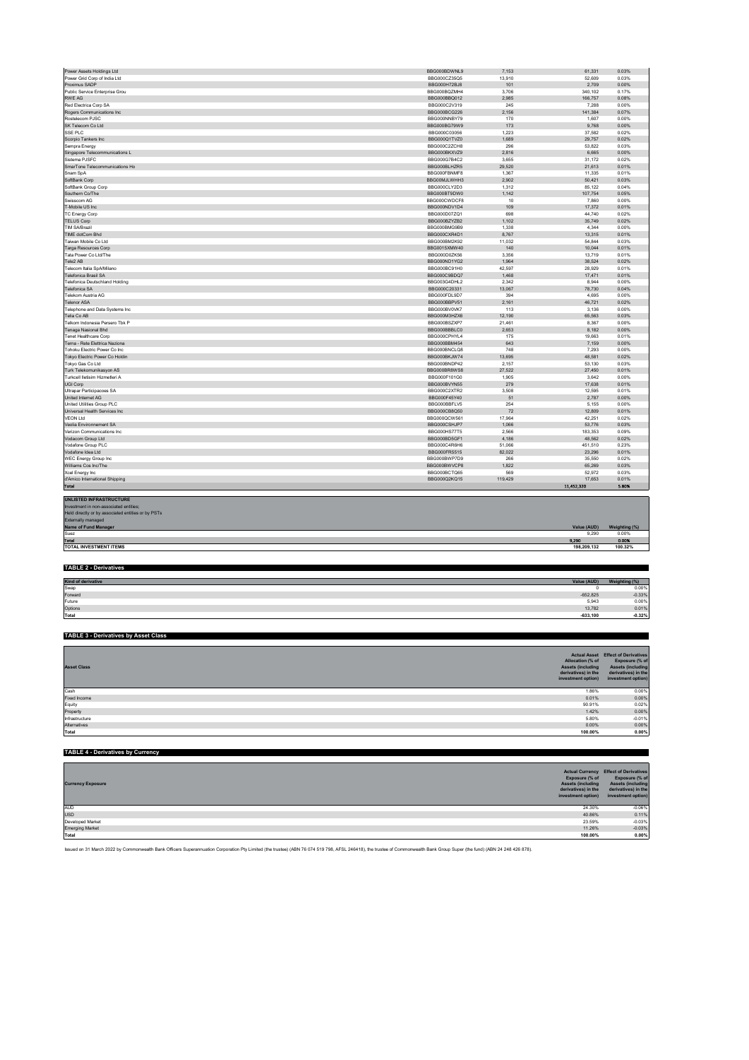| | | | | |
|---|---|---|---|---|
| Power Assets Holdings Ltd | BBG000BDWNL9 | 7,153 | 61,331 | 0.03% |
| Power Grid Corp of India Ltd | BBG000CZ3SQ5 | 13,910 | 52,609 | 0.03% |
| Proximus SADP | BBG000H72BJ8 | 101 | 2,709 | 0.00% |
| Public Service Enterprise Grou | BBG000BQZMH4 | 3,706 | 340,102 | 0.17% |
| RWE AG | BBG000BBQ012 | 2,985 | 166,757 | 0.08% |
| Red Electrica Corp SA | BBG000C2V319 | 245 | 7,288 | 0.00% |
| Rogers Communications Inc | BBG000BCG226 | 2,156 | 141,384 | 0.07% |
| Rostelecom PJSC | BBG000NNBY79 | 170 | 1,607 | 0.00% |
| SK Telecom Co Ltd | BBG000BG79W9 | 173 | 9,768 | 0.00% |
| SSE PLC | BBG000C03056 | 1,223 | 37,582 | 0.02% |
| Scorpio Tankers Inc | BBG000Q1TVZ0 | 1,689 | 29,757 | 0.02% |
| Sempra Energy | BBG000C2ZCH8 | 296 | 53,822 | 0.03% |
| Singapore Telecommunications L | BBG000BKXVZ9 | 2,816 | 6,665 | 0.00% |
| Sistema PJSFC | BBG000G7B4C2 | 3,655 | 31,172 | 0.02% |
| SmarTone Telecommunications Ho | BBG000BLHZR5 | 29,520 | 21,613 | 0.01% |
| Snam SpA | BBG000FBNMF8 | 1,367 | 11,335 | 0.01% |
| SoftBank Corp | BBG00MJLWHH3 | 2,902 | 50,421 | 0.03% |
| SoftBank Group Corp | BBG000CLY2D3 | 1,312 | 85,122 | 0.04% |
| Southern Co/The | BBG000BT9DW0 | 1,142 | 107,754 | 0.05% |
| Swisscom AG | BBG000CWDCF8 | 10 | 7,860 | 0.00% |
| T-Mobile US Inc | BBG000NDV1D4 | 109 | 17,372 | 0.01% |
| TC Energy Corp | BBG000D07ZQ1 | 698 | 44,740 | 0.02% |
| TELUS Corp | BBG000BZYZB2 | 1,102 | 35,749 | 0.02% |
| TIM SA/Brazil | BBG000BMG9B9 | 1,338 | 4,344 | 0.00% |
| TIME dotCom Bhd | BBG000CXR4D1 | 8,767 | 13,315 | 0.01% |
| Taiwan Mobile Co Ltd | BBG000BM2K92 | 11,032 | 54,844 | 0.03% |
| Targa Resources Corp | BBG0015XMW40 | 140 | 10,044 | 0.01% |
| Tata Power Co Ltd/The | BBG000D0ZK56 | 3,356 | 13,719 | 0.01% |
| Tele2 AB | BBG000ND1YG2 | 1,964 | 38,524 | 0.02% |
| Telecom Italia SpA/Milano | BBG000BC91H0 | 42,597 | 28,929 | 0.01% |
| Telefonica Brasil SA | BBG000C9BDQ7 | 1,468 | 17,471 | 0.01% |
| Telefonica Deutschland Holding | BBG003G4DHL2 | 2,342 | 8,944 | 0.00% |
| Telefonica SA | BBG000C20331 | 13,067 | 78,730 | 0.04% |
| Telekom Austria AG | BBG000FDL9D7 | 394 | 4,695 | 0.00% |
| Telenor ASA | BBG000BBPV51 | 2,161 | 46,721 | 0.02% |
| Telephone and Data Systems Inc | BBG000BV0VK7 | 113 | 3,136 | 0.00% |
| Telia Co AB | BBG000M3HZX6 | 12,190 | 65,563 | 0.03% |
| Telkom Indonesia Persero Tbk P | BBG000BSZXP7 | 21,461 | 8,367 | 0.00% |
| Tenaga Nasional Bhd | BBG000BBBLC0 | 2,653 | 8,182 | 0.00% |
| Tenet Healthcare Corp | BBG000CPHYL4 | 175 | 19,663 | 0.01% |
| Terna - Rete Elettrica Naziona | BBG000BBM454 | 643 | 7,159 | 0.00% |
| Tohoku Electric Power Co Inc | BBG000BNCLQ8 | 748 | 7,293 | 0.00% |
| Tokyo Electric Power Co Holdin | BBG000BKJW74 | 13,695 | 48,581 | 0.02% |
| Tokyo Gas Co Ltd | BBG000BNDP42 | 2,157 | 53,130 | 0.03% |
| Turk Telekomunikasyon AS | BBG000BR8WS8 | 27,522 | 27,450 | 0.01% |
| Turkcell Iletisim Hizmetleri A | BBG000F101G0 | 1,905 | 3,642 | 0.00% |
| UGI Corp | BBG000BVYN55 | 279 | 17,638 | 0.01% |
| Ultrapar Participacoes SA | BBG000C2XTR2 | 3,508 | 12,595 | 0.01% |
| United Internet AG | BBG000F45Y40 | 51 | 2,787 | 0.00% |
| United Utilities Group PLC | BBG000BBFLV5 | 254 | 5,155 | 0.00% |
| Universal Health Services Inc | BBG000CB8Q50 | 72 | 12,809 | 0.01% |
| VEON Ltd | BBG000QCW561 | 17,964 | 42,251 | 0.02% |
| Veolia Environnement SA | BBG000CSHJP7 | 1,066 | 53,776 | 0.03% |
| Verizon Communications Inc | BBG000HS77T5 | 2,566 | 183,353 | 0.09% |
| Vodacom Group Ltd | BBG000BD5GF1 | 4,186 | 46,562 | 0.02% |
| Vodafone Group PLC | BBG000C4R6H6 | 51,066 | 451,510 | 0.23% |
| Vodafone Idea Ltd | BBG000FR5515 | 82,022 | 23,296 | 0.01% |
| WEC Energy Group Inc | BBG000BWP7D9 | 266 | 35,550 | 0.02% |
| Williams Cos Inc/The | BBG000BWVCP8 | 1,822 | 65,269 | 0.03% |
| Xcel Energy Inc | BBG000BCTQ65 | 569 | 52,972 | 0.03% |
| d'Amico International Shipping | BBG000Q2KQ15 | 119,429 | 17,653 | 0.01% |
| **Total** | | | **11,452,320** | **5.80%** |

**UNLISTED INFRASTRUCTURE**

Investment in non-associated entities;
Held directly or by associated entities or by PSTs
Externally managed

| Name of Fund Manager | Value (AUD) | Weighting (%) |
|---|---|---|
| Suez | 9,290 | 0.00% |
| **Total** | **9,290** | **0.00%** |
| **TOTAL INVESTMENT ITEMS** | **198,209,132** | **100.32%** |

## TABLE 2 - Derivatives

| Kind of derivative | Value (AUD) | Weighting (%) |
|---|---|---|
| Swap | 0 | 0.00% |
| Forward | -652,825 | -0.33% |
| Future | 5,943 | 0.00% |
| Options | 13,782 | 0.01% |
| **Total** | **-633,100** | **-0.32%** |

## TABLE 3 - Derivatives by Asset Class

| Asset Class | Actual Asset Allocation (% of Assets (including derivatives) in the investment option) | Effect of Derivatives Exposure (% of Assets (including derivatives) in the investment option) |
|---|---|---|
| Cash | 1.86% | 0.00% |
| Fixed Income | 0.01% | 0.00% |
| Equity | 90.91% | 0.02% |
| Property | 1.42% | 0.00% |
| Infrastructure | 5.80% | -0.01% |
| Alternatives | 0.00% | 0.00% |
| **Total** | **100.00%** | **0.00%** |

## TABLE 4 - Derivatives by Currency

| Currency Exposure | Actual Currency Exposure (% of Assets (including derivatives) in the investment option) | Effect of Derivatives Exposure (% of Assets (including derivatives) in the investment option) |
|---|---|---|
| AUD | 24.30% | -0.06% |
| USD | 40.86% | 0.11% |
| Developed Market | 23.59% | -0.03% |
| Emerging Market | 11.26% | -0.03% |
| **Total** | **100.00%** | **0.00%** |

Issued on 31 March 2022 by Commonwealth Bank Officers Superannuation Corporation Pty Limited (the trustee) (ABN 76 074 519 798, AFSL 246418), the trustee of Commonwealth Bank Group Super (the fund) (ABN 24 248 426 878).